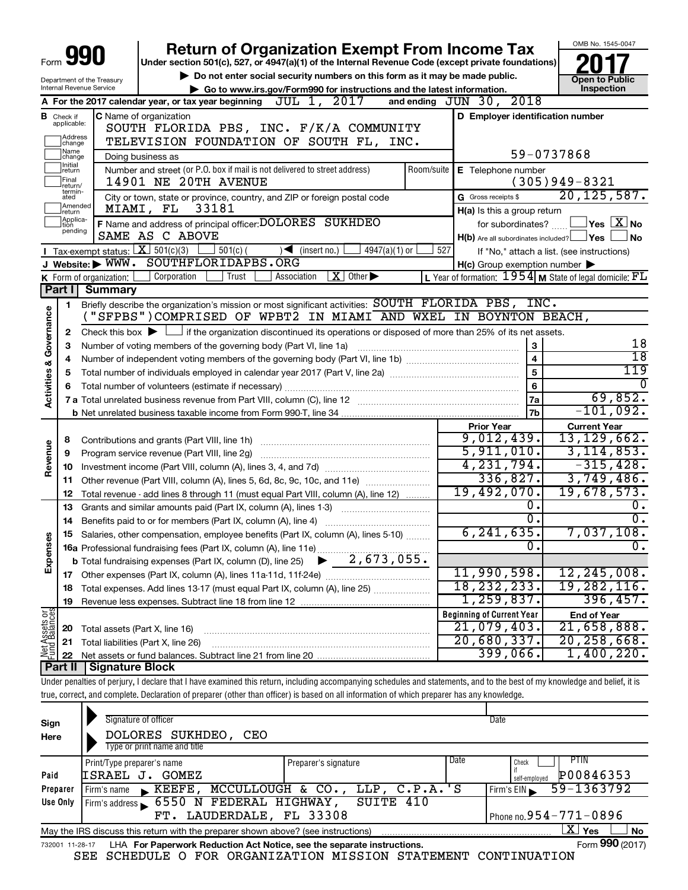Form **990**

# Return of Organization Exempt From Income Tax

Under section 501(c), 527, or 4947(a)(1) of the Internal Revenue Code (except private foundations)

▶ Do not enter social security numbers on this form as it may be made public.

▶ Go to www.irs.gov/Form990 for instructions and the latest information.

Department of the Treasury
Internal Revenue Service

OMB No. 1545-0047

**2017**

**Open to Public Inspection**

**A** For the 2017 calendar year, or tax year beginning JUL 1, 2017 and ending JUN 30, 2018

**B** Check if applicable: Address change / Name change / Initial return / Final return/terminated / Amended return / Application pending

**C** Name of organization: SOUTH FLORIDA PBS, INC. F/K/A COMMUNITY TELEVISION FOUNDATION OF SOUTH FL, INC.

Doing business as

Number and street (or P.O. box if mail is not delivered to street address): 14901 NE 20TH AVENUE | Room/suite

City or town, state or province, country, and ZIP or foreign postal code: MIAMI, FL 33181

**D** Employer identification number: 59-0737868

**E** Telephone number: (305)949-8321

**G** Gross receipts $ 20,125,587.

**F** Name and address of principal officer: DOLORES SUKHDEO, SAME AS C ABOVE

**H(a)** Is this a group return for subordinates? ☐ Yes ☒ No

**H(b)** Are all subordinates included? ☐ Yes ☐ No — If "No," attach a list. (see instructions)

**H(c)** Group exemption number ▶

**I** Tax-exempt status: ☒ 501(c)(3) ☐ 501(c) ( ) ◀ (insert no.) ☐ 4947(a)(1) or ☐ 527

**J** Website: ▶ WWW. SOUTHFLORIDAPBS.ORG

**K** Form of organization: ☐ Corporation ☐ Trust ☐ Association ☒ Other ▶

**L** Year of formation: 1954 **M** State of legal domicile: FL

## Part I Summary

**Activities & Governance**

1 Briefly describe the organization's mission or most significant activities: SOUTH FLORIDA PBS, INC. ("SFPBS")COMPRISED OF WPBT2 IN MIAMI AND WXEL IN BOYNTON BEACH,

2 Check this box ▶ ☐ if the organization discontinued its operations or disposed of more than 25% of its net assets.

| | | | |
|---|---|---|---|
| 3 | Number of voting members of the governing body (Part VI, line 1a) | 3 | 18 |
| 4 | Number of independent voting members of the governing body (Part VI, line 1b) | 4 | 18 |
| 5 | Total number of individuals employed in calendar year 2017 (Part V, line 2a) | 5 | 119 |
| 6 | Total number of volunteers (estimate if necessary) | 6 | 0 |
| 7a | Total unrelated business revenue from Part VIII, column (C), line 12 | 7a | 69,852. |
| b | Net unrelated business taxable income from Form 990-T, line 34 | 7b | -101,092. |

| | | Prior Year | Current Year |
|---|---|---|---|
| **Revenue** | | | |
| 8 | Contributions and grants (Part VIII, line 1h) | 9,012,439. | 13,129,662. |
| 9 | Program service revenue (Part VIII, line 2g) | 5,911,010. | 3,114,853. |
| 10 | Investment income (Part VIII, column (A), lines 3, 4, and 7d) | 4,231,794. | -315,428. |
| 11 | Other revenue (Part VIII, column (A), lines 5, 6d, 8c, 9c, 10c, and 11e) | 336,827. | 3,749,486. |
| 12 | Total revenue - add lines 8 through 11 (must equal Part VIII, column (A), line 12) | 19,492,070. | 19,678,573. |
| **Expenses** | | | |
| 13 | Grants and similar amounts paid (Part IX, column (A), lines 1-3) | 0. | 0. |
| 14 | Benefits paid to or for members (Part IX, column (A), line 4) | 0. | 0. |
| 15 | Salaries, other compensation, employee benefits (Part IX, column (A), lines 5-10) | 6,241,635. | 7,037,108. |
| 16a | Professional fundraising fees (Part IX, column (A), line 11e) | 0. | 0. |
| b | Total fundraising expenses (Part IX, column (D), line 25) ▶ 2,673,055. | | |
| 17 | Other expenses (Part IX, column (A), lines 11a-11d, 11f-24e) | 11,990,598. | 12,245,008. |
| 18 | Total expenses. Add lines 13-17 (must equal Part IX, column (A), line 25) | 18,232,233. | 19,282,116. |
| 19 | Revenue less expenses. Subtract line 18 from line 12 | 1,259,837. | 396,457. |

| | **Net Assets or Fund Balances** | Beginning of Current Year | End of Year |
|---|---|---|---|
| 20 | Total assets (Part X, line 16) | 21,079,403. | 21,658,888. |
| 21 | Total liabilities (Part X, line 26) | 20,680,337. | 20,258,668. |
| 22 | Net assets or fund balances. Subtract line 21 from line 20 | 399,066. | 1,400,220. |

## Part II Signature Block

Under penalties of perjury, I declare that I have examined this return, including accompanying schedules and statements, and to the best of my knowledge and belief, it is true, correct, and complete. Declaration of preparer (other than officer) is based on all information of which preparer has any knowledge.

**Sign Here**

Signature of officer | Date

DOLORES SUKHDEO, CEO
Type or print name and title

**Paid Preparer Use Only**

| Print/Type preparer's name | Preparer's signature | Date | Check ☐ if self-employed | PTIN |
|---|---|---|---|---|
| ISRAEL J. GOMEZ | | | | P00846353 |

Firm's name ▶ KEEFE, MCCULLOUGH & CO., LLP, C.P.A.'S | Firm's EIN ▶ 59-1363792

Firm's address ▶ 6550 N FEDERAL HIGHWAY, SUITE 410, FT. LAUDERDALE, FL 33308 | Phone no. 954-771-0896

May the IRS discuss this return with the preparer shown above? (see instructions) ☒ Yes ☐ No

732001 11-28-17 LHA For Paperwork Reduction Act Notice, see the separate instructions. Form **990** (2017)

SEE SCHEDULE O FOR ORGANIZATION MISSION STATEMENT CONTINUATION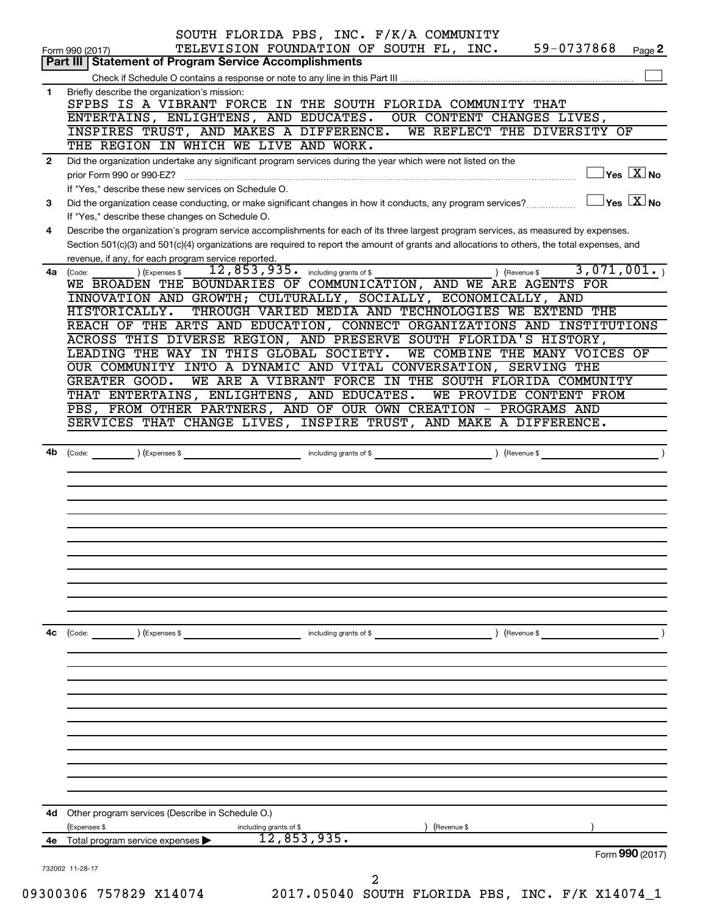SOUTH FLORIDA PBS, INC. F/K/A COMMUNITY TELEVISION FOUNDATION OF SOUTH FL, INC. 59-0737868

Form 990 (2017) Page 2

## Part III | Statement of Program Service Accomplishments

Check if Schedule O contains a response or note to any line in this Part III ☐

**1** Briefly describe the organization's mission:

SFPBS IS A VIBRANT FORCE IN THE SOUTH FLORIDA COMMUNITY THAT ENTERTAINS, ENLIGHTENS, AND EDUCATES. OUR CONTENT CHANGES LIVES, INSPIRES TRUST, AND MAKES A DIFFERENCE. WE REFLECT THE DIVERSITY OF THE REGION IN WHICH WE LIVE AND WORK.

**2** Did the organization undertake any significant program services during the year which were not listed on the prior Form 990 or 990-EZ? ☐ Yes ☒ No

If "Yes," describe these new services on Schedule O.

**3** Did the organization cease conducting, or make significant changes in how it conducts, any program services? ☐ Yes ☒ No

If "Yes," describe these changes on Schedule O.

**4** Describe the organization's program service accomplishments for each of its three largest program services, as measured by expenses. Section 501(c)(3) and 501(c)(4) organizations are required to report the amount of grants and allocations to others, the total expenses, and revenue, if any, for each program service reported.

**4a** (Code: ) (Expenses $ 12,853,935. including grants of $ ) (Revenue $ 3,071,001. )

WE BROADEN THE BOUNDARIES OF COMMUNICATION, AND WE ARE AGENTS FOR INNOVATION AND GROWTH; CULTURALLY, SOCIALLY, ECONOMICALLY, AND HISTORICALLY. THROUGH VARIED MEDIA AND TECHNOLOGIES WE EXTEND THE REACH OF THE ARTS AND EDUCATION, CONNECT ORGANIZATIONS AND INSTITUTIONS ACROSS THIS DIVERSE REGION, AND PRESERVE SOUTH FLORIDA'S HISTORY, LEADING THE WAY IN THIS GLOBAL SOCIETY. WE COMBINE THE MANY VOICES OF OUR COMMUNITY INTO A DYNAMIC AND VITAL CONVERSATION, SERVING THE GREATER GOOD. WE ARE A VIBRANT FORCE IN THE SOUTH FLORIDA COMMUNITY THAT ENTERTAINS, ENLIGHTENS, AND EDUCATES. WE PROVIDE CONTENT FROM PBS, FROM OTHER PARTNERS, AND OF OUR OWN CREATION - PROGRAMS AND SERVICES THAT CHANGE LIVES, INSPIRE TRUST, AND MAKE A DIFFERENCE.

**4b** (Code: ) (Expenses $ including grants of $ ) (Revenue $ )

**4c** (Code: ) (Expenses $ including grants of $ ) (Revenue $ )

**4d** Other program services (Describe in Schedule O.)

(Expenses $ including grants of $ ) (Revenue $ )

**4e** Total program service expenses ▶ 12,853,935.

Form **990** (2017)

732002 11-28-17

09300306 757829 X14074 2017.05040 SOUTH FLORIDA PBS, INC. F/K X14074_1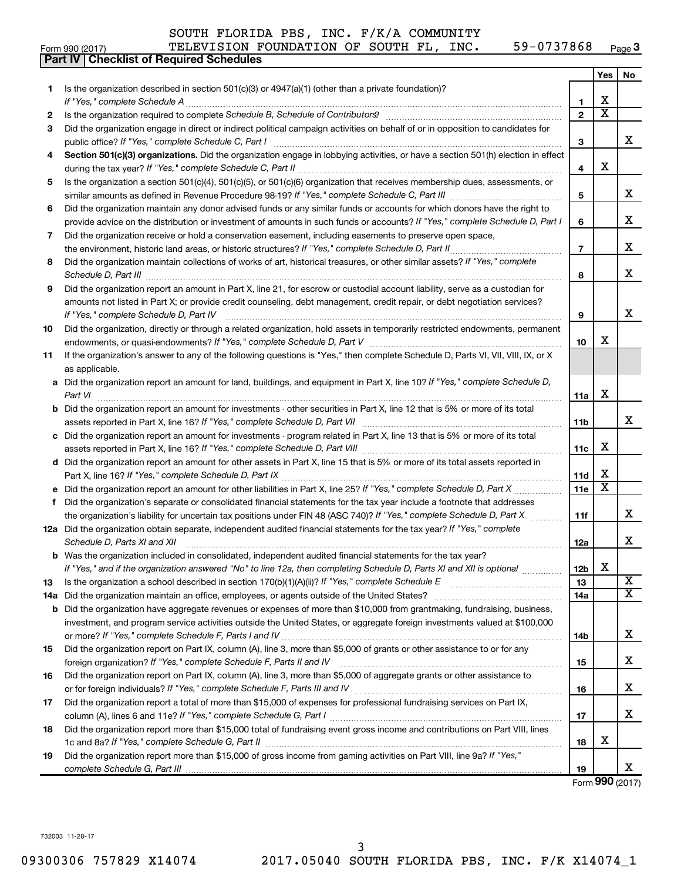SOUTH FLORIDA PBS, INC. F/K/A COMMUNITY TELEVISION FOUNDATION OF SOUTH FL, INC. 59-0737868

Form 990 (2017)

## Part IV | Checklist of Required Schedules

| | | Line | Yes | No |
|---|---|---|---|---|
| **1** | Is the organization described in section 501(c)(3) or 4947(a)(1) (other than a private foundation)? *If "Yes," complete Schedule A* | 1 | X | |
| **2** | Is the organization required to complete *Schedule B, Schedule of Contributors*? | 2 | X | |
| **3** | Did the organization engage in direct or indirect political campaign activities on behalf of or in opposition to candidates for public office? *If "Yes," complete Schedule C, Part I* | 3 | | X |
| **4** | **Section 501(c)(3) organizations.** Did the organization engage in lobbying activities, or have a section 501(h) election in effect during the tax year? *If "Yes," complete Schedule C, Part II* | 4 | X | |
| **5** | Is the organization a section 501(c)(4), 501(c)(5), or 501(c)(6) organization that receives membership dues, assessments, or similar amounts as defined in Revenue Procedure 98-19? *If "Yes," complete Schedule C, Part III* | 5 | | X |
| **6** | Did the organization maintain any donor advised funds or any similar funds or accounts for which donors have the right to provide advice on the distribution or investment of amounts in such funds or accounts? *If "Yes," complete Schedule D, Part I* | 6 | | X |
| **7** | Did the organization receive or hold a conservation easement, including easements to preserve open space, the environment, historic land areas, or historic structures? *If "Yes," complete Schedule D, Part II* | 7 | | X |
| **8** | Did the organization maintain collections of works of art, historical treasures, or other similar assets? *If "Yes," complete Schedule D, Part III* | 8 | | X |
| **9** | Did the organization report an amount in Part X, line 21, for escrow or custodial account liability, serve as a custodian for amounts not listed in Part X; or provide credit counseling, debt management, credit repair, or debt negotiation services? *If "Yes," complete Schedule D, Part IV* | 9 | | X |
| **10** | Did the organization, directly or through a related organization, hold assets in temporarily restricted endowments, permanent endowments, or quasi-endowments? *If "Yes," complete Schedule D, Part V* | 10 | X | |
| **11** | If the organization's answer to any of the following questions is "Yes," then complete Schedule D, Parts VI, VII, VIII, IX, or X as applicable. | | | |
| **a** | Did the organization report an amount for land, buildings, and equipment in Part X, line 10? *If "Yes," complete Schedule D, Part VI* | 11a | X | |
| **b** | Did the organization report an amount for investments - other securities in Part X, line 12 that is 5% or more of its total assets reported in Part X, line 16? *If "Yes," complete Schedule D, Part VII* | 11b | | X |
| **c** | Did the organization report an amount for investments - program related in Part X, line 13 that is 5% or more of its total assets reported in Part X, line 16? *If "Yes," complete Schedule D, Part VIII* | 11c | X | |
| **d** | Did the organization report an amount for other assets in Part X, line 15 that is 5% or more of its total assets reported in Part X, line 16? *If "Yes," complete Schedule D, Part IX* | 11d | X | |
| **e** | Did the organization report an amount for other liabilities in Part X, line 25? *If "Yes," complete Schedule D, Part X* | 11e | X | |
| **f** | Did the organization's separate or consolidated financial statements for the tax year include a footnote that addresses the organization's liability for uncertain tax positions under FIN 48 (ASC 740)? *If "Yes," complete Schedule D, Part X* | 11f | | X |
| **12a** | Did the organization obtain separate, independent audited financial statements for the tax year? *If "Yes," complete Schedule D, Parts XI and XII* | 12a | | X |
| **b** | Was the organization included in consolidated, independent audited financial statements for the tax year? *If "Yes," and if the organization answered "No" to line 12a, then completing Schedule D, Parts XI and XII is optional* | 12b | X | |
| **13** | Is the organization a school described in section 170(b)(1)(A)(ii)? *If "Yes," complete Schedule E* | 13 | | X |
| **14a** | Did the organization maintain an office, employees, or agents outside of the United States? | 14a | | X |
| **b** | Did the organization have aggregate revenues or expenses of more than $10,000 from grantmaking, fundraising, business, investment, and program service activities outside the United States, or aggregate foreign investments valued at $100,000 or more? *If "Yes," complete Schedule F, Parts I and IV* | 14b | | X |
| **15** | Did the organization report on Part IX, column (A), line 3, more than $5,000 of grants or other assistance to or for any foreign organization? *If "Yes," complete Schedule F, Parts II and IV* | 15 | | X |
| **16** | Did the organization report on Part IX, column (A), line 3, more than $5,000 of aggregate grants or other assistance to or for foreign individuals? *If "Yes," complete Schedule F, Parts III and IV* | 16 | | X |
| **17** | Did the organization report a total of more than $15,000 of expenses for professional fundraising services on Part IX, column (A), lines 6 and 11e? *If "Yes," complete Schedule G, Part I* | 17 | | X |
| **18** | Did the organization report more than $15,000 total of fundraising event gross income and contributions on Part VIII, lines 1c and 8a? *If "Yes," complete Schedule G, Part II* | 18 | X | |
| **19** | Did the organization report more than $15,000 of gross income from gaming activities on Part VIII, line 9a? *If "Yes," complete Schedule G, Part III* | 19 | | X |

Form **990** (2017)

732003 11-28-17

09300306 757829 X14074 2017.05040 SOUTH FLORIDA PBS, INC. F/K X14074_1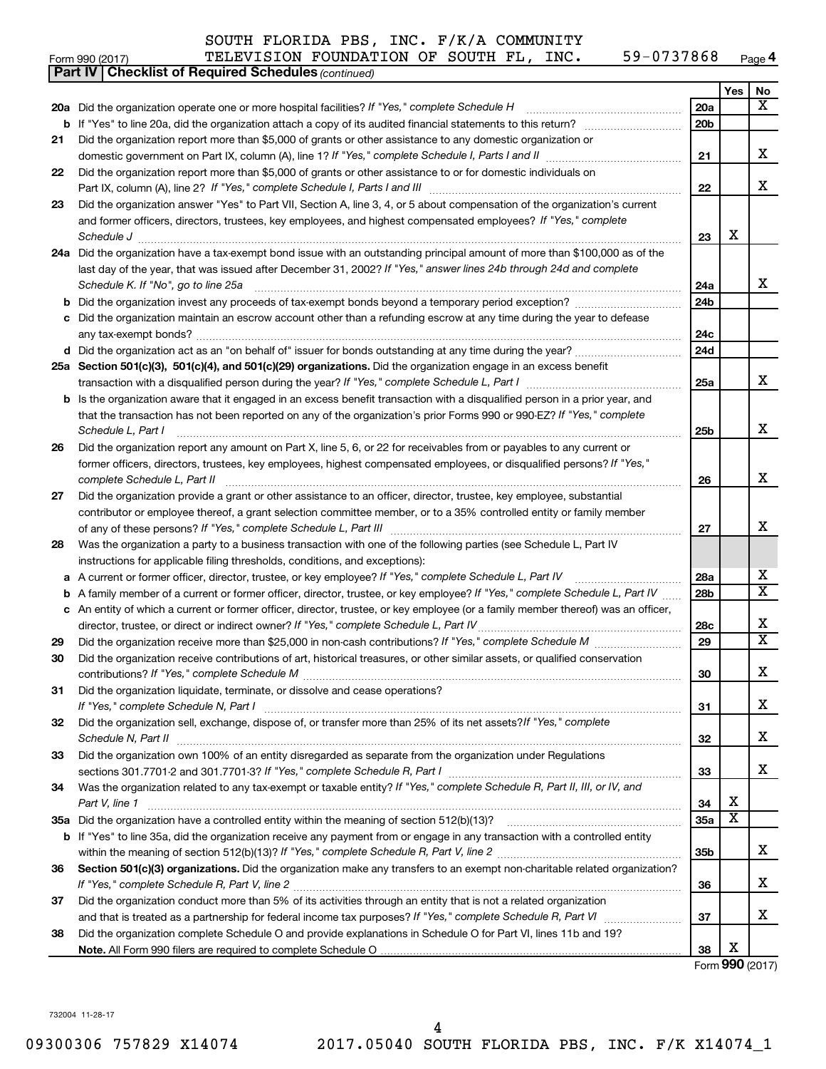SOUTH FLORIDA PBS, INC. F/K/A COMMUNITY
Form 990 (2017) TELEVISION FOUNDATION OF SOUTH FL, INC. 59-0737868 Page 4

**Part IV | Checklist of Required Schedules** *(continued)*

| | | | Yes | No |
|---|---|---|---|---|
| **20a** | Did the organization operate one or more hospital facilities? *If "Yes," complete Schedule H* | 20a | | X |
| **b** | If "Yes" to line 20a, did the organization attach a copy of its audited financial statements to this return? | 20b | | |
| **21** | Did the organization report more than $5,000 of grants or other assistance to any domestic organization or domestic government on Part IX, column (A), line 1? *If "Yes," complete Schedule I, Parts I and II* | 21 | | X |
| **22** | Did the organization report more than $5,000 of grants or other assistance to or for domestic individuals on Part IX, column (A), line 2? *If "Yes," complete Schedule I, Parts I and III* | 22 | | X |
| **23** | Did the organization answer "Yes" to Part VII, Section A, line 3, 4, or 5 about compensation of the organization's current and former officers, directors, trustees, key employees, and highest compensated employees? *If "Yes," complete Schedule J* | 23 | X | |
| **24a** | Did the organization have a tax-exempt bond issue with an outstanding principal amount of more than $100,000 as of the last day of the year, that was issued after December 31, 2002? *If "Yes," answer lines 24b through 24d and complete Schedule K. If "No", go to line 25a* | 24a | | X |
| **b** | Did the organization invest any proceeds of tax-exempt bonds beyond a temporary period exception? | 24b | | |
| **c** | Did the organization maintain an escrow account other than a refunding escrow at any time during the year to defease any tax-exempt bonds? | 24c | | |
| **d** | Did the organization act as an "on behalf of" issuer for bonds outstanding at any time during the year? | 24d | | |
| **25a** | **Section 501(c)(3), 501(c)(4), and 501(c)(29) organizations.** Did the organization engage in an excess benefit transaction with a disqualified person during the year? *If "Yes," complete Schedule L, Part I* | 25a | | X |
| **b** | Is the organization aware that it engaged in an excess benefit transaction with a disqualified person in a prior year, and that the transaction has not been reported on any of the organization's prior Forms 990 or 990-EZ? *If "Yes," complete Schedule L, Part I* | 25b | | X |
| **26** | Did the organization report any amount on Part X, line 5, 6, or 22 for receivables from or payables to any current or former officers, directors, trustees, key employees, highest compensated employees, or disqualified persons? *If "Yes," complete Schedule L, Part II* | 26 | | X |
| **27** | Did the organization provide a grant or other assistance to an officer, director, trustee, key employee, substantial contributor or employee thereof, a grant selection committee member, or to a 35% controlled entity or family member of any of these persons? *If "Yes," complete Schedule L, Part III* | 27 | | X |
| **28** | Was the organization a party to a business transaction with one of the following parties (see Schedule L, Part IV instructions for applicable filing thresholds, conditions, and exceptions): | | | |
| **a** | A current or former officer, director, trustee, or key employee? *If "Yes," complete Schedule L, Part IV* | 28a | | X |
| **b** | A family member of a current or former officer, director, trustee, or key employee? *If "Yes," complete Schedule L, Part IV* | 28b | | X |
| **c** | An entity of which a current or former officer, director, trustee, or key employee (or a family member thereof) was an officer, director, trustee, or direct or indirect owner? *If "Yes," complete Schedule L, Part IV* | 28c | | X |
| **29** | Did the organization receive more than $25,000 in non-cash contributions? *If "Yes," complete Schedule M* | 29 | | X |
| **30** | Did the organization receive contributions of art, historical treasures, or other similar assets, or qualified conservation contributions? *If "Yes," complete Schedule M* | 30 | | X |
| **31** | Did the organization liquidate, terminate, or dissolve and cease operations? *If "Yes," complete Schedule N, Part I* | 31 | | X |
| **32** | Did the organization sell, exchange, dispose of, or transfer more than 25% of its net assets? *If "Yes," complete Schedule N, Part II* | 32 | | X |
| **33** | Did the organization own 100% of an entity disregarded as separate from the organization under Regulations sections 301.7701-2 and 301.7701-3? *If "Yes," complete Schedule R, Part I* | 33 | | X |
| **34** | Was the organization related to any tax-exempt or taxable entity? *If "Yes," complete Schedule R, Part II, III, or IV, and Part V, line 1* | 34 | X | |
| **35a** | Did the organization have a controlled entity within the meaning of section 512(b)(13)? | 35a | X | |
| **b** | If "Yes" to line 35a, did the organization receive any payment from or engage in any transaction with a controlled entity within the meaning of section 512(b)(13)? *If "Yes," complete Schedule R, Part V, line 2* | 35b | | X |
| **36** | **Section 501(c)(3) organizations.** Did the organization make any transfers to an exempt non-charitable related organization? *If "Yes," complete Schedule R, Part V, line 2* | 36 | | X |
| **37** | Did the organization conduct more than 5% of its activities through an entity that is not a related organization and that is treated as a partnership for federal income tax purposes? *If "Yes," complete Schedule R, Part VI* | 37 | | X |
| **38** | Did the organization complete Schedule O and provide explanations in Schedule O for Part VI, lines 11b and 19? **Note.** All Form 990 filers are required to complete Schedule O | 38 | X | |

Form **990** (2017)

732004 11-28-17

09300306 757829 X14074 2017.05040 SOUTH FLORIDA PBS, INC. F/K X14074_1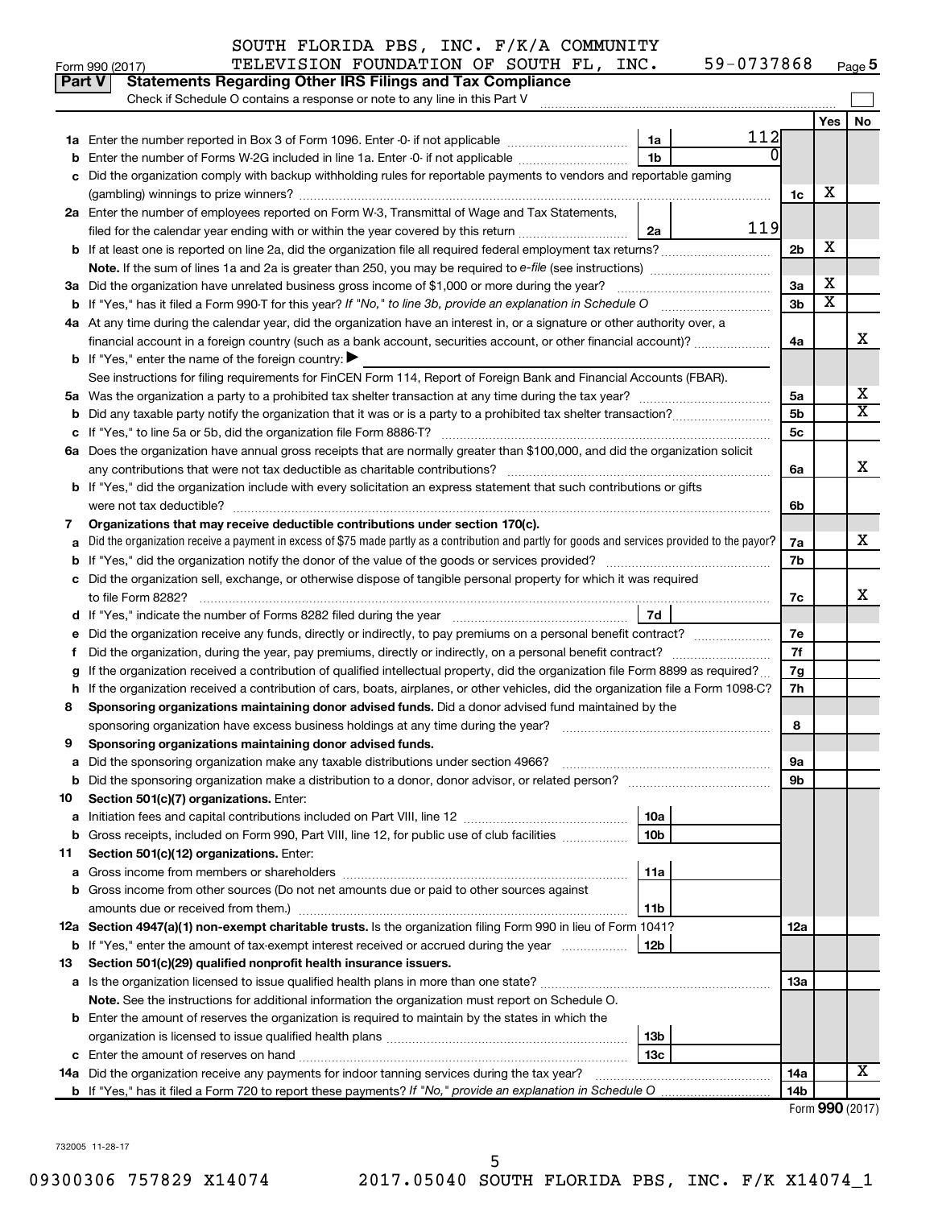SOUTH FLORIDA PBS, INC. F/K/A COMMUNITY TELEVISION FOUNDATION OF SOUTH FL, INC. 59-0737868

Form 990 (2017)

## Part V Statements Regarding Other IRS Filings and Tax Compliance

Check if Schedule O contains a response or note to any line in this Part V

| | | | | | Yes | No |
|---|---|---|---|---|---|---|
| **1a** | Enter the number reported in Box 3 of Form 1096. Enter -0- if not applicable | 1a | 112 | | | |
| **b** | Enter the number of Forms W-2G included in line 1a. Enter -0- if not applicable | 1b | 0 | | | |
| **c** | Did the organization comply with backup withholding rules for reportable payments to vendors and reportable gaming (gambling) winnings to prize winners? | | | 1c | X | |
| **2a** | Enter the number of employees reported on Form W-3, Transmittal of Wage and Tax Statements, filed for the calendar year ending with or within the year covered by this return | 2a | 119 | | | |
| **b** | If at least one is reported on line 2a, did the organization file all required federal employment tax returns? | | | 2b | X | |
| | **Note.** If the sum of lines 1a and 2a is greater than 250, you may be required to *e-file* (see instructions) | | | | | |
| **3a** | Did the organization have unrelated business gross income of $1,000 or more during the year? | | | 3a | X | |
| **b** | If "Yes," has it filed a Form 990-T for this year? *If "No," to line 3b, provide an explanation in Schedule O* | | | 3b | X | |
| **4a** | At any time during the calendar year, did the organization have an interest in, or a signature or other authority over, a financial account in a foreign country (such as a bank account, securities account, or other financial account)? | | | 4a | | X |
| **b** | If "Yes," enter the name of the foreign country: ▶ | | | | | |
| | See instructions for filing requirements for FinCEN Form 114, Report of Foreign Bank and Financial Accounts (FBAR). | | | | | |
| **5a** | Was the organization a party to a prohibited tax shelter transaction at any time during the tax year? | | | 5a | | X |
| **b** | Did any taxable party notify the organization that it was or is a party to a prohibited tax shelter transaction? | | | 5b | | X |
| **c** | If "Yes," to line 5a or 5b, did the organization file Form 8886-T? | | | 5c | | |
| **6a** | Does the organization have annual gross receipts that are normally greater than $100,000, and did the organization solicit any contributions that were not tax deductible as charitable contributions? | | | 6a | | X |
| **b** | If "Yes," did the organization include with every solicitation an express statement that such contributions or gifts were not tax deductible? | | | 6b | | |
| **7** | **Organizations that may receive deductible contributions under section 170(c).** | | | | | |
| **a** | Did the organization receive a payment in excess of $75 made partly as a contribution and partly for goods and services provided to the payor? | | | 7a | | X |
| **b** | If "Yes," did the organization notify the donor of the value of the goods or services provided? | | | 7b | | |
| **c** | Did the organization sell, exchange, or otherwise dispose of tangible personal property for which it was required to file Form 8282? | | | 7c | | X |
| **d** | If "Yes," indicate the number of Forms 8282 filed during the year | 7d | | | | |
| **e** | Did the organization receive any funds, directly or indirectly, to pay premiums on a personal benefit contract? | | | 7e | | |
| **f** | Did the organization, during the year, pay premiums, directly or indirectly, on a personal benefit contract? | | | 7f | | |
| **g** | If the organization received a contribution of qualified intellectual property, did the organization file Form 8899 as required? | | | 7g | | |
| **h** | If the organization received a contribution of cars, boats, airplanes, or other vehicles, did the organization file a Form 1098-C? | | | 7h | | |
| **8** | **Sponsoring organizations maintaining donor advised funds.** Did a donor advised fund maintained by the sponsoring organization have excess business holdings at any time during the year? | | | 8 | | |
| **9** | **Sponsoring organizations maintaining donor advised funds.** | | | | | |
| **a** | Did the sponsoring organization make any taxable distributions under section 4966? | | | 9a | | |
| **b** | Did the sponsoring organization make a distribution to a donor, donor advisor, or related person? | | | 9b | | |
| **10** | **Section 501(c)(7) organizations.** Enter: | | | | | |
| **a** | Initiation fees and capital contributions included on Part VIII, line 12 | 10a | | | | |
| **b** | Gross receipts, included on Form 990, Part VIII, line 12, for public use of club facilities | 10b | | | | |
| **11** | **Section 501(c)(12) organizations.** Enter: | | | | | |
| **a** | Gross income from members or shareholders | 11a | | | | |
| **b** | Gross income from other sources (Do not net amounts due or paid to other sources against amounts due or received from them.) | 11b | | | | |
| **12a** | **Section 4947(a)(1) non-exempt charitable trusts.** Is the organization filing Form 990 in lieu of Form 1041? | | | 12a | | |
| **b** | If "Yes," enter the amount of tax-exempt interest received or accrued during the year | 12b | | | | |
| **13** | **Section 501(c)(29) qualified nonprofit health insurance issuers.** | | | | | |
| **a** | Is the organization licensed to issue qualified health plans in more than one state? | | | 13a | | |
| | **Note.** See the instructions for additional information the organization must report on Schedule O. | | | | | |
| **b** | Enter the amount of reserves the organization is required to maintain by the states in which the organization is licensed to issue qualified health plans | 13b | | | | |
| **c** | Enter the amount of reserves on hand | 13c | | | | |
| **14a** | Did the organization receive any payments for indoor tanning services during the tax year? | | | 14a | | X |
| **b** | If "Yes," has it filed a Form 720 to report these payments? *If "No," provide an explanation in Schedule O* | | | 14b | | |

Form **990** (2017)

732005 11-28-17

09300306 757829 X14074 2017.05040 SOUTH FLORIDA PBS, INC. F/K X14074_1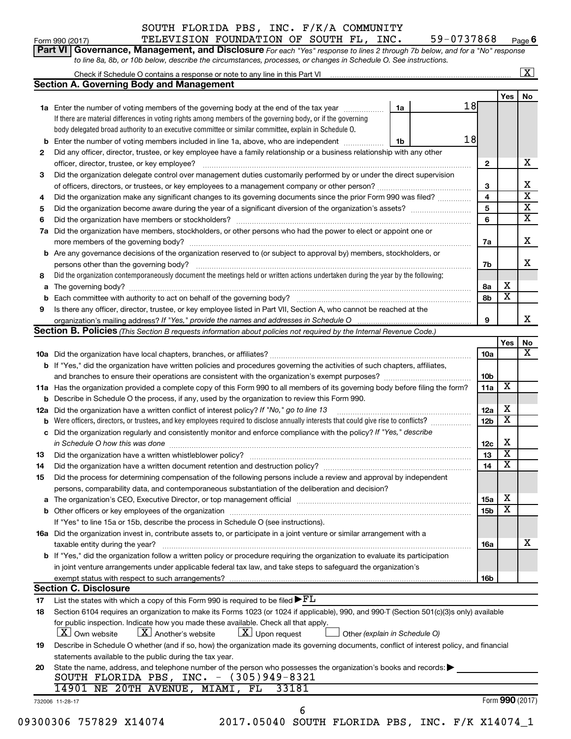SOUTH FLORIDA PBS, INC. F/K/A COMMUNITY TELEVISION FOUNDATION OF SOUTH FL, INC. 59-0737868

Form 990 (2017) Page **6**

## Part VI Governance, Management, and Disclosure

*For each "Yes" response to lines 2 through 7b below, and for a "No" response to line 8a, 8b, or 10b below, describe the circumstances, processes, or changes in Schedule O. See instructions.*

Check if Schedule O contains a response or note to any line in this Part VI [X]

### Section A. Governing Body and Management

| | | | | | Yes | No |
|---|---|---|---|---|---|---|
| **1a** | Enter the number of voting members of the governing body at the end of the tax year. If there are material differences in voting rights among members of the governing body, or if the governing body delegated broad authority to an executive committee or similar committee, explain in Schedule O. | 1a | 18 | | | |
| **b** | Enter the number of voting members included in line 1a, above, who are independent | 1b | 18 | | | |
| **2** | Did any officer, director, trustee, or key employee have a family relationship or a business relationship with any other officer, director, trustee, or key employee? | | | 2 | | X |
| **3** | Did the organization delegate control over management duties customarily performed by or under the direct supervision of officers, directors, or trustees, or key employees to a management company or other person? | | | 3 | | X |
| **4** | Did the organization make any significant changes to its governing documents since the prior Form 990 was filed? | | | 4 | | X |
| **5** | Did the organization become aware during the year of a significant diversion of the organization's assets? | | | 5 | | X |
| **6** | Did the organization have members or stockholders? | | | 6 | | X |
| **7a** | Did the organization have members, stockholders, or other persons who had the power to elect or appoint one or more members of the governing body? | | | 7a | | X |
| **b** | Are any governance decisions of the organization reserved to (or subject to approval by) members, stockholders, or persons other than the governing body? | | | 7b | | X |
| **8** | Did the organization contemporaneously document the meetings held or written actions undertaken during the year by the following: | | | | | |
| **a** | The governing body? | | | 8a | X | |
| **b** | Each committee with authority to act on behalf of the governing body? | | | 8b | X | |
| **9** | Is there any officer, director, trustee, or key employee listed in Part VII, Section A, who cannot be reached at the organization's mailing address? *If "Yes," provide the names and addresses in Schedule O* | | | 9 | | X |

### Section B. Policies *(This Section B requests information about policies not required by the Internal Revenue Code.)*

| | | | Yes | No |
|---|---|---|---|---|
| **10a** | Did the organization have local chapters, branches, or affiliates? | 10a | | X |
| **b** | If "Yes," did the organization have written policies and procedures governing the activities of such chapters, affiliates, and branches to ensure their operations are consistent with the organization's exempt purposes? | 10b | | |
| **11a** | Has the organization provided a complete copy of this Form 990 to all members of its governing body before filing the form? | 11a | X | |
| **b** | Describe in Schedule O the process, if any, used by the organization to review this Form 990. | | | |
| **12a** | Did the organization have a written conflict of interest policy? *If "No," go to line 13* | 12a | X | |
| **b** | Were officers, directors, or trustees, and key employees required to disclose annually interests that could give rise to conflicts? | 12b | X | |
| **c** | Did the organization regularly and consistently monitor and enforce compliance with the policy? *If "Yes," describe in Schedule O how this was done* | 12c | X | |
| **13** | Did the organization have a written whistleblower policy? | 13 | X | |
| **14** | Did the organization have a written document retention and destruction policy? | 14 | X | |
| **15** | Did the process for determining compensation of the following persons include a review and approval by independent persons, comparability data, and contemporaneous substantiation of the deliberation and decision? | | | |
| **a** | The organization's CEO, Executive Director, or top management official | 15a | X | |
| **b** | Other officers or key employees of the organization | 15b | X | |
| | If "Yes" to line 15a or 15b, describe the process in Schedule O (see instructions). | | | |
| **16a** | Did the organization invest in, contribute assets to, or participate in a joint venture or similar arrangement with a taxable entity during the year? | 16a | | X |
| **b** | If "Yes," did the organization follow a written policy or procedure requiring the organization to evaluate its participation in joint venture arrangements under applicable federal tax law, and take steps to safeguard the organization's exempt status with respect to such arrangements? | 16b | | |

### Section C. Disclosure

**17** List the states with which a copy of this Form 990 is required to be filed ▶FL

**18** Section 6104 requires an organization to make its Forms 1023 (or 1024 if applicable), 990, and 990-T (Section 501(c)(3)s only) available for public inspection. Indicate how you made these available. Check all that apply.

[X] Own website  [X] Another's website  [X] Upon request  [ ] Other *(explain in Schedule O)*

**19** Describe in Schedule O whether (and if so, how) the organization made its governing documents, conflict of interest policy, and financial statements available to the public during the tax year.

**20** State the name, address, and telephone number of the person who possesses the organization's books and records: ▶

SOUTH FLORIDA PBS, INC. - (305)949-8321
14901 NE 20TH AVENUE, MIAMI, FL 33181

732006 11-28-17 Form **990** (2017)

09300306 757829 X14074 2017.05040 SOUTH FLORIDA PBS, INC. F/K X14074_1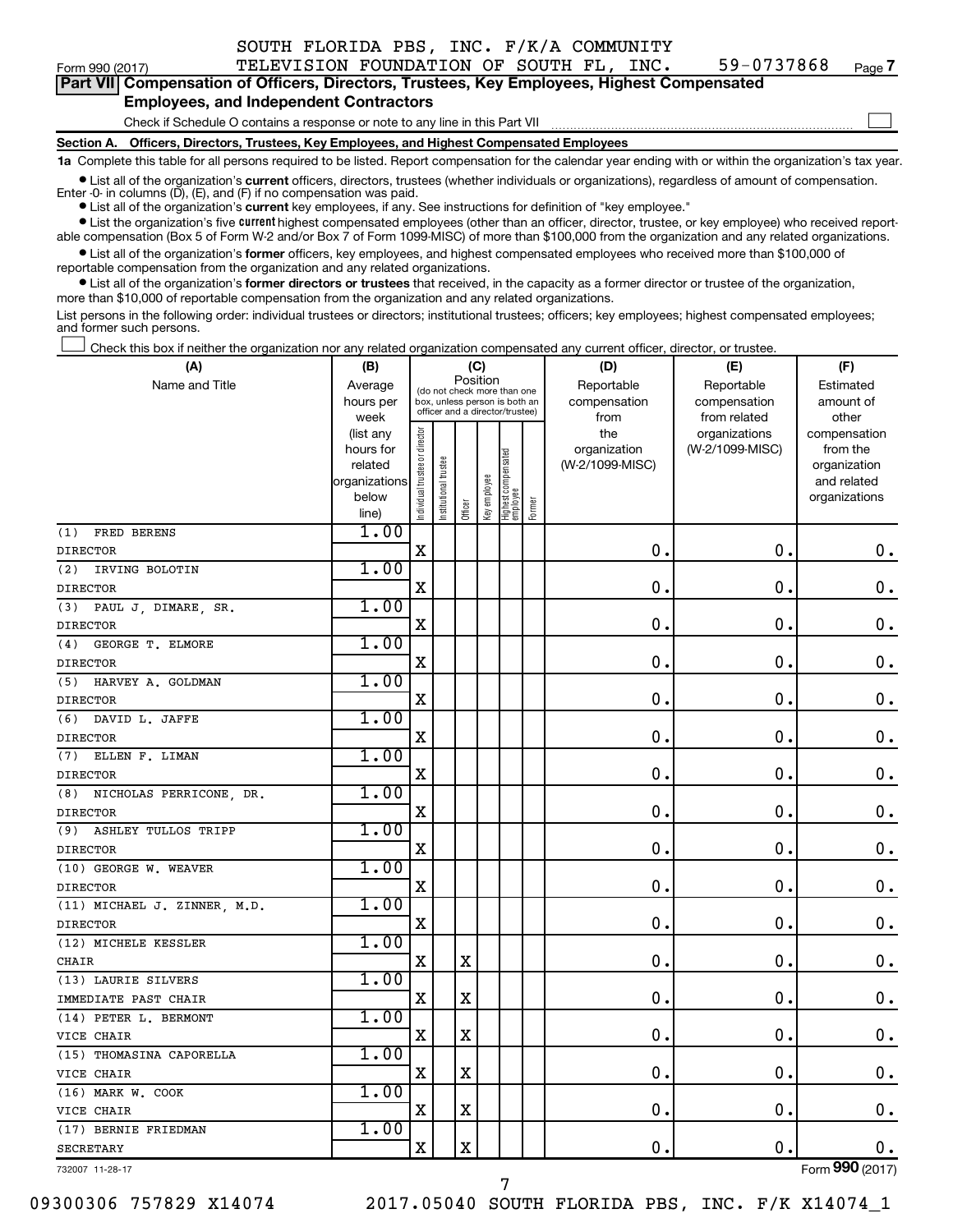SOUTH FLORIDA PBS, INC. F/K/A COMMUNITY TELEVISION FOUNDATION OF SOUTH FL, INC. 59-0737868

Form 990 (2017) Page 7

**Part VII Compensation of Officers, Directors, Trustees, Key Employees, Highest Compensated Employees, and Independent Contractors**

Check if Schedule O contains a response or note to any line in this Part VII

**Section A. Officers, Directors, Trustees, Key Employees, and Highest Compensated Employees**

**1a** Complete this table for all persons required to be listed. Report compensation for the calendar year ending with or within the organization's tax year.

- List all of the organization's **current** officers, directors, trustees (whether individuals or organizations), regardless of amount of compensation. Enter -0- in columns (D), (E), and (F) if no compensation was paid.
- List all of the organization's **current** key employees, if any. See instructions for definition of "key employee."
- List the organization's five **current** highest compensated employees (other than an officer, director, trustee, or key employee) who received reportable compensation (Box 5 of Form W-2 and/or Box 7 of Form 1099-MISC) of more than $100,000 from the organization and any related organizations.
- List all of the organization's **former** officers, key employees, and highest compensated employees who received more than $100,000 of reportable compensation from the organization and any related organizations.
- List all of the organization's **former directors or trustees** that received, in the capacity as a former director or trustee of the organization, more than $10,000 of reportable compensation from the organization and any related organizations.

List persons in the following order: individual trustees or directors; institutional trustees; officers; key employees; highest compensated employees; and former such persons.

Check this box if neither the organization nor any related organization compensated any current officer, director, or trustee.

| (A) Name and Title | (B) Average hours per week (list any hours for related organizations below line) | (C) Position: Individual trustee or director | Institutional trustee | Officer | Key employee | Highest compensated employee | Former | (D) Reportable compensation from the organization (W-2/1099-MISC) | (E) Reportable compensation from related organizations (W-2/1099-MISC) | (F) Estimated amount of other compensation from the organization and related organizations |
|---|---|---|---|---|---|---|---|---|---|---|
| (1) FRED BERENS<br>DIRECTOR | 1.00 | X | | | | | | 0. | 0. | 0. |
| (2) IRVING BOLOTIN<br>DIRECTOR | 1.00 | X | | | | | | 0. | 0. | 0. |
| (3) PAUL J. DIMARE, SR.<br>DIRECTOR | 1.00 | X | | | | | | 0. | 0. | 0. |
| (4) GEORGE T. ELMORE<br>DIRECTOR | 1.00 | X | | | | | | 0. | 0. | 0. |
| (5) HARVEY A. GOLDMAN<br>DIRECTOR | 1.00 | X | | | | | | 0. | 0. | 0. |
| (6) DAVID L. JAFFE<br>DIRECTOR | 1.00 | X | | | | | | 0. | 0. | 0. |
| (7) ELLEN F. LIMAN<br>DIRECTOR | 1.00 | X | | | | | | 0. | 0. | 0. |
| (8) NICHOLAS PERRICONE, DR.<br>DIRECTOR | 1.00 | X | | | | | | 0. | 0. | 0. |
| (9) ASHLEY TULLOS TRIPP<br>DIRECTOR | 1.00 | X | | | | | | 0. | 0. | 0. |
| (10) GEORGE W. WEAVER<br>DIRECTOR | 1.00 | X | | | | | | 0. | 0. | 0. |
| (11) MICHAEL J. ZINNER, M.D.<br>DIRECTOR | 1.00 | X | | | | | | 0. | 0. | 0. |
| (12) MICHELE KESSLER<br>CHAIR | 1.00 | X | | X | | | | 0. | 0. | 0. |
| (13) LAURIE SILVERS<br>IMMEDIATE PAST CHAIR | 1.00 | X | | X | | | | 0. | 0. | 0. |
| (14) PETER L. BERMONT<br>VICE CHAIR | 1.00 | X | | X | | | | 0. | 0. | 0. |
| (15) THOMASINA CAPORELLA<br>VICE CHAIR | 1.00 | X | | X | | | | 0. | 0. | 0. |
| (16) MARK W. COOK<br>VICE CHAIR | 1.00 | X | | X | | | | 0. | 0. | 0. |
| (17) BERNIE FRIEDMAN<br>SECRETARY | 1.00 | X | | X | | | | 0. | 0. | 0. |

732007 11-28-17

Form **990** (2017)

09300306 757829 X14074 2017.05040 SOUTH FLORIDA PBS, INC. F/K X14074_1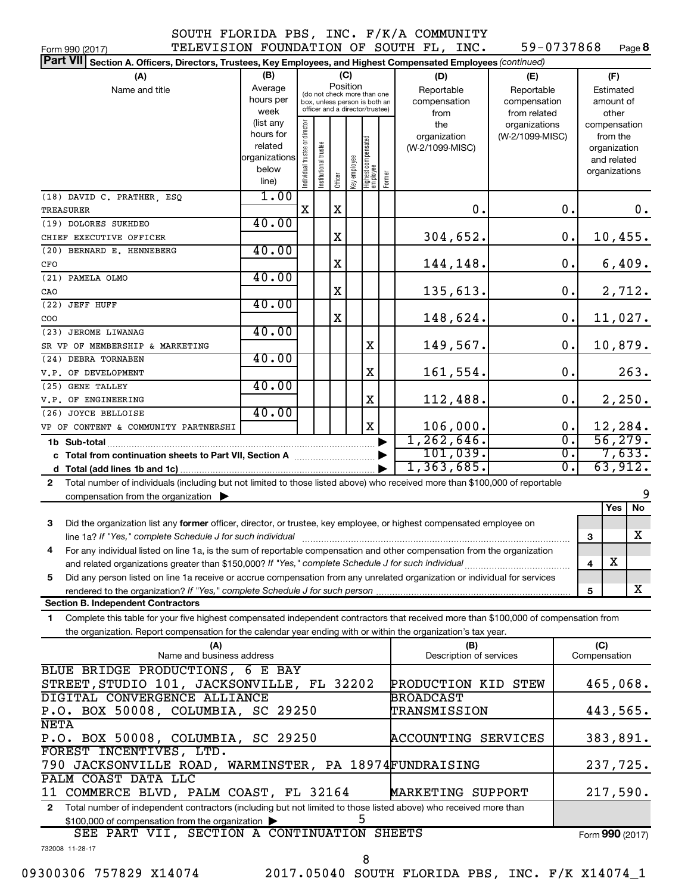SOUTH FLORIDA PBS, INC. F/K/A COMMUNITY
Form 990 (2017) TELEVISION FOUNDATION OF SOUTH FL, INC. 59-0737868 Page 8

**Part VII Section A. Officers, Directors, Trustees, Key Employees, and Highest Compensated Employees** *(continued)*

| (A) Name and title | (B) Average hours per week (list any hours for related organizations below line) | (C) Position: Individual trustee or director | Institutional trustee | Officer | Key employee | Highest compensated employee | Former | (D) Reportable compensation from the organization (W-2/1099-MISC) | (E) Reportable compensation from related organizations (W-2/1099-MISC) | (F) Estimated amount of other compensation from the organization and related organizations |
|---|---|---|---|---|---|---|---|---|---|---|
| (18) DAVID C. PRATHER, ESQ TREASURER | 1.00 | X | | X | | | | 0. | 0. | 0. |
| (19) DOLORES SUKHDEO CHIEF EXECUTIVE OFFICER | 40.00 | | | X | | | | 304,652. | 0. | 10,455. |
| (20) BERNARD E. HENNEBERG CFO | 40.00 | | | X | | | | 144,148. | 0. | 6,409. |
| (21) PAMELA OLMO CAO | 40.00 | | | X | | | | 135,613. | 0. | 2,712. |
| (22) JEFF HUFF COO | 40.00 | | | X | | | | 148,624. | 0. | 11,027. |
| (23) JEROME LIWANAG SR VP OF MEMBERSHIP & MARKETING | 40.00 | | | | | X | | 149,567. | 0. | 10,879. |
| (24) DEBRA TORNABEN V.P. OF DEVELOPMENT | 40.00 | | | | | X | | 161,554. | 0. | 263. |
| (25) GENE TALLEY V.P. OF ENGINEERING | 40.00 | | | | | X | | 112,488. | 0. | 2,250. |
| (26) JOYCE BELLOISE VP OF CONTENT & COMMUNITY PARTNERSHI | 40.00 | | | | | X | | 106,000. | 0. | 12,284. |
| 1b Sub-total | | | | | | | | 1,262,646. | 0. | 56,279. |
| c Total from continuation sheets to Part VII, Section A | | | | | | | | 101,039. | 0. | 7,633. |
| d Total (add lines 1b and 1c) | | | | | | | | 1,363,685. | 0. | 63,912. |

2 Total number of individuals (including but not limited to those listed above) who received more than $100,000 of reportable compensation from the organization ▶ 9

| | | Yes | No |
|---|---|---|---|
| 3 Did the organization list any **former** officer, director, or trustee, key employee, or highest compensated employee on line 1a? *If "Yes," complete Schedule J for such individual* | 3 | | X |
| 4 For any individual listed on line 1a, is the sum of reportable compensation and other compensation from the organization and related organizations greater than $150,000? *If "Yes," complete Schedule J for such individual* | 4 | X | |
| 5 Did any person listed on line 1a receive or accrue compensation from any unrelated organization or individual for services rendered to the organization? *If "Yes," complete Schedule J for such person* | 5 | | X |

**Section B. Independent Contractors**

1 Complete this table for your five highest compensated independent contractors that received more than $100,000 of compensation from the organization. Report compensation for the calendar year ending with or within the organization's tax year.

| (A) Name and business address | (B) Description of services | (C) Compensation |
|---|---|---|
| BLUE BRIDGE PRODUCTIONS, 6 E BAY STREET, STUDIO 101, JACKSONVILLE, FL 32202 | PRODUCTION KID STEW | 465,068. |
| DIGITAL CONVERGENCE ALLIANCE P.O. BOX 50008, COLUMBIA, SC 29250 | BROADCAST TRANSMISSION | 443,565. |
| NETA P.O. BOX 50008, COLUMBIA, SC 29250 | ACCOUNTING SERVICES | 383,891. |
| FOREST INCENTIVES, LTD. 790 JACKSONVILLE ROAD, WARMINSTER, PA 18974 | FUNDRAISING | 237,725. |
| PALM COAST DATA LLC 11 COMMERCE BLVD, PALM COAST, FL 32164 | MARKETING SUPPORT | 217,590. |

2 Total number of independent contractors (including but not limited to those listed above) who received more than $100,000 of compensation from the organization ▶ 5

SEE PART VII, SECTION A CONTINUATION SHEETS

Form **990** (2017)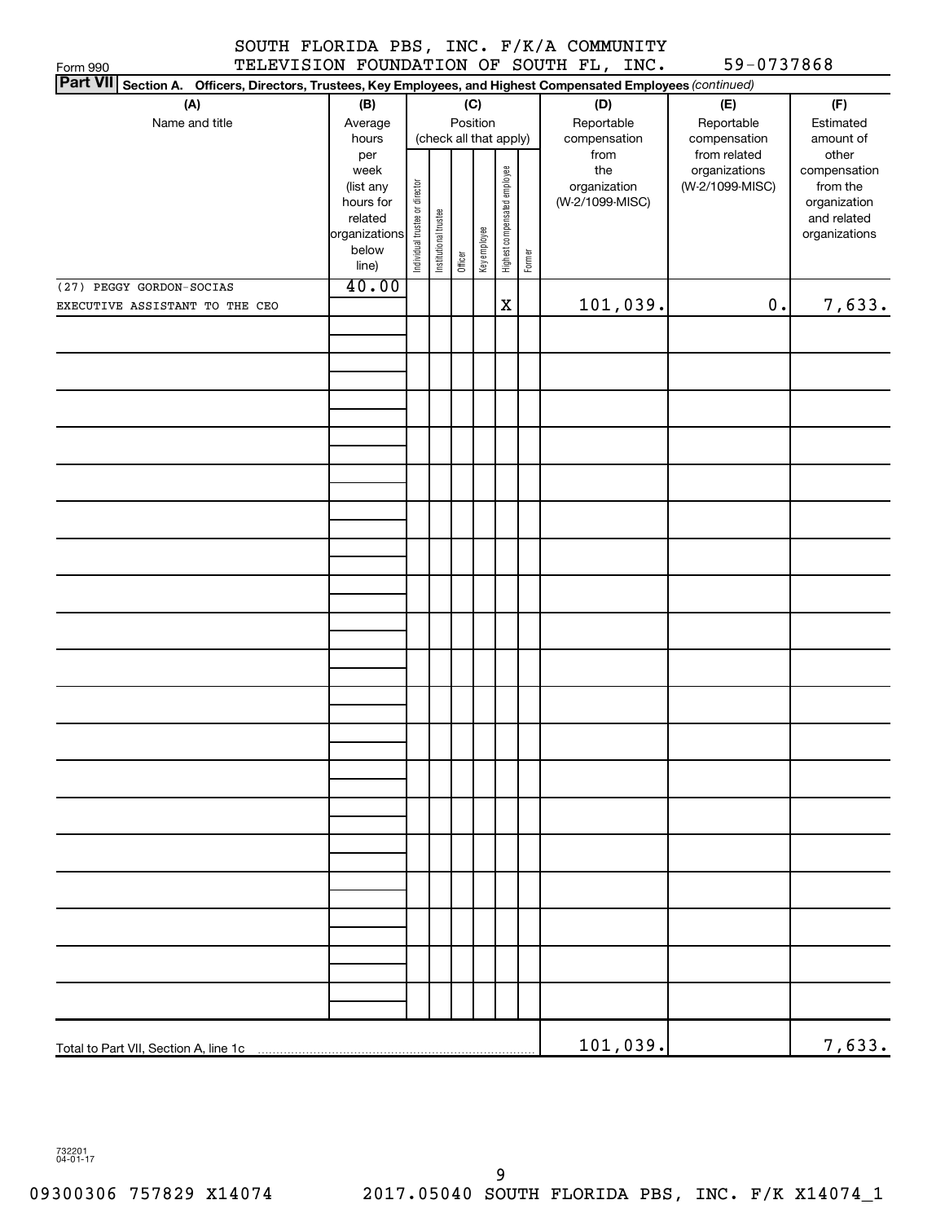SOUTH FLORIDA PBS, INC. F/K/A COMMUNITY TELEVISION FOUNDATION OF SOUTH FL, INC. 59-0737868

Form 990

**Part VII** Section A. Officers, Directors, Trustees, Key Employees, and Highest Compensated Employees *(continued)*

| (A) Name and title | (B) Average hours per week (list any hours for related organizations below line) | (C) Position (check all that apply): Individual trustee or director | Institutional trustee | Officer | Key employee | Highest compensated employee | Former | (D) Reportable compensation from the organization (W-2/1099-MISC) | (E) Reportable compensation from related organizations (W-2/1099-MISC) | (F) Estimated amount of other compensation from the organization and related organizations |
|---|---|---|---|---|---|---|---|---|---|---|
| (27) PEGGY GORDON-SOCIAS<br>EXECUTIVE ASSISTANT TO THE CEO | 40.00 | | | | | X | | 101,039. | 0. | 7,633. |
| Total to Part VII, Section A, line 1c | | | | | | | | 101,039. | | 7,633. |

732201 04-01-17

09300306 757829 X14074 2017.05040 SOUTH FLORIDA PBS, INC. F/K X14074_1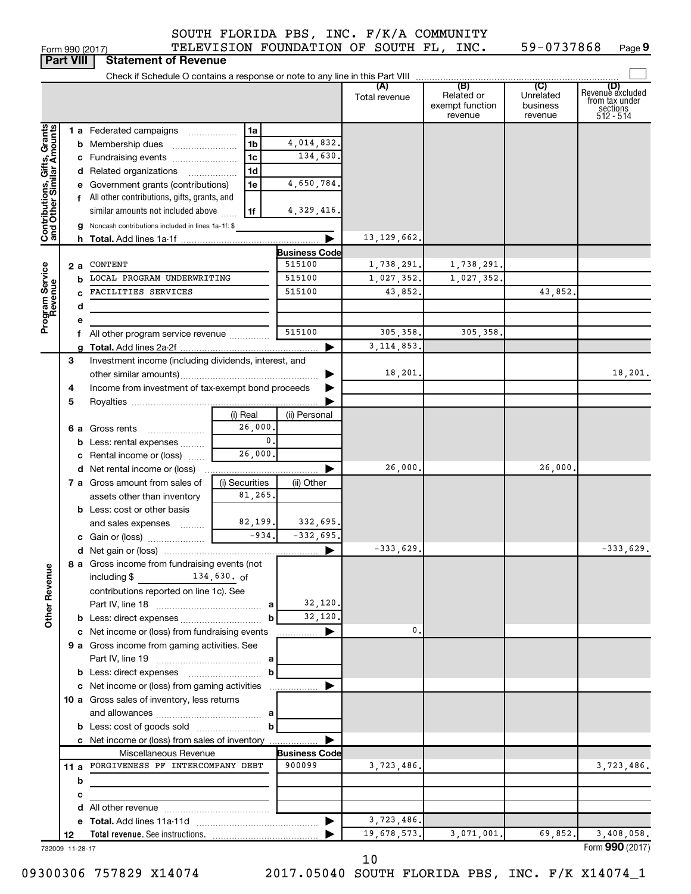Form 990 (2017)

SOUTH FLORIDA PBS, INC. F/K/A COMMUNITY TELEVISION FOUNDATION OF SOUTH FL, INC. 59-0737868

## Part VIII Statement of Revenue

Check if Schedule O contains a response or note to any line in this Part VIII

| | | | | (A) Total revenue | (B) Related or exempt function revenue | (C) Unrelated business revenue | (D) Revenue excluded from tax under sections 512 - 514 |
|---|---|---|---|---|---|---|---|
| **Contributions, Gifts, Grants and Other Similar Amounts** | 1 a Federated campaigns | 1a | | | | | |
| | b Membership dues | 1b | 4,014,832. | | | | |
| | c Fundraising events | 1c | 134,630. | | | | |
| | d Related organizations | 1d | | | | | |
| | e Government grants (contributions) | 1e | 4,650,784. | | | | |
| | f All other contributions, gifts, grants, and similar amounts not included above | 1f | 4,329,416. | | | | |
| | g Noncash contributions included in lines 1a-1f: $ | | | | | | |
| | h Total. Add lines 1a-1f | | | 13,129,662. | | | |
| **Program Service Revenue** | | | Business Code | | | | |
| | 2 a CONTENT | | 515100 | 1,738,291. | 1,738,291. | | |
| | b LOCAL PROGRAM UNDERWRITING | | 515100 | 1,027,352. | 1,027,352. | | |
| | c FACILITIES SERVICES | | 515100 | 43,852. | | 43,852. | |
| | d | | | | | | |
| | e | | | | | | |
| | f All other program service revenue | | 515100 | 305,358. | 305,358. | | |
| | g Total. Add lines 2a-2f | | | 3,114,853. | | | |
| | 3 Investment income (including dividends, interest, and other similar amounts) | | | 18,201. | | | 18,201. |
| | 4 Income from investment of tax-exempt bond proceeds | | | | | | |
| | 5 Royalties | | | | | | |
| | | (i) Real | (ii) Personal | | | | |
| | 6 a Gross rents | 26,000. | | | | | |
| | b Less: rental expenses | 0. | | | | | |
| | c Rental income or (loss) | 26,000. | | | | | |
| | d Net rental income or (loss) | | | 26,000. | | 26,000. | |
| | 7 a Gross amount from sales of assets other than inventory | (i) Securities 81,265. | (ii) Other | | | | |
| | b Less: cost or other basis and sales expenses | 82,199. | 332,695. | | | | |
| | c Gain or (loss) | -934. | -332,695. | | | | |
| | d Net gain or (loss) | | | -333,629. | | | -333,629. |
| **Other Revenue** | 8 a Gross income from fundraising events (not including $ 134,630. of contributions reported on line 1c). See Part IV, line 18 | a | 32,120. | | | | |
| | b Less: direct expenses | b | 32,120. | | | | |
| | c Net income or (loss) from fundraising events | | | 0. | | | |
| | 9 a Gross income from gaming activities. See Part IV, line 19 | a | | | | | |
| | b Less: direct expenses | b | | | | | |
| | c Net income or (loss) from gaming activities | | | | | | |
| | 10 a Gross sales of inventory, less returns and allowances | a | | | | | |
| | b Less: cost of goods sold | b | | | | | |
| | c Net income or (loss) from sales of inventory | | | | | | |
| | Miscellaneous Revenue | | Business Code | | | | |
| | 11 a FORGIVENESS PF INTERCOMPANY DEBT | | 900099 | 3,723,486. | | | 3,723,486. |
| | b | | | | | | |
| | c | | | | | | |
| | d All other revenue | | | | | | |
| | e Total. Add lines 11a-11d | | | 3,723,486. | | | |
| | 12 Total revenue. See instructions. | | | 19,678,573. | 3,071,001. | 69,852. | 3,408,058. |

732009 11-28-17

Form 990 (2017)

09300306 757829 X14074 2017.05040 SOUTH FLORIDA PBS, INC. F/K X14074_1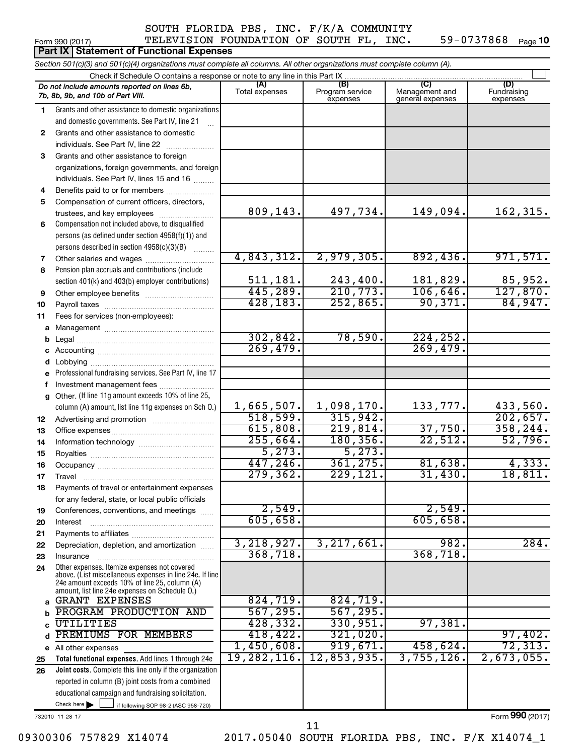SOUTH FLORIDA PBS, INC. F/K/A COMMUNITY
Form 990 (2017) TELEVISION FOUNDATION OF SOUTH FL, INC. 59-0737868 Page 10

**Part IX | Statement of Functional Expenses**

*Section 501(c)(3) and 501(c)(4) organizations must complete all columns. All other organizations must complete column (A).*

Check if Schedule O contains a response or note to any line in this Part IX

| | *Do not include amounts reported on lines 6b, 7b, 8b, 9b, and 10b of Part VIII.* | (A) Total expenses | (B) Program service expenses | (C) Management and general expenses | (D) Fundraising expenses |
|---|---|---|---|---|---|
| 1 | Grants and other assistance to domestic organizations and domestic governments. See Part IV, line 21 | | | | |
| 2 | Grants and other assistance to domestic individuals. See Part IV, line 22 | | | | |
| 3 | Grants and other assistance to foreign organizations, foreign governments, and foreign individuals. See Part IV, lines 15 and 16 | | | | |
| 4 | Benefits paid to or for members | | | | |
| 5 | Compensation of current officers, directors, trustees, and key employees | 809,143. | 497,734. | 149,094. | 162,315. |
| 6 | Compensation not included above, to disqualified persons (as defined under section 4958(f)(1)) and persons described in section 4958(c)(3)(B) | | | | |
| 7 | Other salaries and wages | 4,843,312. | 2,979,305. | 892,436. | 971,571. |
| 8 | Pension plan accruals and contributions (include section 401(k) and 403(b) employer contributions) | 511,181. | 243,400. | 181,829. | 85,952. |
| 9 | Other employee benefits | 445,289. | 210,773. | 106,646. | 127,870. |
| 10 | Payroll taxes | 428,183. | 252,865. | 90,371. | 84,947. |
| 11 | Fees for services (non-employees): | | | | |
| a | Management | | | | |
| b | Legal | 302,842. | 78,590. | 224,252. | |
| c | Accounting | 269,479. | | 269,479. | |
| d | Lobbying | | | | |
| e | Professional fundraising services. See Part IV, line 17 | | | | |
| f | Investment management fees | | | | |
| g | Other. (If line 11g amount exceeds 10% of line 25, column (A) amount, list line 11g expenses on Sch O.) | 1,665,507. | 1,098,170. | 133,777. | 433,560. |
| 12 | Advertising and promotion | 518,599. | 315,942. | | 202,657. |
| 13 | Office expenses | 615,808. | 219,814. | 37,750. | 358,244. |
| 14 | Information technology | 255,664. | 180,356. | 22,512. | 52,796. |
| 15 | Royalties | 5,273. | 5,273. | | |
| 16 | Occupancy | 447,246. | 361,275. | 81,638. | 4,333. |
| 17 | Travel | 279,362. | 229,121. | 31,430. | 18,811. |
| 18 | Payments of travel or entertainment expenses for any federal, state, or local public officials | | | | |
| 19 | Conferences, conventions, and meetings | 2,549. | | 2,549. | |
| 20 | Interest | 605,658. | | 605,658. | |
| 21 | Payments to affiliates | | | | |
| 22 | Depreciation, depletion, and amortization | 3,218,927. | 3,217,661. | 982. | 284. |
| 23 | Insurance | 368,718. | | 368,718. | |
| 24 | Other expenses. Itemize expenses not covered above. (List miscellaneous expenses in line 24e. If line 24e amount exceeds 10% of line 25, column (A) amount, list line 24e expenses on Schedule O.) | | | | |
| a | GRANT EXPENSES | 824,719. | 824,719. | | |
| b | PROGRAM PRODUCTION AND | 567,295. | 567,295. | | |
| c | UTILITIES | 428,332. | 330,951. | 97,381. | |
| d | PREMIUMS FOR MEMBERS | 418,422. | 321,020. | | 97,402. |
| e | All other expenses | 1,450,608. | 919,671. | 458,624. | 72,313. |
| 25 | **Total functional expenses.** Add lines 1 through 24e | 19,282,116. | 12,853,935. | 3,755,126. | 2,673,055. |
| 26 | **Joint costs.** Complete this line only if the organization reported in column (B) joint costs from a combined educational campaign and fundraising solicitation. Check here ☐ if following SOP 98-2 (ASC 958-720) | | | | |

732010 11-28-17 Form **990** (2017)

09300306 757829 X14074 2017.05040 SOUTH FLORIDA PBS, INC. F/K X14074_1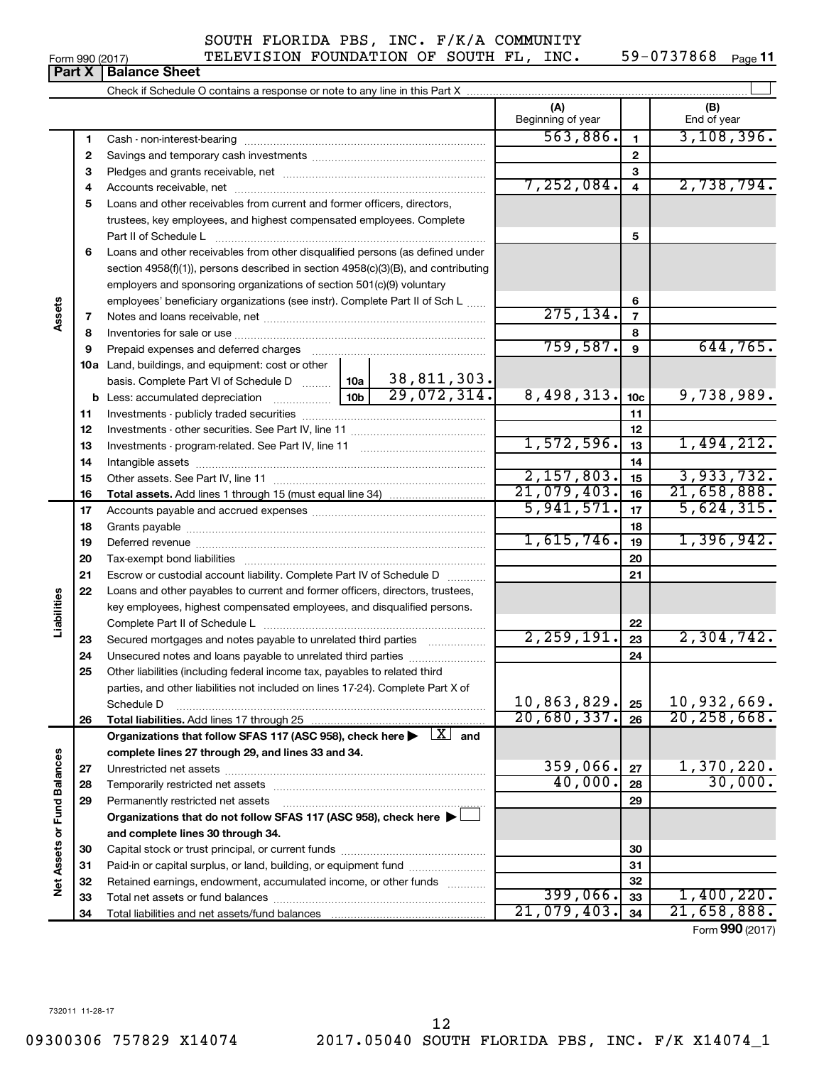SOUTH FLORIDA PBS, INC. F/K/A COMMUNITY TELEVISION FOUNDATION OF SOUTH FL, INC. 59-0737868

Form 990 (2017) Page 11

**Part X | Balance Sheet**

Check if Schedule O contains a response or note to any line in this Part X

| | | | | (A) Beginning of year | | (B) End of year |
|---|---|---|---|---|---|---|
| Assets | 1 | Cash - non-interest-bearing | | 563,886. | 1 | 3,108,396. |
| | 2 | Savings and temporary cash investments | | | 2 | |
| | 3 | Pledges and grants receivable, net | | | 3 | |
| | 4 | Accounts receivable, net | | 7,252,084. | 4 | 2,738,794. |
| | 5 | Loans and other receivables from current and former officers, directors, trustees, key employees, and highest compensated employees. Complete Part II of Schedule L | | | 5 | |
| | 6 | Loans and other receivables from other disqualified persons (as defined under section 4958(f)(1)), persons described in section 4958(c)(3)(B), and contributing employers and sponsoring organizations of section 501(c)(9) voluntary employees' beneficiary organizations (see instr). Complete Part II of Sch L | | | 6 | |
| | 7 | Notes and loans receivable, net | | 275,134. | 7 | |
| | 8 | Inventories for sale or use | | | 8 | |
| | 9 | Prepaid expenses and deferred charges | | 759,587. | 9 | 644,765. |
| | 10a | Land, buildings, and equipment: cost or other basis. Complete Part VI of Schedule D | 10a 38,811,303. | | | |
| | b | Less: accumulated depreciation | 10b 29,072,314. | 8,498,313. | 10c | 9,738,989. |
| | 11 | Investments - publicly traded securities | | | 11 | |
| | 12 | Investments - other securities. See Part IV, line 11 | | | 12 | |
| | 13 | Investments - program-related. See Part IV, line 11 | | 1,572,596. | 13 | 1,494,212. |
| | 14 | Intangible assets | | | 14 | |
| | 15 | Other assets. See Part IV, line 11 | | 2,157,803. | 15 | 3,933,732. |
| | 16 | **Total assets.** Add lines 1 through 15 (must equal line 34) | | 21,079,403. | 16 | 21,658,888. |
| Liabilities | 17 | Accounts payable and accrued expenses | | 5,941,571. | 17 | 5,624,315. |
| | 18 | Grants payable | | | 18 | |
| | 19 | Deferred revenue | | 1,615,746. | 19 | 1,396,942. |
| | 20 | Tax-exempt bond liabilities | | | 20 | |
| | 21 | Escrow or custodial account liability. Complete Part IV of Schedule D | | | 21 | |
| | 22 | Loans and other payables to current and former officers, directors, trustees, key employees, highest compensated employees, and disqualified persons. Complete Part II of Schedule L | | | 22 | |
| | 23 | Secured mortgages and notes payable to unrelated third parties | | 2,259,191. | 23 | 2,304,742. |
| | 24 | Unsecured notes and loans payable to unrelated third parties | | | 24 | |
| | 25 | Other liabilities (including federal income tax, payables to related third parties, and other liabilities not included on lines 17-24). Complete Part X of Schedule D | | 10,863,829. | 25 | 10,932,669. |
| | 26 | **Total liabilities.** Add lines 17 through 25 | | 20,680,337. | 26 | 20,258,668. |
| Net Assets or Fund Balances | | **Organizations that follow SFAS 117 (ASC 958), check here ▶ [X] and complete lines 27 through 29, and lines 33 and 34.** | | | | |
| | 27 | Unrestricted net assets | | 359,066. | 27 | 1,370,220. |
| | 28 | Temporarily restricted net assets | | 40,000. | 28 | 30,000. |
| | 29 | Permanently restricted net assets | | | 29 | |
| | | **Organizations that do not follow SFAS 117 (ASC 958), check here ▶ [ ] and complete lines 30 through 34.** | | | | |
| | 30 | Capital stock or trust principal, or current funds | | | 30 | |
| | 31 | Paid-in or capital surplus, or land, building, or equipment fund | | | 31 | |
| | 32 | Retained earnings, endowment, accumulated income, or other funds | | | 32 | |
| | 33 | Total net assets or fund balances | | 399,066. | 33 | 1,400,220. |
| | 34 | Total liabilities and net assets/fund balances | | 21,079,403. | 34 | 21,658,888. |

Form **990** (2017)

732011 11-28-17

09300306 757829 X14074 2017.05040 SOUTH FLORIDA PBS, INC. F/K X14074_1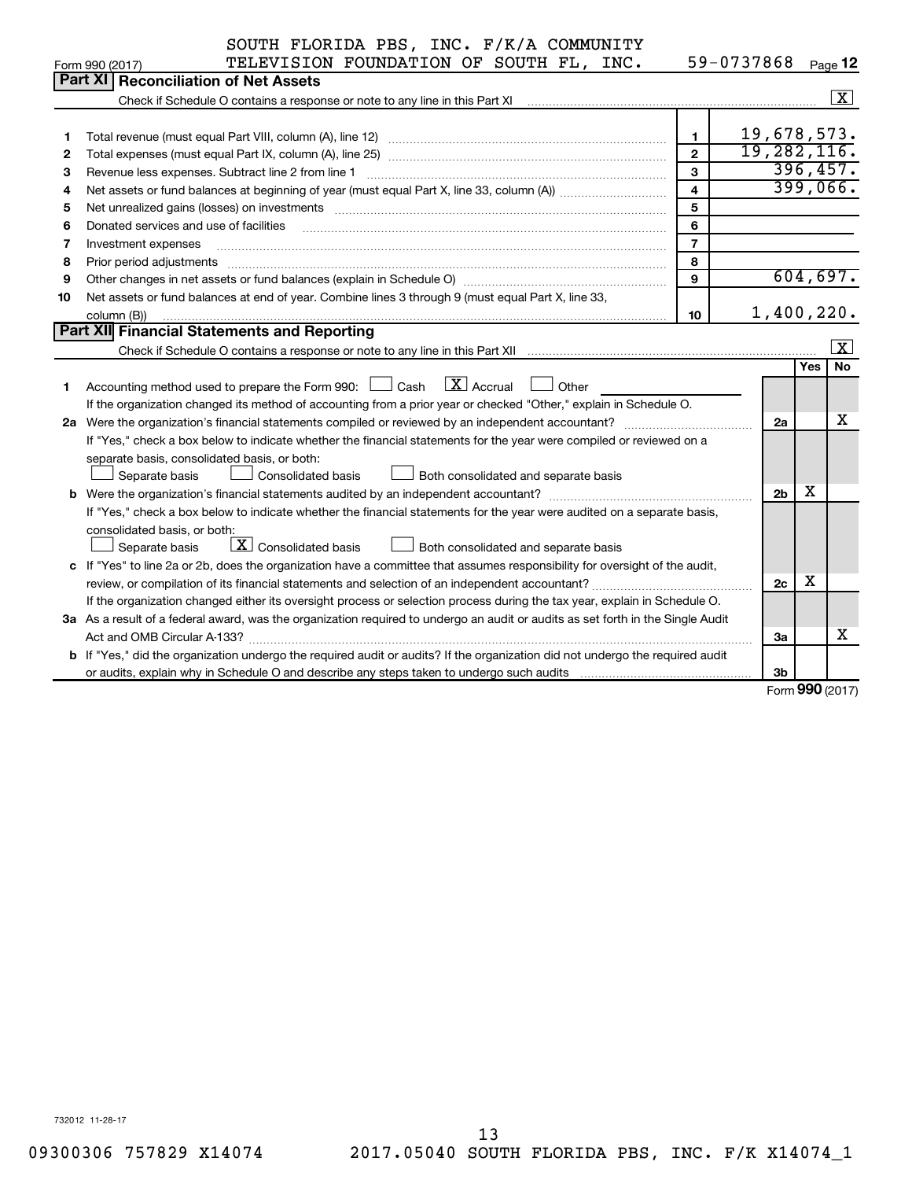SOUTH FLORIDA PBS, INC. F/K/A COMMUNITY TELEVISION FOUNDATION OF SOUTH FL, INC. 59-0737868

Form 990 (2017) Page 12

## Part XI Reconciliation of Net Assets

Check if Schedule O contains a response or note to any line in this Part XI .......... [X]

| | | | |
|---|---|---|---|
| 1 | Total revenue (must equal Part VIII, column (A), line 12) | 1 | 19,678,573. |
| 2 | Total expenses (must equal Part IX, column (A), line 25) | 2 | 19,282,116. |
| 3 | Revenue less expenses. Subtract line 2 from line 1 | 3 | 396,457. |
| 4 | Net assets or fund balances at beginning of year (must equal Part X, line 33, column (A)) | 4 | 399,066. |
| 5 | Net unrealized gains (losses) on investments | 5 | |
| 6 | Donated services and use of facilities | 6 | |
| 7 | Investment expenses | 7 | |
| 8 | Prior period adjustments | 8 | |
| 9 | Other changes in net assets or fund balances (explain in Schedule O) | 9 | 604,697. |
| 10 | Net assets or fund balances at end of year. Combine lines 3 through 9 (must equal Part X, line 33, column (B)) | 10 | 1,400,220. |

## Part XII Financial Statements and Reporting

Check if Schedule O contains a response or note to any line in this Part XII .......... [X]

| | | | Yes | No |
|---|---|---|---|---|
| 1 | Accounting method used to prepare the Form 990: [ ] Cash [X] Accrual [ ] Other<br>If the organization changed its method of accounting from a prior year or checked "Other," explain in Schedule O. | | | |
| 2a | Were the organization's financial statements compiled or reviewed by an independent accountant?<br>If "Yes," check a box below to indicate whether the financial statements for the year were compiled or reviewed on a separate basis, consolidated basis, or both:<br>[ ] Separate basis [ ] Consolidated basis [ ] Both consolidated and separate basis | 2a | | X |
| b | Were the organization's financial statements audited by an independent accountant?<br>If "Yes," check a box below to indicate whether the financial statements for the year were audited on a separate basis, consolidated basis, or both:<br>[ ] Separate basis [X] Consolidated basis [ ] Both consolidated and separate basis | 2b | X | |
| c | If "Yes" to line 2a or 2b, does the organization have a committee that assumes responsibility for oversight of the audit, review, or compilation of its financial statements and selection of an independent accountant?<br>If the organization changed either its oversight process or selection process during the tax year, explain in Schedule O. | 2c | X | |
| 3a | As a result of a federal award, was the organization required to undergo an audit or audits as set forth in the Single Audit Act and OMB Circular A-133? | 3a | | X |
| b | If "Yes," did the organization undergo the required audit or audits? If the organization did not undergo the required audit or audits, explain why in Schedule O and describe any steps taken to undergo such audits | 3b | | |

Form 990 (2017)

732012 11-28-17

09300306 757829 X14074 2017.05040 SOUTH FLORIDA PBS, INC. F/K X14074_1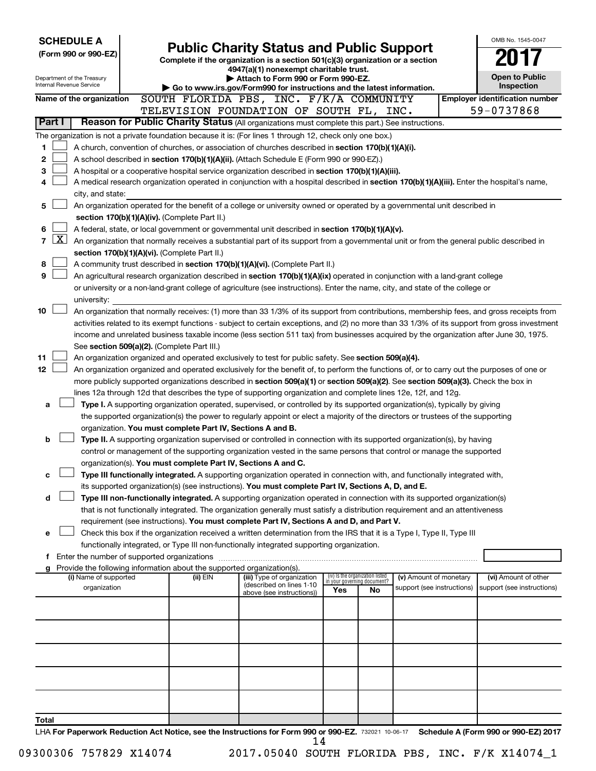**SCHEDULE A**
**(Form 990 or 990-EZ)**

Department of the Treasury
Internal Revenue Service

# Public Charity Status and Public Support

**Complete if the organization is a section 501(c)(3) organization or a section 4947(a)(1) nonexempt charitable trust.**
**▶ Attach to Form 990 or Form 990-EZ.**
**▶ Go to www.irs.gov/Form990 for instructions and the latest information.**

OMB No. 1545-0047
**2017**
**Open to Public Inspection**

**Name of the organization** SOUTH FLORIDA PBS, INC. F/K/A COMMUNITY TELEVISION FOUNDATION OF SOUTH FL, INC.

**Employer identification number** 59-0737868

**Part I** **Reason for Public Charity Status** (All organizations must complete this part.) See instructions.

The organization is not a private foundation because it is: (For lines 1 through 12, check only one box.)

1 ☐ A church, convention of churches, or association of churches described in **section 170(b)(1)(A)(i).**

2 ☐ A school described in **section 170(b)(1)(A)(ii).** (Attach Schedule E (Form 990 or 990-EZ).)

3 ☐ A hospital or a cooperative hospital service organization described in **section 170(b)(1)(A)(iii).**

4 ☐ A medical research organization operated in conjunction with a hospital described in **section 170(b)(1)(A)(iii).** Enter the hospital's name, city, and state:

5 ☐ An organization operated for the benefit of a college or university owned or operated by a governmental unit described in **section 170(b)(1)(A)(iv).** (Complete Part II.)

6 ☐ A federal, state, or local government or governmental unit described in **section 170(b)(1)(A)(v).**

7 ☒ An organization that normally receives a substantial part of its support from a governmental unit or from the general public described in **section 170(b)(1)(A)(vi).** (Complete Part II.)

8 ☐ A community trust described in **section 170(b)(1)(A)(vi).** (Complete Part II.)

9 ☐ An agricultural research organization described in **section 170(b)(1)(A)(ix)** operated in conjunction with a land-grant college or university or a non-land-grant college of agriculture (see instructions). Enter the name, city, and state of the college or university:

10 ☐ An organization that normally receives: (1) more than 33 1/3% of its support from contributions, membership fees, and gross receipts from activities related to its exempt functions - subject to certain exceptions, and (2) no more than 33 1/3% of its support from gross investment income and unrelated business taxable income (less section 511 tax) from businesses acquired by the organization after June 30, 1975. See **section 509(a)(2).** (Complete Part III.)

11 ☐ An organization organized and operated exclusively to test for public safety. See **section 509(a)(4).**

12 ☐ An organization organized and operated exclusively for the benefit of, to perform the functions of, or to carry out the purposes of one or more publicly supported organizations described in **section 509(a)(1)** or **section 509(a)(2)**. See **section 509(a)(3).** Check the box in lines 12a through 12d that describes the type of supporting organization and complete lines 12e, 12f, and 12g.

a ☐ **Type I.** A supporting organization operated, supervised, or controlled by its supported organization(s), typically by giving the supported organization(s) the power to regularly appoint or elect a majority of the directors or trustees of the supporting organization. **You must complete Part IV, Sections A and B.**

b ☐ **Type II.** A supporting organization supervised or controlled in connection with its supported organization(s), by having control or management of the supporting organization vested in the same persons that control or manage the supported organization(s). **You must complete Part IV, Sections A and C.**

c ☐ **Type III functionally integrated.** A supporting organization operated in connection with, and functionally integrated with, its supported organization(s) (see instructions). **You must complete Part IV, Sections A, D, and E.**

d ☐ **Type III non-functionally integrated.** A supporting organization operated in connection with its supported organization(s) that is not functionally integrated. The organization generally must satisfy a distribution requirement and an attentiveness requirement (see instructions). **You must complete Part IV, Sections A and D, and Part V.**

e ☐ Check this box if the organization received a written determination from the IRS that it is a Type I, Type II, Type III functionally integrated, or Type III non-functionally integrated supporting organization.

f Enter the number of supported organizations

g Provide the following information about the supported organization(s).

| (i) Name of supported organization | (ii) EIN | (iii) Type of organization (described on lines 1-10 above (see instructions)) | (iv) Is the organization listed in your governing document? Yes | No | (v) Amount of monetary support (see instructions) | (vi) Amount of other support (see instructions) |
|---|---|---|---|---|---|---|
| | | | | | | |
| | | | | | | |
| | | | | | | |
| | | | | | | |
| | | | | | | |
| **Total** | | | | | | |

LHA **For Paperwork Reduction Act Notice, see the Instructions for Form 990 or 990-EZ.** 732021 10-06-17 **Schedule A (Form 990 or 990-EZ) 2017**

09300306 757829 X14074 2017.05040 SOUTH FLORIDA PBS, INC. F/K X14074_1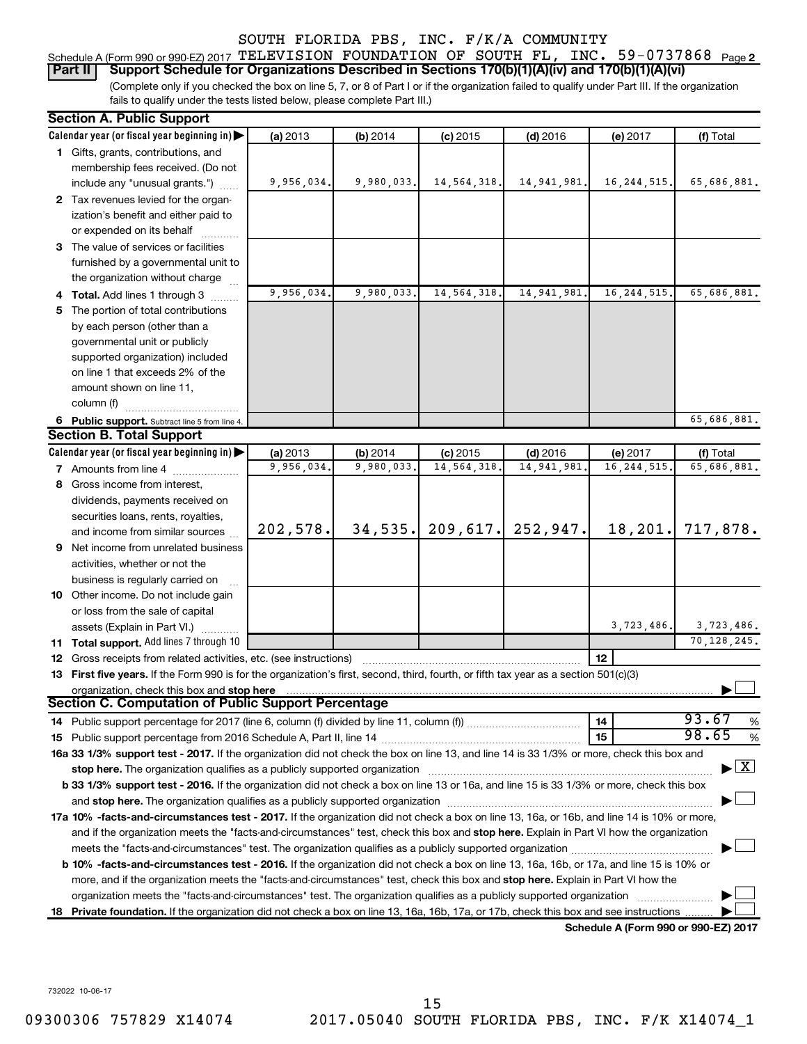SOUTH FLORIDA PBS, INC. F/K/A COMMUNITY

Schedule A (Form 990 or 990-EZ) 2017 TELEVISION FOUNDATION OF SOUTH FL, INC. 59-0737868 Page 2

**Part II | Support Schedule for Organizations Described in Sections 170(b)(1)(A)(iv) and 170(b)(1)(A)(vi)**

(Complete only if you checked the box on line 5, 7, or 8 of Part I or if the organization failed to qualify under Part III. If the organization fails to qualify under the tests listed below, please complete Part III.)

**Section A. Public Support**

| Calendar year (or fiscal year beginning in) | (a) 2013 | (b) 2014 | (c) 2015 | (d) 2016 | (e) 2017 | (f) Total |
|---|---|---|---|---|---|---|
| 1 Gifts, grants, contributions, and membership fees received. (Do not include any "unusual grants.") | 9,956,034. | 9,980,033. | 14,564,318. | 14,941,981. | 16,244,515. | 65,686,881. |
| 2 Tax revenues levied for the organization's benefit and either paid to or expended on its behalf | | | | | | |
| 3 The value of services or facilities furnished by a governmental unit to the organization without charge | | | | | | |
| 4 **Total.** Add lines 1 through 3 | 9,956,034. | 9,980,033. | 14,564,318. | 14,941,981. | 16,244,515. | 65,686,881. |
| 5 The portion of total contributions by each person (other than a governmental unit or publicly supported organization) included on line 1 that exceeds 2% of the amount shown on line 11, column (f) | | | | | | |
| 6 **Public support.** Subtract line 5 from line 4. | | | | | | 65,686,881. |

**Section B. Total Support**

| Calendar year (or fiscal year beginning in) | (a) 2013 | (b) 2014 | (c) 2015 | (d) 2016 | (e) 2017 | (f) Total |
|---|---|---|---|---|---|---|
| 7 Amounts from line 4 | 9,956,034. | 9,980,033. | 14,564,318. | 14,941,981. | 16,244,515. | 65,686,881. |
| 8 Gross income from interest, dividends, payments received on securities loans, rents, royalties, and income from similar sources | 202,578. | 34,535. | 209,617. | 252,947. | 18,201. | 717,878. |
| 9 Net income from unrelated business activities, whether or not the business is regularly carried on | | | | | | |
| 10 Other income. Do not include gain or loss from the sale of capital assets (Explain in Part VI.) | | | | | 3,723,486. | 3,723,486. |
| 11 **Total support.** Add lines 7 through 10 | | | | | | 70,128,245. |
| 12 Gross receipts from related activities, etc. (see instructions) | | | | | 12 | |

13 **First five years.** If the Form 990 is for the organization's first, second, third, fourth, or fifth tax year as a section 501(c)(3) organization, check this box and **stop here** ☐

**Section C. Computation of Public Support Percentage**

| | | |
|---|---|---|
| 14 Public support percentage for 2017 (line 6, column (f) divided by line 11, column (f)) | 14 | 93.67 % |
| 15 Public support percentage from 2016 Schedule A, Part II, line 14 | 15 | 98.65 % |

**16a 33 1/3% support test - 2017.** If the organization did not check the box on line 13, and line 14 is 33 1/3% or more, check this box and **stop here.** The organization qualifies as a publicly supported organization ☒

**b 33 1/3% support test - 2016.** If the organization did not check a box on line 13 or 16a, and line 15 is 33 1/3% or more, check this box and **stop here.** The organization qualifies as a publicly supported organization ☐

**17a 10% -facts-and-circumstances test - 2017.** If the organization did not check a box on line 13, 16a, or 16b, and line 14 is 10% or more, and if the organization meets the "facts-and-circumstances" test, check this box and **stop here.** Explain in Part VI how the organization meets the "facts-and-circumstances" test. The organization qualifies as a publicly supported organization ☐

**b 10% -facts-and-circumstances test - 2016.** If the organization did not check a box on line 13, 16a, 16b, or 17a, and line 15 is 10% or more, and if the organization meets the "facts-and-circumstances" test, check this box and **stop here.** Explain in Part VI how the organization meets the "facts-and-circumstances" test. The organization qualifies as a publicly supported organization ☐

**18 Private foundation.** If the organization did not check a box on line 13, 16a, 16b, 17a, or 17b, check this box and see instructions ☐

**Schedule A (Form 990 or 990-EZ) 2017**

732022 10-06-17

09300306 757829 X14074 2017.05040 SOUTH FLORIDA PBS, INC. F/K X14074_1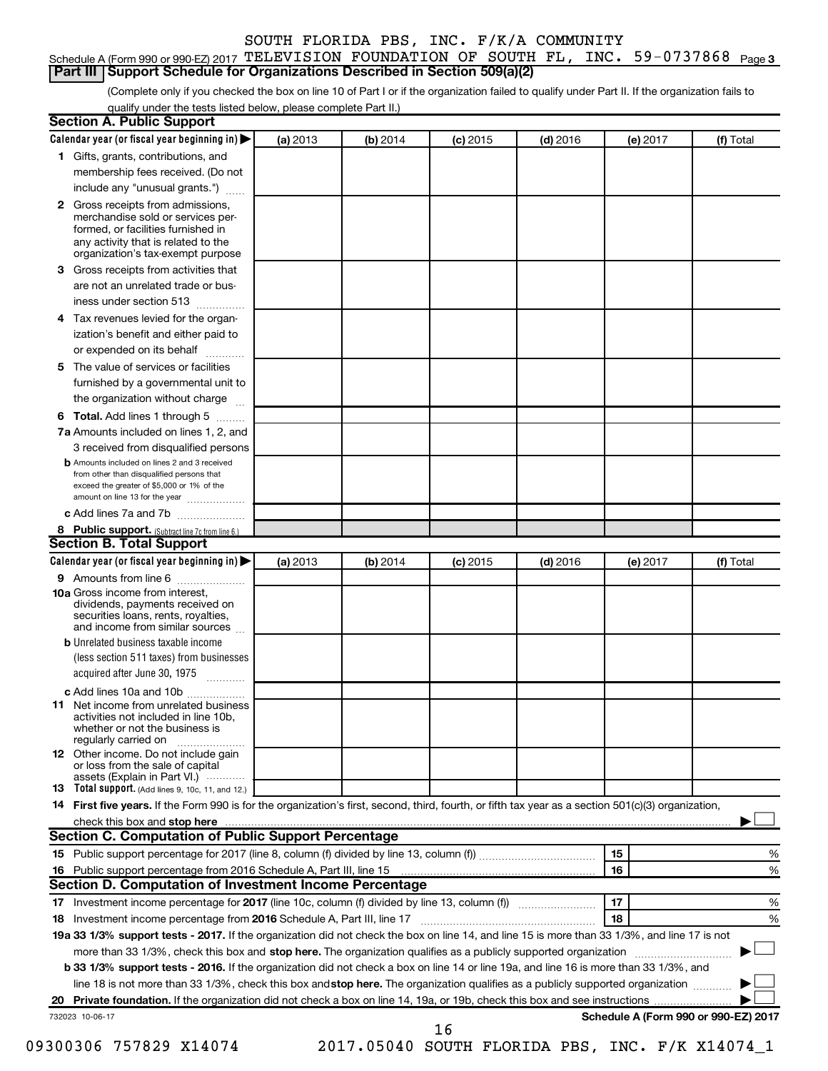SOUTH FLORIDA PBS, INC. F/K/A COMMUNITY

Schedule A (Form 990 or 990-EZ) 2017 TELEVISION FOUNDATION OF SOUTH FL, INC. 59-0737868 Page 3

## Part III Support Schedule for Organizations Described in Section 509(a)(2)

(Complete only if you checked the box on line 10 of Part I or if the organization failed to qualify under Part II. If the organization fails to qualify under the tests listed below, please complete Part II.)

### Section A. Public Support

| Calendar year (or fiscal year beginning in) ▶ | (a) 2013 | (b) 2014 | (c) 2015 | (d) 2016 | (e) 2017 | (f) Total |
|---|---|---|---|---|---|---|
| 1 Gifts, grants, contributions, and membership fees received. (Do not include any "unusual grants.") | | | | | | |
| 2 Gross receipts from admissions, merchandise sold or services performed, or facilities furnished in any activity that is related to the organization's tax-exempt purpose | | | | | | |
| 3 Gross receipts from activities that are not an unrelated trade or business under section 513 | | | | | | |
| 4 Tax revenues levied for the organization's benefit and either paid to or expended on its behalf | | | | | | |
| 5 The value of services or facilities furnished by a governmental unit to the organization without charge | | | | | | |
| 6 **Total.** Add lines 1 through 5 | | | | | | |
| 7a Amounts included on lines 1, 2, and 3 received from disqualified persons | | | | | | |
| b Amounts included on lines 2 and 3 received from other than disqualified persons that exceed the greater of $5,000 or 1% of the amount on line 13 for the year | | | | | | |
| c Add lines 7a and 7b | | | | | | |
| 8 **Public support.** (Subtract line 7c from line 6.) | | | | | | |

### Section B. Total Support

| Calendar year (or fiscal year beginning in) ▶ | (a) 2013 | (b) 2014 | (c) 2015 | (d) 2016 | (e) 2017 | (f) Total |
|---|---|---|---|---|---|---|
| 9 Amounts from line 6 | | | | | | |
| 10a Gross income from interest, dividends, payments received on securities loans, rents, royalties, and income from similar sources | | | | | | |
| b Unrelated business taxable income (less section 511 taxes) from businesses acquired after June 30, 1975 | | | | | | |
| c Add lines 10a and 10b | | | | | | |
| 11 Net income from unrelated business activities not included in line 10b, whether or not the business is regularly carried on | | | | | | |
| 12 Other income. Do not include gain or loss from the sale of capital assets (Explain in Part VI.) | | | | | | |
| 13 **Total support.** (Add lines 9, 10c, 11, and 12.) | | | | | | |

14 **First five years.** If the Form 990 is for the organization's first, second, third, fourth, or fifth tax year as a section 501(c)(3) organization, check this box and **stop here** ▶ ☐

### Section C. Computation of Public Support Percentage

| | | | |
|---|---|---|---|
| 15 | Public support percentage for 2017 (line 8, column (f) divided by line 13, column (f)) | 15 | % |
| 16 | Public support percentage from 2016 Schedule A, Part III, line 15 | 16 | % |

### Section D. Computation of Investment Income Percentage

| | | | |
|---|---|---|---|
| 17 | Investment income percentage for **2017** (line 10c, column (f) divided by line 13, column (f)) | 17 | % |
| 18 | Investment income percentage from **2016** Schedule A, Part III, line 17 | 18 | % |

**19a 33 1/3% support tests - 2017.** If the organization did not check the box on line 14, and line 15 is more than 33 1/3%, and line 17 is not more than 33 1/3%, check this box and **stop here.** The organization qualifies as a publicly supported organization ▶ ☐

**b 33 1/3% support tests - 2016.** If the organization did not check a box on line 14 or line 19a, and line 16 is more than 33 1/3%, and line 18 is not more than 33 1/3%, check this box and **stop here.** The organization qualifies as a publicly supported organization ▶ ☐

**20 Private foundation.** If the organization did not check a box on line 14, 19a, or 19b, check this box and see instructions ▶ ☐

732023 10-06-17 **Schedule A (Form 990 or 990-EZ) 2017**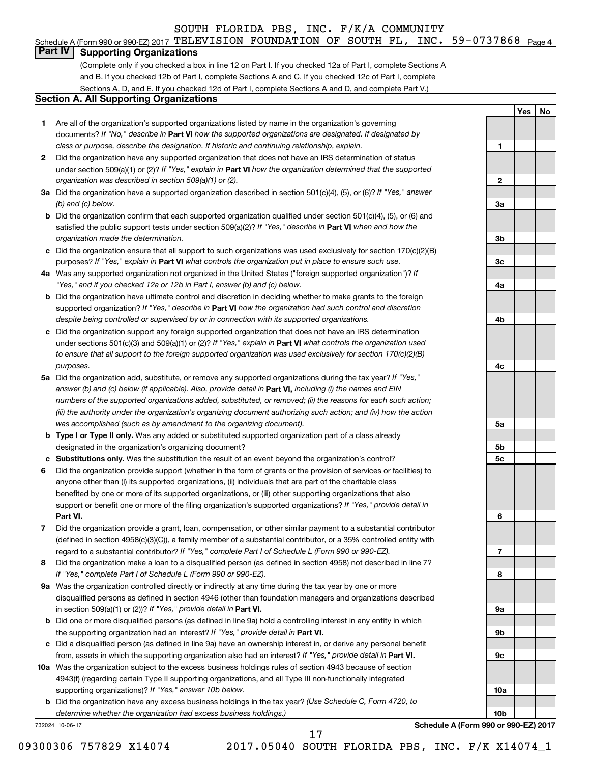SOUTH FLORIDA PBS, INC. F/K/A COMMUNITY

Schedule A (Form 990 or 990-EZ) 2017 TELEVISION FOUNDATION OF SOUTH FL, INC. 59-0737868 Page 4

## Part IV Supporting Organizations

(Complete only if you checked a box in line 12 on Part I. If you checked 12a of Part I, complete Sections A and B. If you checked 12b of Part I, complete Sections A and C. If you checked 12c of Part I, complete Sections A, D, and E. If you checked 12d of Part I, complete Sections A and D, and complete Part V.)

### Section A. All Supporting Organizations

| | | | Yes | No |
|---|---|---|---|---|
| **1** | Are all of the organization's supported organizations listed by name in the organization's governing documents? *If "No," describe in* **Part VI** *how the supported organizations are designated. If designated by class or purpose, describe the designation. If historic and continuing relationship, explain.* | **1** | | |
| **2** | Did the organization have any supported organization that does not have an IRS determination of status under section 509(a)(1) or (2)? *If "Yes," explain in* **Part VI** *how the organization determined that the supported organization was described in section 509(a)(1) or (2).* | **2** | | |
| **3a** | Did the organization have a supported organization described in section 501(c)(4), (5), or (6)? *If "Yes," answer (b) and (c) below.* | **3a** | | |
| **b** | Did the organization confirm that each supported organization qualified under section 501(c)(4), (5), or (6) and satisfied the public support tests under section 509(a)(2)? *If "Yes," describe in* **Part VI** *when and how the organization made the determination.* | **3b** | | |
| **c** | Did the organization ensure that all support to such organizations was used exclusively for section 170(c)(2)(B) purposes? *If "Yes," explain in* **Part VI** *what controls the organization put in place to ensure such use.* | **3c** | | |
| **4a** | Was any supported organization not organized in the United States ("foreign supported organization")? *If "Yes," and if you checked 12a or 12b in Part I, answer (b) and (c) below.* | **4a** | | |
| **b** | Did the organization have ultimate control and discretion in deciding whether to make grants to the foreign supported organization? *If "Yes," describe in* **Part VI** *how the organization had such control and discretion despite being controlled or supervised by or in connection with its supported organizations.* | **4b** | | |
| **c** | Did the organization support any foreign supported organization that does not have an IRS determination under sections 501(c)(3) and 509(a)(1) or (2)? *If "Yes," explain in* **Part VI** *what controls the organization used to ensure that all support to the foreign supported organization was used exclusively for section 170(c)(2)(B) purposes.* | **4c** | | |
| **5a** | Did the organization add, substitute, or remove any supported organizations during the tax year? *If "Yes," answer (b) and (c) below (if applicable). Also, provide detail in* **Part VI,** *including (i) the names and EIN numbers of the supported organizations added, substituted, or removed; (ii) the reasons for each such action; (iii) the authority under the organization's organizing document authorizing such action; and (iv) how the action was accomplished (such as by amendment to the organizing document).* | **5a** | | |
| **b** | **Type I or Type II only.** Was any added or substituted supported organization part of a class already designated in the organization's organizing document? | **5b** | | |
| **c** | **Substitutions only.** Was the substitution the result of an event beyond the organization's control? | **5c** | | |
| **6** | Did the organization provide support (whether in the form of grants or the provision of services or facilities) to anyone other than (i) its supported organizations, (ii) individuals that are part of the charitable class benefited by one or more of its supported organizations, or (iii) other supporting organizations that also support or benefit one or more of the filing organization's supported organizations? *If "Yes," provide detail in* **Part VI.** | **6** | | |
| **7** | Did the organization provide a grant, loan, compensation, or other similar payment to a substantial contributor (defined in section 4958(c)(3)(C)), a family member of a substantial contributor, or a 35% controlled entity with regard to a substantial contributor? *If "Yes," complete Part I of Schedule L (Form 990 or 990-EZ).* | **7** | | |
| **8** | Did the organization make a loan to a disqualified person (as defined in section 4958) not described in line 7? *If "Yes," complete Part I of Schedule L (Form 990 or 990-EZ).* | **8** | | |
| **9a** | Was the organization controlled directly or indirectly at any time during the tax year by one or more disqualified persons as defined in section 4946 (other than foundation managers and organizations described in section 509(a)(1) or (2))? *If "Yes," provide detail in* **Part VI.** | **9a** | | |
| **b** | Did one or more disqualified persons (as defined in line 9a) hold a controlling interest in any entity in which the supporting organization had an interest? *If "Yes," provide detail in* **Part VI.** | **9b** | | |
| **c** | Did a disqualified person (as defined in line 9a) have an ownership interest in, or derive any personal benefit from, assets in which the supporting organization also had an interest? *If "Yes," provide detail in* **Part VI.** | **9c** | | |
| **10a** | Was the organization subject to the excess business holdings rules of section 4943 because of section 4943(f) (regarding certain Type II supporting organizations, and all Type III non-functionally integrated supporting organizations)? *If "Yes," answer 10b below.* | **10a** | | |
| **b** | Did the organization have any excess business holdings in the tax year? *(Use Schedule C, Form 4720, to determine whether the organization had excess business holdings.)* | **10b** | | |

732024 10-06-17

**Schedule A (Form 990 or 990-EZ) 2017**

09300306 757829 X14074 2017.05040 SOUTH FLORIDA PBS, INC. F/K X14074_1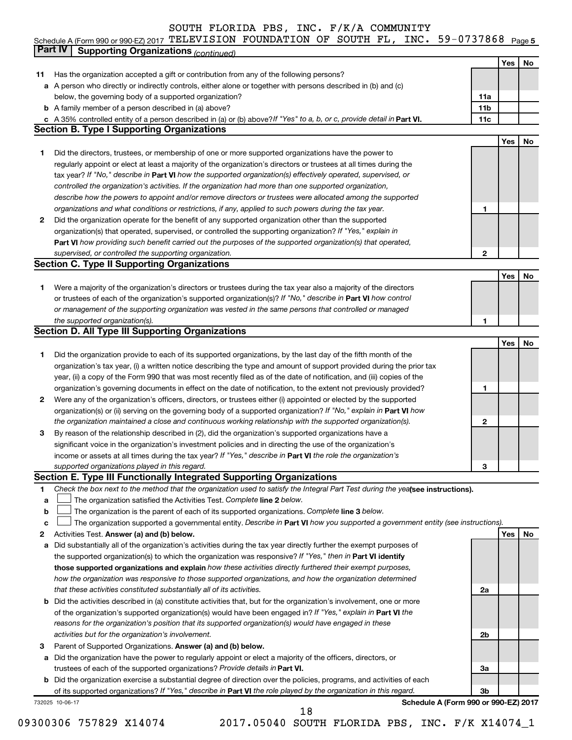SOUTH FLORIDA PBS, INC. F/K/A COMMUNITY

Schedule A (Form 990 or 990-EZ) 2017 TELEVISION FOUNDATION OF SOUTH FL, INC. 59-0737868 Page 5

## Part IV Supporting Organizations *(continued)*

| | | | Yes | No |
|---|---|---|---|---|
| 11 | Has the organization accepted a gift or contribution from any of the following persons? | | | |
| a | A person who directly or indirectly controls, either alone or together with persons described in (b) and (c) below, the governing body of a supported organization? | 11a | | |
| b | A family member of a person described in (a) above? | 11b | | |
| c | A 35% controlled entity of a person described in (a) or (b) above? *If "Yes" to a, b, or c, provide detail in* **Part VI.** | 11c | | |

### Section B. Type I Supporting Organizations

| | | | Yes | No |
|---|---|---|---|---|
| 1 | Did the directors, trustees, or membership of one or more supported organizations have the power to regularly appoint or elect at least a majority of the organization's directors or trustees at all times during the tax year? *If "No," describe in* **Part VI** *how the supported organization(s) effectively operated, supervised, or controlled the organization's activities. If the organization had more than one supported organization, describe how the powers to appoint and/or remove directors or trustees were allocated among the supported organizations and what conditions or restrictions, if any, applied to such powers during the tax year.* | 1 | | |
| 2 | Did the organization operate for the benefit of any supported organization other than the supported organization(s) that operated, supervised, or controlled the supporting organization? *If "Yes," explain in* **Part VI** *how providing such benefit carried out the purposes of the supported organization(s) that operated, supervised, or controlled the supporting organization.* | 2 | | |

### Section C. Type II Supporting Organizations

| | | | Yes | No |
|---|---|---|---|---|
| 1 | Were a majority of the organization's directors or trustees during the tax year also a majority of the directors or trustees of each of the organization's supported organization(s)? *If "No," describe in* **Part VI** *how control or management of the supporting organization was vested in the same persons that controlled or managed the supported organization(s).* | 1 | | |

### Section D. All Type III Supporting Organizations

| | | | Yes | No |
|---|---|---|---|---|
| 1 | Did the organization provide to each of its supported organizations, by the last day of the fifth month of the organization's tax year, (i) a written notice describing the type and amount of support provided during the prior tax year, (ii) a copy of the Form 990 that was most recently filed as of the date of notification, and (iii) copies of the organization's governing documents in effect on the date of notification, to the extent not previously provided? | 1 | | |
| 2 | Were any of the organization's officers, directors, or trustees either (i) appointed or elected by the supported organization(s) or (ii) serving on the governing body of a supported organization? *If "No," explain in* **Part VI** *how the organization maintained a close and continuous working relationship with the supported organization(s).* | 2 | | |
| 3 | By reason of the relationship described in (2), did the organization's supported organizations have a significant voice in the organization's investment policies and in directing the use of the organization's income or assets at all times during the tax year? *If "Yes," describe in* **Part VI** *the role the organization's supported organizations played in this regard.* | 3 | | |

### Section E. Type III Functionally Integrated Supporting Organizations

1. *Check the box next to the method that the organization used to satisfy the Integral Part Test during the year* **(see instructions).**
   - a ☐ The organization satisfied the Activities Test. *Complete* **line 2** *below.*
   - b ☐ The organization is the parent of each of its supported organizations. *Complete* **line 3** *below.*
   - c ☐ The organization supported a governmental entity. *Describe in* **Part VI** *how you supported a government entity (see instructions).*

| | | | Yes | No |
|---|---|---|---|---|
| 2 | Activities Test. **Answer (a) and (b) below.** | | | |
| a | Did substantially all of the organization's activities during the tax year directly further the exempt purposes of the supported organization(s) to which the organization was responsive? *If "Yes," then in* **Part VI identify those supported organizations and explain** *how these activities directly furthered their exempt purposes, how the organization was responsive to those supported organizations, and how the organization determined that these activities constituted substantially all of its activities.* | 2a | | |
| b | Did the activities described in (a) constitute activities that, but for the organization's involvement, one or more of the organization's supported organization(s) would have been engaged in? *If "Yes," explain in* **Part VI** *the reasons for the organization's position that its supported organization(s) would have engaged in these activities but for the organization's involvement.* | 2b | | |
| 3 | Parent of Supported Organizations. **Answer (a) and (b) below.** | | | |
| a | Did the organization have the power to regularly appoint or elect a majority of the officers, directors, or trustees of each of the supported organizations? *Provide details in* **Part VI.** | 3a | | |
| b | Did the organization exercise a substantial degree of direction over the policies, programs, and activities of each of its supported organizations? *If "Yes," describe in* **Part VI** *the role played by the organization in this regard.* | 3b | | |

732025 10-06-17 **Schedule A (Form 990 or 990-EZ) 2017**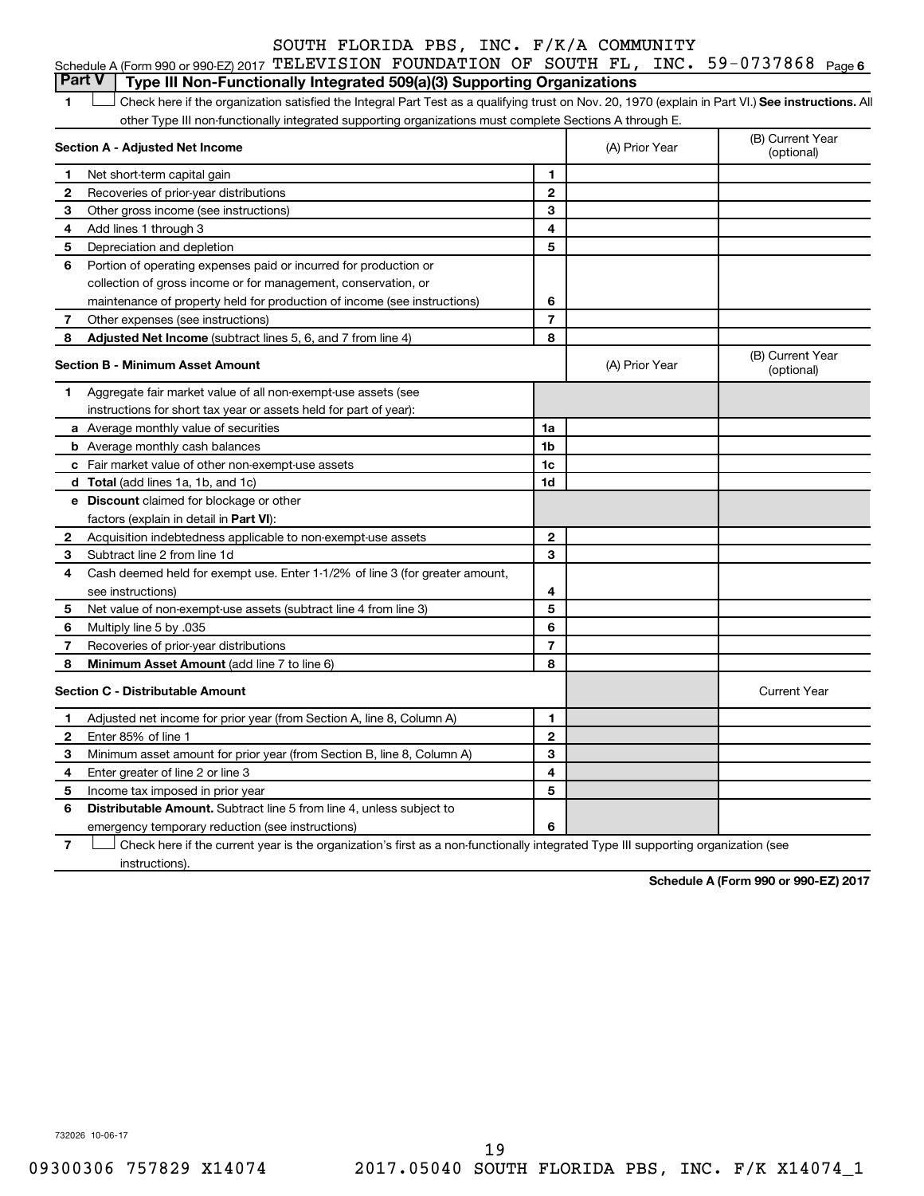SOUTH FLORIDA PBS, INC. F/K/A COMMUNITY

Schedule A (Form 990 or 990-EZ) 2017 TELEVISION FOUNDATION OF SOUTH FL, INC. 59-0737868 Page 6

## Part V  Type III Non-Functionally Integrated 509(a)(3) Supporting Organizations

1 ☐ Check here if the organization satisfied the Integral Part Test as a qualifying trust on Nov. 20, 1970 (explain in Part VI.) **See instructions.** All other Type III non-functionally integrated supporting organizations must complete Sections A through E.

| **Section A - Adjusted Net Income** | | | (A) Prior Year | (B) Current Year (optional) |
|---|---|---|---|---|
| 1 | Net short-term capital gain | 1 | | |
| 2 | Recoveries of prior-year distributions | 2 | | |
| 3 | Other gross income (see instructions) | 3 | | |
| 4 | Add lines 1 through 3 | 4 | | |
| 5 | Depreciation and depletion | 5 | | |
| 6 | Portion of operating expenses paid or incurred for production or collection of gross income or for management, conservation, or maintenance of property held for production of income (see instructions) | 6 | | |
| 7 | Other expenses (see instructions) | 7 | | |
| 8 | **Adjusted Net Income** (subtract lines 5, 6, and 7 from line 4) | 8 | | |

| **Section B - Minimum Asset Amount** | | | (A) Prior Year | (B) Current Year (optional) |
|---|---|---|---|---|
| 1 | Aggregate fair market value of all non-exempt-use assets (see instructions for short tax year or assets held for part of year): | | | |
| a | Average monthly value of securities | 1a | | |
| b | Average monthly cash balances | 1b | | |
| c | Fair market value of other non-exempt-use assets | 1c | | |
| d | **Total** (add lines 1a, 1b, and 1c) | 1d | | |
| e | **Discount** claimed for blockage or other factors (explain in detail in **Part VI**): | | | |
| 2 | Acquisition indebtedness applicable to non-exempt-use assets | 2 | | |
| 3 | Subtract line 2 from line 1d | 3 | | |
| 4 | Cash deemed held for exempt use. Enter 1-1/2% of line 3 (for greater amount, see instructions) | 4 | | |
| 5 | Net value of non-exempt-use assets (subtract line 4 from line 3) | 5 | | |
| 6 | Multiply line 5 by .035 | 6 | | |
| 7 | Recoveries of prior-year distributions | 7 | | |
| 8 | **Minimum Asset Amount** (add line 7 to line 6) | 8 | | |

| **Section C - Distributable Amount** | | | | Current Year |
|---|---|---|---|---|
| 1 | Adjusted net income for prior year (from Section A, line 8, Column A) | 1 | | |
| 2 | Enter 85% of line 1 | 2 | | |
| 3 | Minimum asset amount for prior year (from Section B, line 8, Column A) | 3 | | |
| 4 | Enter greater of line 2 or line 3 | 4 | | |
| 5 | Income tax imposed in prior year | 5 | | |
| 6 | **Distributable Amount.** Subtract line 5 from line 4, unless subject to emergency temporary reduction (see instructions) | 6 | | |

7 ☐ Check here if the current year is the organization's first as a non-functionally integrated Type III supporting organization (see instructions).

**Schedule A (Form 990 or 990-EZ) 2017**

732026 10-06-17

09300306 757829 X14074 2017.05040 SOUTH FLORIDA PBS, INC. F/K X14074_1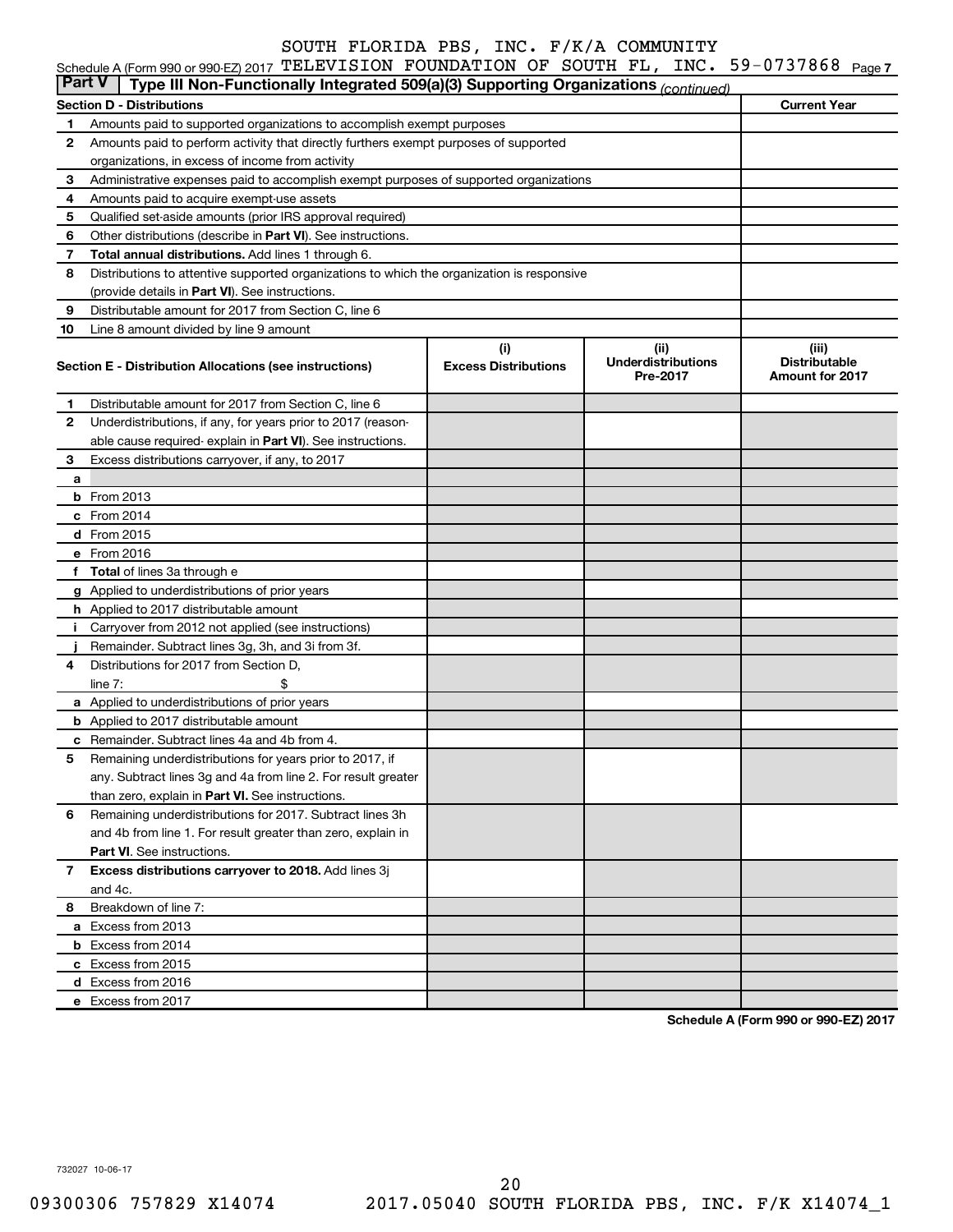SOUTH FLORIDA PBS, INC. F/K/A COMMUNITY

Schedule A (Form 990 or 990-EZ) 2017 TELEVISION FOUNDATION OF SOUTH FL, INC. 59-0737868 Page 7

**Part V** | **Type III Non-Functionally Integrated 509(a)(3) Supporting Organizations** *(continued)*

| **Section D - Distributions** | | **Current Year** |
|---|---|---|
| 1 | Amounts paid to supported organizations to accomplish exempt purposes | |
| 2 | Amounts paid to perform activity that directly furthers exempt purposes of supported organizations, in excess of income from activity | |
| 3 | Administrative expenses paid to accomplish exempt purposes of supported organizations | |
| 4 | Amounts paid to acquire exempt-use assets | |
| 5 | Qualified set-aside amounts (prior IRS approval required) | |
| 6 | Other distributions (describe in **Part VI**). See instructions. | |
| 7 | **Total annual distributions.** Add lines 1 through 6. | |
| 8 | Distributions to attentive supported organizations to which the organization is responsive (provide details in **Part VI**). See instructions. | |
| 9 | Distributable amount for 2017 from Section C, line 6 | |
| 10 | Line 8 amount divided by line 9 amount | |

| | **Section E - Distribution Allocations (see instructions)** | **(i) Excess Distributions** | **(ii) Underdistributions Pre-2017** | **(iii) Distributable Amount for 2017** |
|---|---|---|---|---|
| 1 | Distributable amount for 2017 from Section C, line 6 | | | |
| 2 | Underdistributions, if any, for years prior to 2017 (reasonable cause required- explain in **Part VI**). See instructions. | | | |
| 3 | Excess distributions carryover, if any, to 2017 | | | |
| a | | | | |
| b | From 2013 | | | |
| c | From 2014 | | | |
| d | From 2015 | | | |
| e | From 2016 | | | |
| f | **Total** of lines 3a through e | | | |
| g | Applied to underdistributions of prior years | | | |
| h | Applied to 2017 distributable amount | | | |
| i | Carryover from 2012 not applied (see instructions) | | | |
| j | Remainder. Subtract lines 3g, 3h, and 3i from 3f. | | | |
| 4 | Distributions for 2017 from Section D, line 7: $ | | | |
| a | Applied to underdistributions of prior years | | | |
| b | Applied to 2017 distributable amount | | | |
| c | Remainder. Subtract lines 4a and 4b from 4. | | | |
| 5 | Remaining underdistributions for years prior to 2017, if any. Subtract lines 3g and 4a from line 2. For result greater than zero, explain in **Part VI.** See instructions. | | | |
| 6 | Remaining underdistributions for 2017. Subtract lines 3h and 4b from line 1. For result greater than zero, explain in **Part VI**. See instructions. | | | |
| 7 | **Excess distributions carryover to 2018.** Add lines 3j and 4c. | | | |
| 8 | Breakdown of line 7: | | | |
| a | Excess from 2013 | | | |
| b | Excess from 2014 | | | |
| c | Excess from 2015 | | | |
| d | Excess from 2016 | | | |
| e | Excess from 2017 | | | |

**Schedule A (Form 990 or 990-EZ) 2017**

732027 10-06-17

09300306 757829 X14074 2017.05040 SOUTH FLORIDA PBS, INC. F/K X14074_1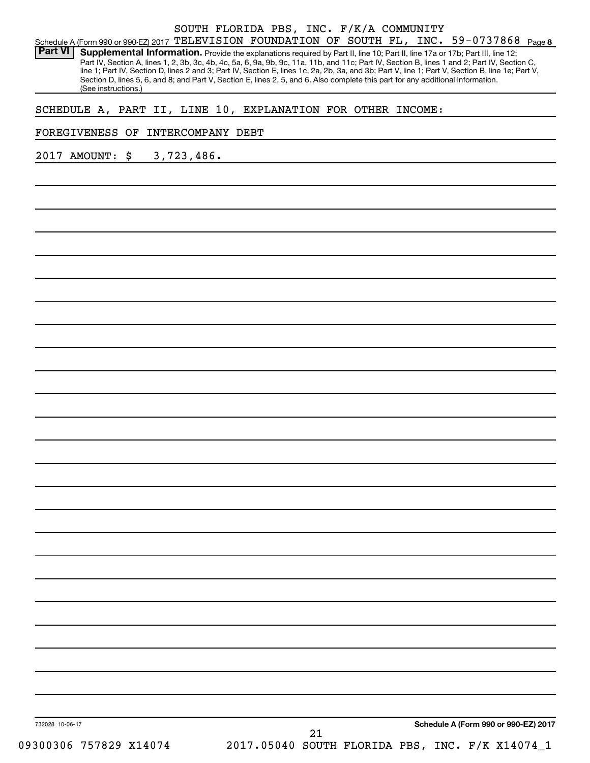SOUTH FLORIDA PBS, INC. F/K/A COMMUNITY
Schedule A (Form 990 or 990-EZ) 2017 TELEVISION FOUNDATION OF SOUTH FL, INC. 59-0737868 Page 8

**Part VI** **Supplemental Information.** Provide the explanations required by Part II, line 10; Part II, line 17a or 17b; Part III, line 12; Part IV, Section A, lines 1, 2, 3b, 3c, 4b, 4c, 5a, 6, 9a, 9b, 9c, 11a, 11b, and 11c; Part IV, Section B, lines 1 and 2; Part IV, Section C, line 1; Part IV, Section D, lines 2 and 3; Part IV, Section E, lines 1c, 2a, 2b, 3a, and 3b; Part V, line 1; Part V, Section B, line 1e; Part V, Section D, lines 5, 6, and 8; and Part V, Section E, lines 2, 5, and 6. Also complete this part for any additional information. (See instructions.)

SCHEDULE A, PART II, LINE 10, EXPLANATION FOR OTHER INCOME:

FOREGIVENESS OF INTERCOMPANY DEBT

2017 AMOUNT: $ 3,723,486.

732028 10-06-17 **Schedule A (Form 990 or 990-EZ) 2017**

09300306 757829 X14074 2017.05040 SOUTH FLORIDA PBS, INC. F/K X14074_1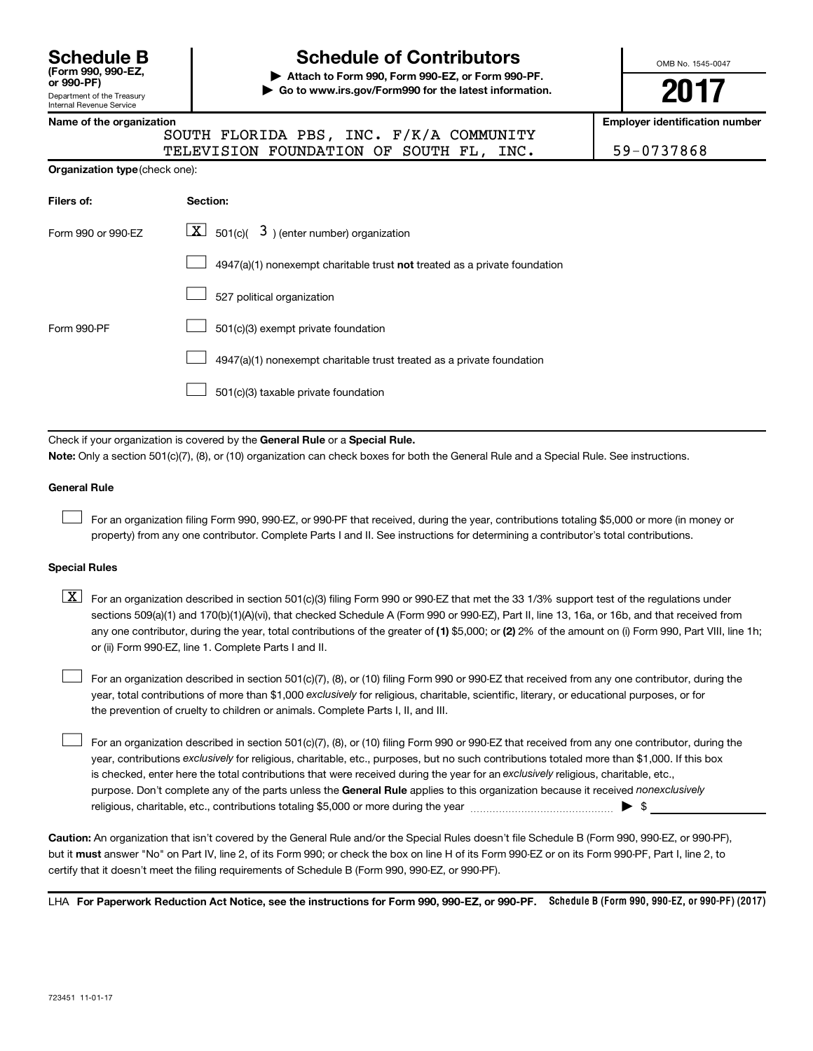# Schedule B (Form 990, 990-EZ, or 990-PF)

Department of the Treasury
Internal Revenue Service

## Schedule of Contributors

▶ **Attach to Form 990, Form 990-EZ, or Form 990-PF.**
▶ **Go to www.irs.gov/Form990 for the latest information.**

OMB No. 1545-0047

**2017**

**Name of the organization**
SOUTH FLORIDA PBS, INC. F/K/A COMMUNITY TELEVISION FOUNDATION OF SOUTH FL, INC.

**Employer identification number**
59-0737868

**Organization type** (check one):

| Filers of: | Section: |
|---|---|
| Form 990 or 990-EZ | [X] 501(c)( 3 ) (enter number) organization |
| | [ ] 4947(a)(1) nonexempt charitable trust **not** treated as a private foundation |
| | [ ] 527 political organization |
| Form 990-PF | [ ] 501(c)(3) exempt private foundation |
| | [ ] 4947(a)(1) nonexempt charitable trust treated as a private foundation |
| | [ ] 501(c)(3) taxable private foundation |

Check if your organization is covered by the **General Rule** or a **Special Rule.**

**Note:** Only a section 501(c)(7), (8), or (10) organization can check boxes for both the General Rule and a Special Rule. See instructions.

### General Rule

[ ] For an organization filing Form 990, 990-EZ, or 990-PF that received, during the year, contributions totaling $5,000 or more (in money or property) from any one contributor. Complete Parts I and II. See instructions for determining a contributor's total contributions.

### Special Rules

[X] For an organization described in section 501(c)(3) filing Form 990 or 990-EZ that met the 33 1/3% support test of the regulations under sections 509(a)(1) and 170(b)(1)(A)(vi), that checked Schedule A (Form 990 or 990-EZ), Part II, line 13, 16a, or 16b, and that received from any one contributor, during the year, total contributions of the greater of **(1)** $5,000; or **(2)** 2% of the amount on (i) Form 990, Part VIII, line 1h; or (ii) Form 990-EZ, line 1. Complete Parts I and II.

[ ] For an organization described in section 501(c)(7), (8), or (10) filing Form 990 or 990-EZ that received from any one contributor, during the year, total contributions of more than $1,000 *exclusively* for religious, charitable, scientific, literary, or educational purposes, or for the prevention of cruelty to children or animals. Complete Parts I, II, and III.

[ ] For an organization described in section 501(c)(7), (8), or (10) filing Form 990 or 990-EZ that received from any one contributor, during the year, contributions *exclusively* for religious, charitable, etc., purposes, but no such contributions totaled more than $1,000. If this box is checked, enter here the total contributions that were received during the year for an *exclusively* religious, charitable, etc., purpose. Don't complete any of the parts unless the **General Rule** applies to this organization because it received *nonexclusively* religious, charitable, etc., contributions totaling $5,000 or more during the year ▶ $ ____________

**Caution:** An organization that isn't covered by the General Rule and/or the Special Rules doesn't file Schedule B (Form 990, 990-EZ, or 990-PF), but it **must** answer "No" on Part IV, line 2, of its Form 990; or check the box on line H of its Form 990-EZ or on its Form 990-PF, Part I, line 2, to certify that it doesn't meet the filing requirements of Schedule B (Form 990, 990-EZ, or 990-PF).

LHA **For Paperwork Reduction Act Notice, see the instructions for Form 990, 990-EZ, or 990-PF.** **Schedule B (Form 990, 990-EZ, or 990-PF) (2017)**

723451 11-01-17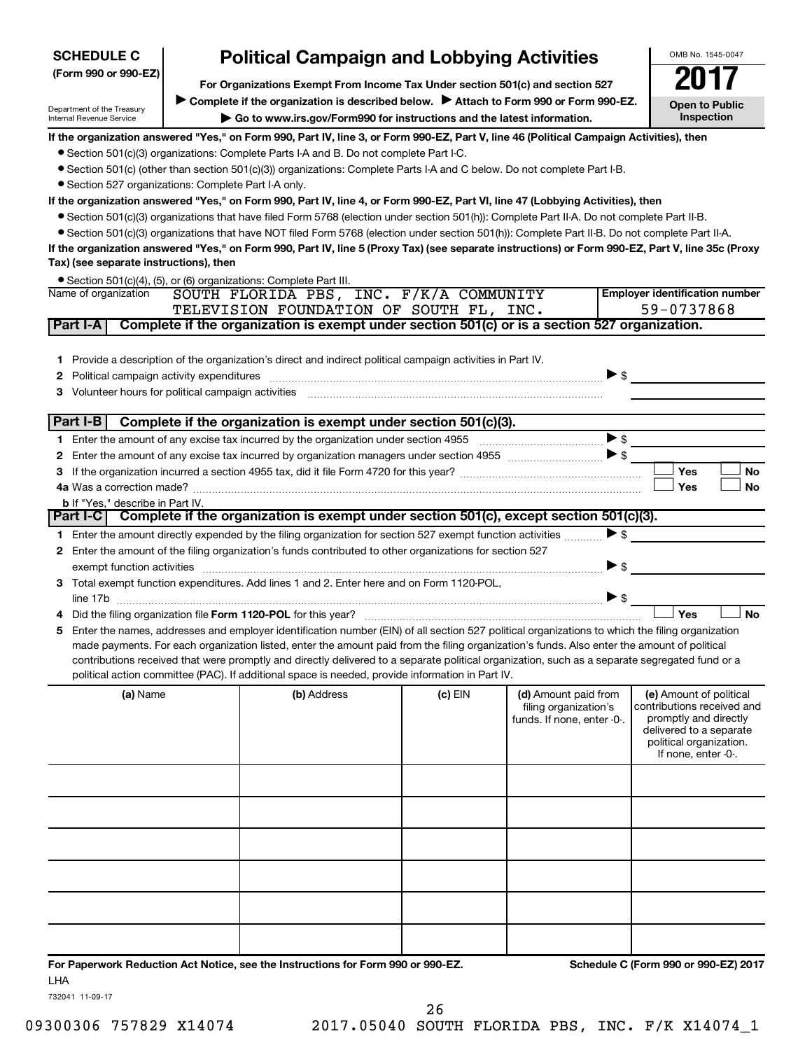**SCHEDULE C (Form 990 or 990-EZ)**

Department of the Treasury
Internal Revenue Service

# Political Campaign and Lobbying Activities

**For Organizations Exempt From Income Tax Under section 501(c) and section 527**

**▶ Complete if the organization is described below. ▶ Attach to Form 990 or Form 990-EZ.**

**▶ Go to www.irs.gov/Form990 for instructions and the latest information.**

OMB No. 1545-0047

**2017**

**Open to Public Inspection**

**If the organization answered "Yes," on Form 990, Part IV, line 3, or Form 990-EZ, Part V, line 46 (Political Campaign Activities), then**

- Section 501(c)(3) organizations: Complete Parts I-A and B. Do not complete Part I-C.
- Section 501(c) (other than section 501(c)(3)) organizations: Complete Parts I-A and C below. Do not complete Part I-B.
- Section 527 organizations: Complete Part I-A only.

**If the organization answered "Yes," on Form 990, Part IV, line 4, or Form 990-EZ, Part VI, line 47 (Lobbying Activities), then**

- Section 501(c)(3) organizations that have filed Form 5768 (election under section 501(h)): Complete Part II-A. Do not complete Part II-B.
- Section 501(c)(3) organizations that have NOT filed Form 5768 (election under section 501(h)): Complete Part II-B. Do not complete Part II-A.

**If the organization answered "Yes," on Form 990, Part IV, line 5 (Proxy Tax) (see separate instructions) or Form 990-EZ, Part V, line 35c (Proxy Tax) (see separate instructions), then**

- Section 501(c)(4), (5), or (6) organizations: Complete Part III.

| Name of organization | Employer identification number |
|---|---|
| SOUTH FLORIDA PBS, INC. F/K/A COMMUNITY TELEVISION FOUNDATION OF SOUTH FL, INC. | 59-0737868 |

## Part I-A Complete if the organization is exempt under section 501(c) or is a section 527 organization.

1. Provide a description of the organization's direct and indirect political campaign activities in Part IV.
2. Political campaign activity expenditures ▶ $
3. Volunteer hours for political campaign activities

## Part I-B Complete if the organization is exempt under section 501(c)(3).

1. Enter the amount of any excise tax incurred by the organization under section 4955 ▶ $
2. Enter the amount of any excise tax incurred by organization managers under section 4955 ▶ $
3. If the organization incurred a section 4955 tax, did it file Form 4720 for this year? ☐ Yes ☐ No

4a. Was a correction made? ☐ Yes ☐ No

b. If "Yes," describe in Part IV.

## Part I-C Complete if the organization is exempt under section 501(c), except section 501(c)(3).

1. Enter the amount directly expended by the filing organization for section 527 exempt function activities ▶ $
2. Enter the amount of the filing organization's funds contributed to other organizations for section 527 exempt function activities ▶ $
3. Total exempt function expenditures. Add lines 1 and 2. Enter here and on Form 1120-POL, line 17b ▶ $
4. Did the filing organization file **Form 1120-POL** for this year? ☐ Yes ☐ No
5. Enter the names, addresses and employer identification number (EIN) of all section 527 political organizations to which the filing organization made payments. For each organization listed, enter the amount paid from the filing organization's funds. Also enter the amount of political contributions received that were promptly and directly delivered to a separate political organization, such as a separate segregated fund or a political action committee (PAC). If additional space is needed, provide information in Part IV.

| (a) Name | (b) Address | (c) EIN | (d) Amount paid from filing organization's funds. If none, enter -0-. | (e) Amount of political contributions received and promptly and directly delivered to a separate political organization. If none, enter -0-. |
|---|---|---|---|---|
| | | | | |
| | | | | |
| | | | | |
| | | | | |
| | | | | |
| | | | | |

**For Paperwork Reduction Act Notice, see the Instructions for Form 990 or 990-EZ.** **Schedule C (Form 990 or 990-EZ) 2017**

LHA

732041 11-09-17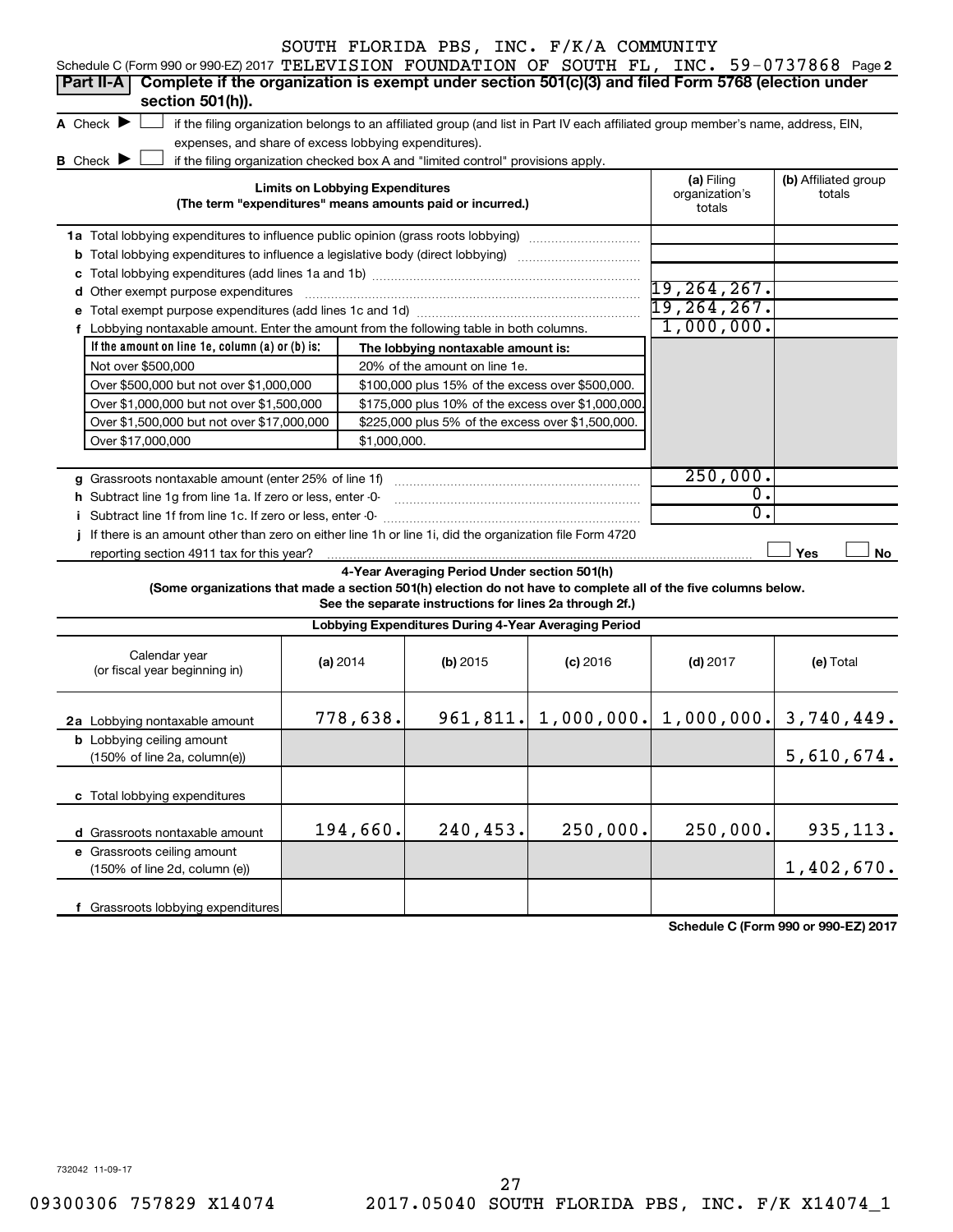SOUTH FLORIDA PBS, INC. F/K/A COMMUNITY

Schedule C (Form 990 or 990-EZ) 2017 TELEVISION FOUNDATION OF SOUTH FL, INC. 59-0737868 Page 2

**Part II-A** **Complete if the organization is exempt under section 501(c)(3) and filed Form 5768 (election under section 501(h)).**

A Check ▶ ☐ if the filing organization belongs to an affiliated group (and list in Part IV each affiliated group member's name, address, EIN, expenses, and share of excess lobbying expenditures).

B Check ▶ ☐ if the filing organization checked box A and "limited control" provisions apply.

| Limits on Lobbying Expenditures (The term "expenditures" means amounts paid or incurred.) | (a) Filing organization's totals | (b) Affiliated group totals |
|---|---|---|
| 1a Total lobbying expenditures to influence public opinion (grass roots lobbying) | | |
| b Total lobbying expenditures to influence a legislative body (direct lobbying) | | |
| c Total lobbying expenditures (add lines 1a and 1b) | | |
| d Other exempt purpose expenditures | 19,264,267. | |
| e Total exempt purpose expenditures (add lines 1c and 1d) | 19,264,267. | |
| f Lobbying nontaxable amount. Enter the amount from the following table in both columns. | 1,000,000. | |

| If the amount on line 1e, column (a) or (b) is: | The lobbying nontaxable amount is: |
|---|---|
| Not over $500,000 | 20% of the amount on line 1e. |
| Over $500,000 but not over $1,000,000 | $100,000 plus 15% of the excess over $500,000. |
| Over $1,000,000 but not over $1,500,000 | $175,000 plus 10% of the excess over $1,000,000. |
| Over $1,500,000 but not over $17,000,000 | $225,000 plus 5% of the excess over $1,500,000. |
| Over $17,000,000 | $1,000,000. |

| | (a) Filing organization's totals | (b) Affiliated group totals |
|---|---|---|
| g Grassroots nontaxable amount (enter 25% of line 1f) | 250,000. | |
| h Subtract line 1g from line 1a. If zero or less, enter -0- | 0. | |
| i Subtract line 1f from line 1c. If zero or less, enter -0- | 0. | |
| j If there is an amount other than zero on either line 1h or line 1i, did the organization file Form 4720 reporting section 4911 tax for this year? | ☐ Yes | ☐ No |

**4-Year Averaging Period Under section 501(h)**

**(Some organizations that made a section 501(h) election do not have to complete all of the five columns below. See the separate instructions for lines 2a through 2f.)**

**Lobbying Expenditures During 4-Year Averaging Period**

| Calendar year (or fiscal year beginning in) | (a) 2014 | (b) 2015 | (c) 2016 | (d) 2017 | (e) Total |
|---|---|---|---|---|---|
| 2a Lobbying nontaxable amount | 778,638. | 961,811. | 1,000,000. | 1,000,000. | 3,740,449. |
| b Lobbying ceiling amount (150% of line 2a, column(e)) | | | | | 5,610,674. |
| c Total lobbying expenditures | | | | | |
| d Grassroots nontaxable amount | 194,660. | 240,453. | 250,000. | 250,000. | 935,113. |
| e Grassroots ceiling amount (150% of line 2d, column (e)) | | | | | 1,402,670. |
| f Grassroots lobbying expenditures | | | | | |

**Schedule C (Form 990 or 990-EZ) 2017**

732042 11-09-17

09300306 757829 X14074 2017.05040 SOUTH FLORIDA PBS, INC. F/K X14074_1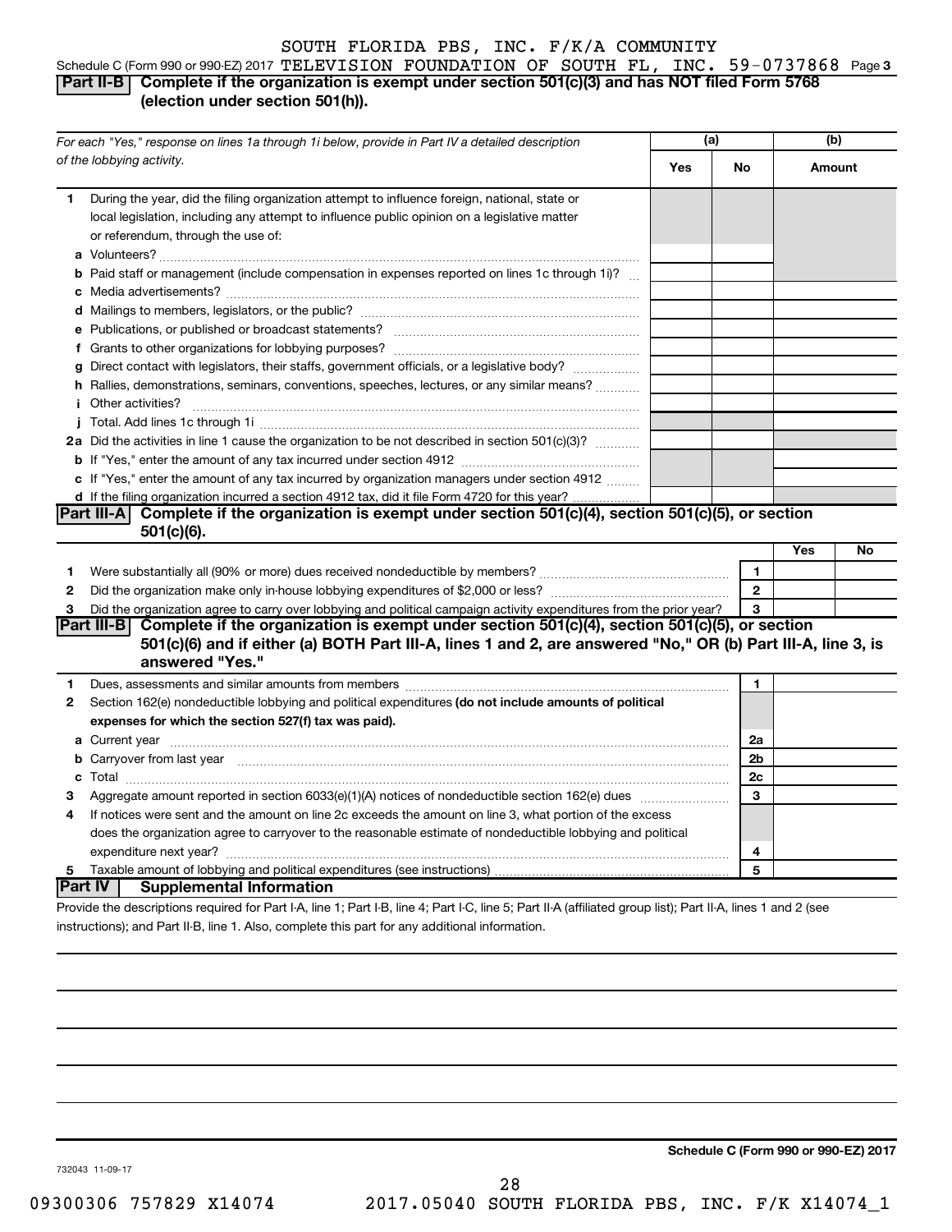SOUTH FLORIDA PBS, INC. F/K/A COMMUNITY

Schedule C (Form 990 or 990-EZ) 2017 TELEVISION FOUNDATION OF SOUTH FL, INC. 59-0737868 Page 3

## Part II-B Complete if the organization is exempt under section 501(c)(3) and has NOT filed Form 5768 (election under section 501(h)).

| For each "Yes," response on lines 1a through 1i below, provide in Part IV a detailed description of the lobbying activity. | (a) Yes | (a) No | (b) Amount |
|---|---|---|---|
| **1** During the year, did the filing organization attempt to influence foreign, national, state or local legislation, including any attempt to influence public opinion on a legislative matter or referendum, through the use of: | | | |
| **a** Volunteers? | | | |
| **b** Paid staff or management (include compensation in expenses reported on lines 1c through 1i)? | | | |
| **c** Media advertisements? | | | |
| **d** Mailings to members, legislators, or the public? | | | |
| **e** Publications, or published or broadcast statements? | | | |
| **f** Grants to other organizations for lobbying purposes? | | | |
| **g** Direct contact with legislators, their staffs, government officials, or a legislative body? | | | |
| **h** Rallies, demonstrations, seminars, conventions, speeches, lectures, or any similar means? | | | |
| **i** Other activities? | | | |
| **j** Total. Add lines 1c through 1i | | | |
| **2a** Did the activities in line 1 cause the organization to be not described in section 501(c)(3)? | | | |
| **b** If "Yes," enter the amount of any tax incurred under section 4912 | | | |
| **c** If "Yes," enter the amount of any tax incurred by organization managers under section 4912 | | | |
| **d** If the filing organization incurred a section 4912 tax, did it file Form 4720 for this year? | | | |

## Part III-A Complete if the organization is exempt under section 501(c)(4), section 501(c)(5), or section 501(c)(6).

| | | | Yes | No |
|---|---|---|---|---|
| **1** | Were substantially all (90% or more) dues received nondeductible by members? | 1 | | |
| **2** | Did the organization make only in-house lobbying expenditures of $2,000 or less? | 2 | | |
| **3** | Did the organization agree to carry over lobbying and political campaign activity expenditures from the prior year? | 3 | | |

## Part III-B Complete if the organization is exempt under section 501(c)(4), section 501(c)(5), or section 501(c)(6) and if either (a) BOTH Part III-A, lines 1 and 2, are answered "No," OR (b) Part III-A, line 3, is answered "Yes."

| | | | |
|---|---|---|---|
| **1** | Dues, assessments and similar amounts from members | 1 | |
| **2** | Section 162(e) nondeductible lobbying and political expenditures **(do not include amounts of political expenses for which the section 527(f) tax was paid).** | | |
| **a** | Current year | 2a | |
| **b** | Carryover from last year | 2b | |
| **c** | Total | 2c | |
| **3** | Aggregate amount reported in section 6033(e)(1)(A) notices of nondeductible section 162(e) dues | 3 | |
| **4** | If notices were sent and the amount on line 2c exceeds the amount on line 3, what portion of the excess does the organization agree to carryover to the reasonable estimate of nondeductible lobbying and political expenditure next year? | 4 | |
| **5** | Taxable amount of lobbying and political expenditures (see instructions) | 5 | |

## Part IV Supplemental Information

Provide the descriptions required for Part I-A, line 1; Part I-B, line 4; Part I-C, line 5; Part II-A (affiliated group list); Part II-A, lines 1 and 2 (see instructions); and Part II-B, line 1. Also, complete this part for any additional information.

**Schedule C (Form 990 or 990-EZ) 2017**

732043 11-09-17

09300306 757829 X14074 2017.05040 SOUTH FLORIDA PBS, INC. F/K X14074_1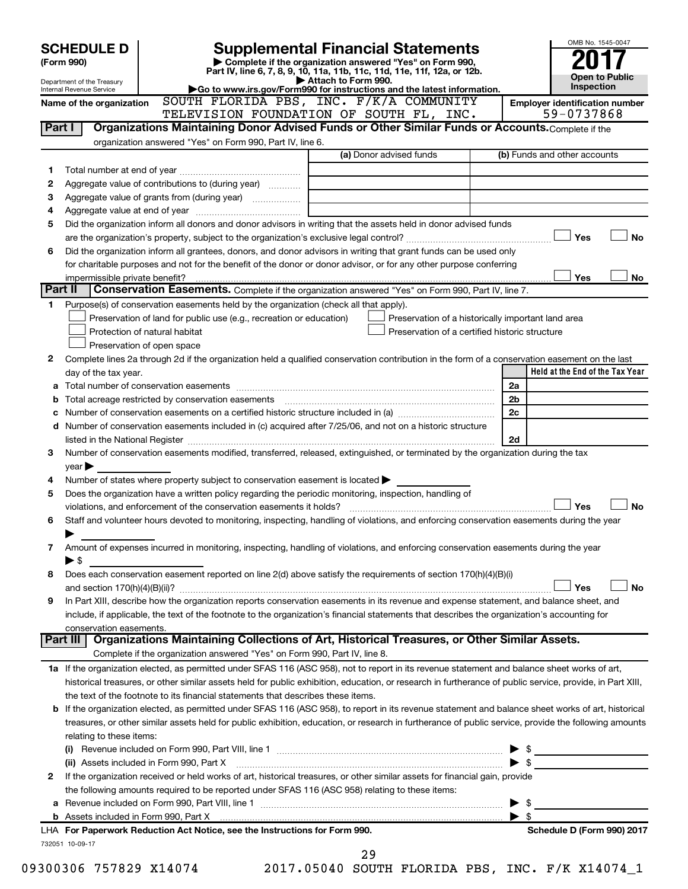# SCHEDULE D (Form 990)

Department of the Treasury
Internal Revenue Service

## Supplemental Financial Statements

▶ Complete if the organization answered "Yes" on Form 990, Part IV, line 6, 7, 8, 9, 10, 11a, 11b, 11c, 11d, 11e, 11f, 12a, or 12b.
▶ Attach to Form 990.
▶Go to www.irs.gov/Form990 for instructions and the latest information.

OMB No. 1545-0047

**2017**

**Open to Public Inspection**

Name of the organization: SOUTH FLORIDA PBS, INC. F/K/A COMMUNITY TELEVISION FOUNDATION OF SOUTH FL, INC.

Employer identification number: 59-0737868

## Part I Organizations Maintaining Donor Advised Funds or Other Similar Funds or Accounts.

Complete if the organization answered "Yes" on Form 990, Part IV, line 6.

| | | (a) Donor advised funds | (b) Funds and other accounts |
|---|---|---|---|
| 1 | Total number at end of year | | |
| 2 | Aggregate value of contributions to (during year) | | |
| 3 | Aggregate value of grants from (during year) | | |
| 4 | Aggregate value at end of year | | |

5 Did the organization inform all donors and donor advisors in writing that the assets held in donor advised funds are the organization's property, subject to the organization's exclusive legal control? ☐ Yes ☐ No

6 Did the organization inform all grantees, donors, and donor advisors in writing that grant funds can be used only for charitable purposes and not for the benefit of the donor or donor advisor, or for any other purpose conferring impermissible private benefit? ☐ Yes ☐ No

## Part II Conservation Easements.

Complete if the organization answered "Yes" on Form 990, Part IV, line 7.

1 Purpose(s) of conservation easements held by the organization (check all that apply).

- ☐ Preservation of land for public use (e.g., recreation or education)
- ☐ Protection of natural habitat
- ☐ Preservation of open space
- ☐ Preservation of a historically important land area
- ☐ Preservation of a certified historic structure

2 Complete lines 2a through 2d if the organization held a qualified conservation contribution in the form of a conservation easement on the last day of the tax year.

| | | | Held at the End of the Tax Year |
|---|---|---|---|
| a | Total number of conservation easements | 2a | |
| b | Total acreage restricted by conservation easements | 2b | |
| c | Number of conservation easements on a certified historic structure included in (a) | 2c | |
| d | Number of conservation easements included in (c) acquired after 7/25/06, and not on a historic structure listed in the National Register | 2d | |

3 Number of conservation easements modified, transferred, released, extinguished, or terminated by the organization during the tax year ▶

4 Number of states where property subject to conservation easement is located ▶

5 Does the organization have a written policy regarding the periodic monitoring, inspection, handling of violations, and enforcement of the conservation easements it holds? ☐ Yes ☐ No

6 Staff and volunteer hours devoted to monitoring, inspecting, handling of violations, and enforcing conservation easements during the year ▶

7 Amount of expenses incurred in monitoring, inspecting, handling of violations, and enforcing conservation easements during the year ▶ $

8 Does each conservation easement reported on line 2(d) above satisfy the requirements of section 170(h)(4)(B)(i) and section 170(h)(4)(B)(ii)? ☐ Yes ☐ No

9 In Part XIII, describe how the organization reports conservation easements in its revenue and expense statement, and balance sheet, and include, if applicable, the text of the footnote to the organization's financial statements that describes the organization's accounting for conservation easements.

## Part III Organizations Maintaining Collections of Art, Historical Treasures, or Other Similar Assets.

Complete if the organization answered "Yes" on Form 990, Part IV, line 8.

1a If the organization elected, as permitted under SFAS 116 (ASC 958), not to report in its revenue statement and balance sheet works of art, historical treasures, or other similar assets held for public exhibition, education, or research in furtherance of public service, provide, in Part XIII, the text of the footnote to its financial statements that describes these items.

b If the organization elected, as permitted under SFAS 116 (ASC 958), to report in its revenue statement and balance sheet works of art, historical treasures, or other similar assets held for public exhibition, education, or research in furtherance of public service, provide the following amounts relating to these items:

(i) Revenue included on Form 990, Part VIII, line 1 ▶ $

(ii) Assets included in Form 990, Part X ▶ $

2 If the organization received or held works of art, historical treasures, or other similar assets for financial gain, provide the following amounts required to be reported under SFAS 116 (ASC 958) relating to these items:

a Revenue included on Form 990, Part VIII, line 1 ▶ $

b Assets included in Form 990, Part X ▶ $

LHA For Paperwork Reduction Act Notice, see the Instructions for Form 990.

Schedule D (Form 990) 2017

732051 10-09-17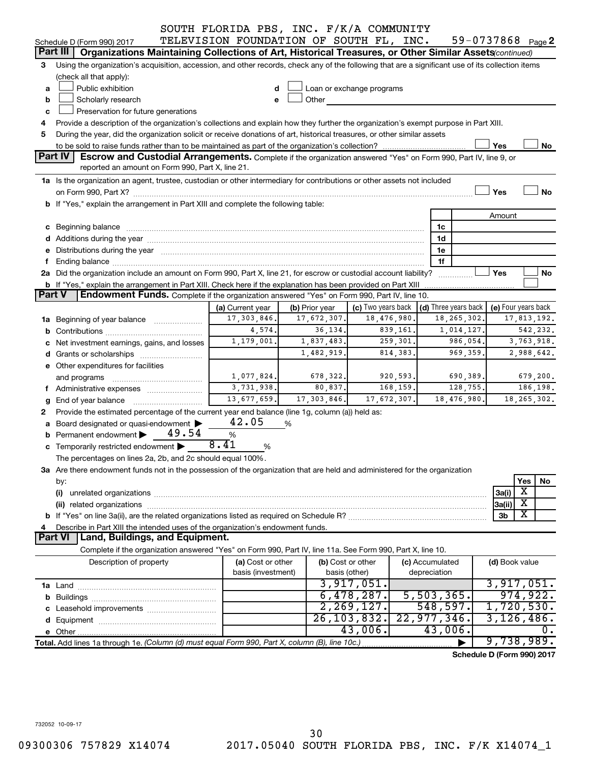SOUTH FLORIDA PBS, INC. F/K/A COMMUNITY TELEVISION FOUNDATION OF SOUTH FL, INC. 59-0737868

Schedule D (Form 990) 2017 Page 2

## Part III Organizations Maintaining Collections of Art, Historical Treasures, or Other Similar Assets *(continued)*

3 Using the organization's acquisition, accession, and other records, check any of the following that are a significant use of its collection items (check all that apply):

- a ☐ Public exhibition
- b ☐ Scholarly research
- c ☐ Preservation for future generations
- d ☐ Loan or exchange programs
- e ☐ Other

4 Provide a description of the organization's collections and explain how they further the organization's exempt purpose in Part XIII.

5 During the year, did the organization solicit or receive donations of art, historical treasures, or other similar assets to be sold to raise funds rather than to be maintained as part of the organization's collection? ☐ Yes ☐ No

## Part IV Escrow and Custodial Arrangements.

Complete if the organization answered "Yes" on Form 990, Part IV, line 9, or reported an amount on Form 990, Part X, line 21.

1a Is the organization an agent, trustee, custodian or other intermediary for contributions or other assets not included on Form 990, Part X? ☐ Yes ☐ No

b If "Yes," explain the arrangement in Part XIII and complete the following table:

| | | Amount |
|---|---|---|
| c Beginning balance | 1c | |
| d Additions during the year | 1d | |
| e Distributions during the year | 1e | |
| f Ending balance | 1f | |

2a Did the organization include an amount on Form 990, Part X, line 21, for escrow or custodial account liability? ☐ Yes ☐ No

b If "Yes," explain the arrangement in Part XIII. Check here if the explanation has been provided on Part XIII ☐

## Part V Endowment Funds.

Complete if the organization answered "Yes" on Form 990, Part IV, line 10.

| | (a) Current year | (b) Prior year | (c) Two years back | (d) Three years back | (e) Four years back |
|---|---|---|---|---|---|
| 1a Beginning of year balance | 17,303,846. | 17,672,307. | 18,476,980. | 18,265,302. | 17,813,192. |
| b Contributions | 4,574. | 36,134. | 839,161. | 1,014,127. | 542,232. |
| c Net investment earnings, gains, and losses | 1,179,001. | 1,837,483. | 259,301. | 986,054. | 3,763,918. |
| d Grants or scholarships | | 1,482,919. | 814,383. | 969,359. | 2,988,642. |
| e Other expenditures for facilities and programs | 1,077,824. | 678,322. | 920,593. | 690,389. | 679,200. |
| f Administrative expenses | 3,731,938. | 80,837. | 168,159. | 128,755. | 186,198. |
| g End of year balance | 13,677,659. | 17,303,846. | 17,672,307. | 18,476,980. | 18,265,302. |

2 Provide the estimated percentage of the current year end balance (line 1g, column (a)) held as:

- a Board designated or quasi-endowment ▶ 42.05 %
- b Permanent endowment ▶ 49.54 %
- c Temporarily restricted endowment ▶ 8.41 %

The percentages on lines 2a, 2b, and 2c should equal 100%.

3a Are there endowment funds not in the possession of the organization that are held and administered for the organization by:

| | | Yes | No |
|---|---|---|---|
| (i) unrelated organizations | 3a(i) | X | |
| (ii) related organizations | 3a(ii) | X | |
| b If "Yes" on line 3a(ii), are the related organizations listed as required on Schedule R? | 3b | X | |

4 Describe in Part XIII the intended uses of the organization's endowment funds.

## Part VI Land, Buildings, and Equipment.

Complete if the organization answered "Yes" on Form 990, Part IV, line 11a. See Form 990, Part X, line 10.

| Description of property | (a) Cost or other basis (investment) | (b) Cost or other basis (other) | (c) Accumulated depreciation | (d) Book value |
|---|---|---|---|---|
| 1a Land | | 3,917,051. | | 3,917,051. |
| b Buildings | | 6,478,287. | 5,503,365. | 974,922. |
| c Leasehold improvements | | 2,269,127. | 548,597. | 1,720,530. |
| d Equipment | | 26,103,832. | 22,977,346. | 3,126,486. |
| e Other | | 43,006. | 43,006. | 0. |
| **Total.** Add lines 1a through 1e. *(Column (d) must equal Form 990, Part X, column (B), line 10c.)* | | | ▶ | 9,738,989. |

**Schedule D (Form 990) 2017**

732052 10-09-17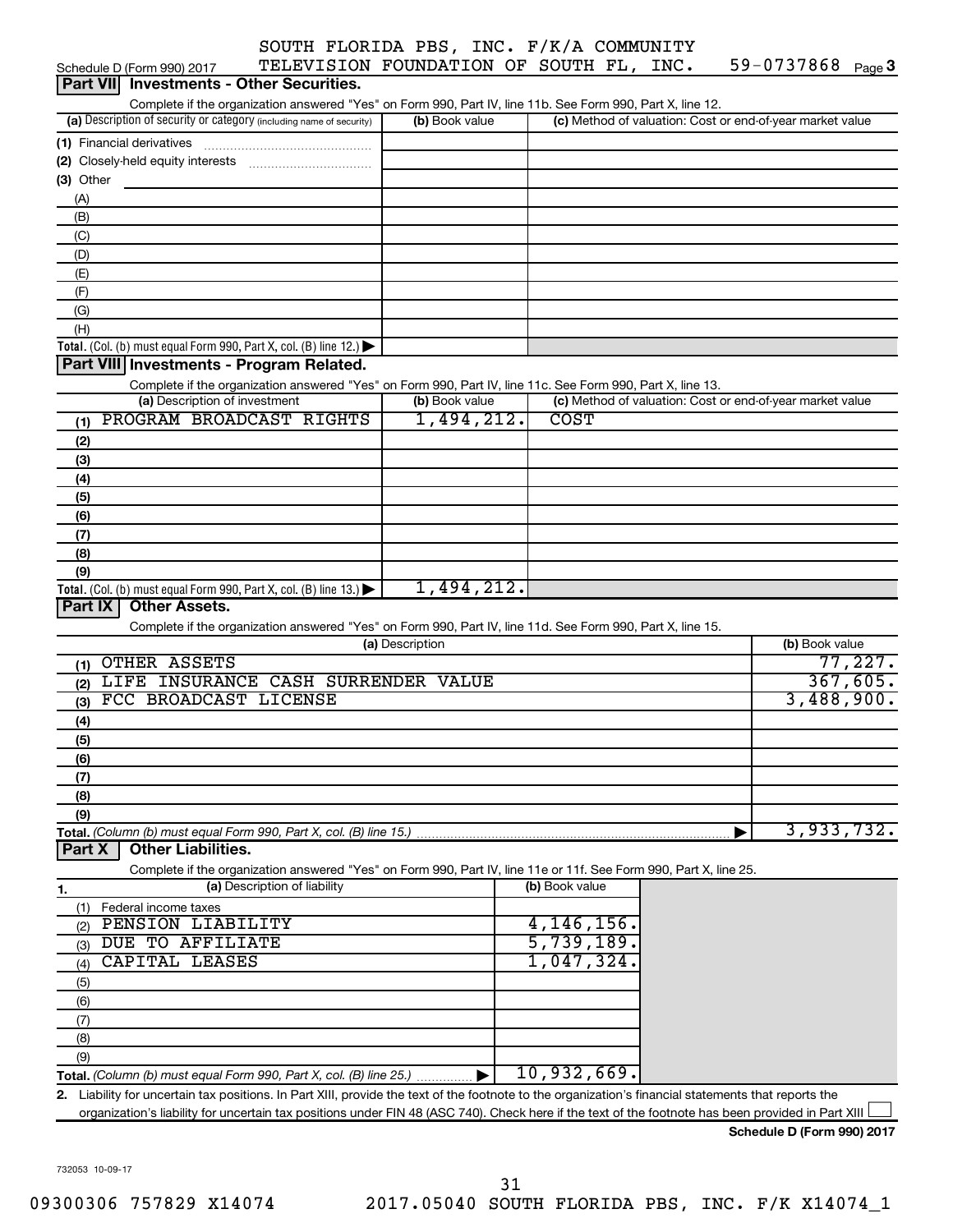SOUTH FLORIDA PBS, INC. F/K/A COMMUNITY TELEVISION FOUNDATION OF SOUTH FL, INC. 59-0737868

Schedule D (Form 990) 2017 Page 3

## Part VII Investments - Other Securities.

Complete if the organization answered "Yes" on Form 990, Part IV, line 11b. See Form 990, Part X, line 12.

| (a) Description of security or category (including name of security) | (b) Book value | (c) Method of valuation: Cost or end-of-year market value |
|---|---|---|
| (1) Financial derivatives | | |
| (2) Closely-held equity interests | | |
| (3) Other | | |
| (A) | | |
| (B) | | |
| (C) | | |
| (D) | | |
| (E) | | |
| (F) | | |
| (G) | | |
| (H) | | |
| **Total.** (Col. (b) must equal Form 990, Part X, col. (B) line 12.) ▶ | | |

## Part VIII Investments - Program Related.

Complete if the organization answered "Yes" on Form 990, Part IV, line 11c. See Form 990, Part X, line 13.

| (a) Description of investment | (b) Book value | (c) Method of valuation: Cost or end-of-year market value |
|---|---|---|
| (1) PROGRAM BROADCAST RIGHTS | 1,494,212. | COST |
| (2) | | |
| (3) | | |
| (4) | | |
| (5) | | |
| (6) | | |
| (7) | | |
| (8) | | |
| (9) | | |
| **Total.** (Col. (b) must equal Form 990, Part X, col. (B) line 13.) ▶ | 1,494,212. | |

## Part IX Other Assets.

Complete if the organization answered "Yes" on Form 990, Part IV, line 11d. See Form 990, Part X, line 15.

| (a) Description | (b) Book value |
|---|---|
| (1) OTHER ASSETS | 77,227. |
| (2) LIFE INSURANCE CASH SURRENDER VALUE | 367,605. |
| (3) FCC BROADCAST LICENSE | 3,488,900. |
| (4) | |
| (5) | |
| (6) | |
| (7) | |
| (8) | |
| (9) | |
| **Total.** *(Column (b) must equal Form 990, Part X, col. (B) line 15.)* ▶ | 3,933,732. |

## Part X Other Liabilities.

Complete if the organization answered "Yes" on Form 990, Part IV, line 11e or 11f. See Form 990, Part X, line 25.

| 1. (a) Description of liability | (b) Book value |
|---|---|
| (1) Federal income taxes | |
| (2) PENSION LIABILITY | 4,146,156. |
| (3) DUE TO AFFILIATE | 5,739,189. |
| (4) CAPITAL LEASES | 1,047,324. |
| (5) | |
| (6) | |
| (7) | |
| (8) | |
| (9) | |
| **Total.** *(Column (b) must equal Form 990, Part X, col. (B) line 25.)* ▶ | 10,932,669. |

**2.** Liability for uncertain tax positions. In Part XIII, provide the text of the footnote to the organization's financial statements that reports the organization's liability for uncertain tax positions under FIN 48 (ASC 740). Check here if the text of the footnote has been provided in Part XIII ☐

**Schedule D (Form 990) 2017**

732053 10-09-17

09300306 757829 X14074 2017.05040 SOUTH FLORIDA PBS, INC. F/K X14074_1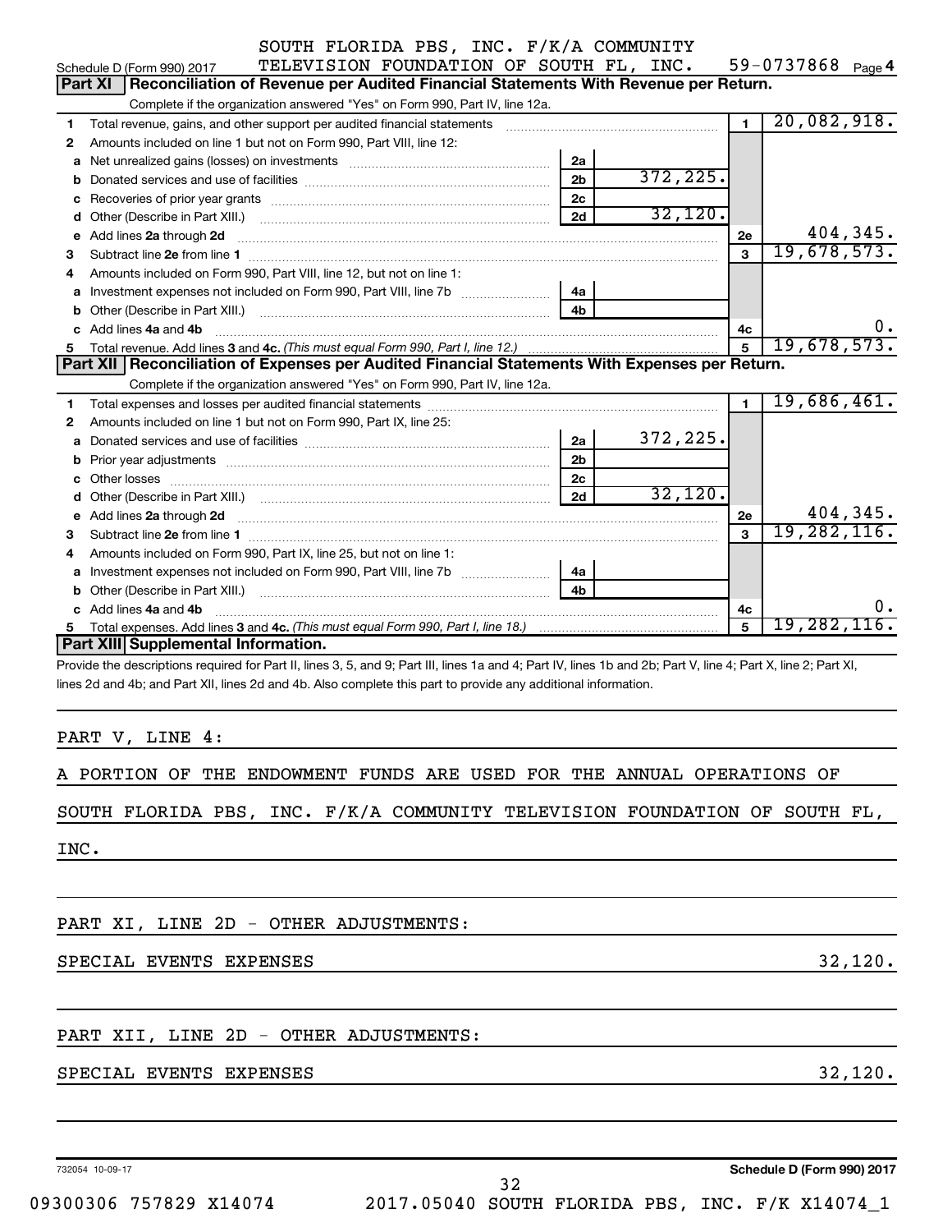SOUTH FLORIDA PBS, INC. F/K/A COMMUNITY TELEVISION FOUNDATION OF SOUTH FL, INC. 59-0737868

Schedule D (Form 990) 2017 Page 4

## Part XI Reconciliation of Revenue per Audited Financial Statements With Revenue per Return.

Complete if the organization answered "Yes" on Form 990, Part IV, line 12a.

| | | | | | |
|---|---|---|---|---|---|
| 1 | Total revenue, gains, and other support per audited financial statements | | | 1 | 20,082,918. |
| 2 | Amounts included on line 1 but not on Form 990, Part VIII, line 12: | | | | |
| a | Net unrealized gains (losses) on investments | 2a | | | |
| b | Donated services and use of facilities | 2b | 372,225. | | |
| c | Recoveries of prior year grants | 2c | | | |
| d | Other (Describe in Part XIII.) | 2d | 32,120. | | |
| e | Add lines **2a** through **2d** | | | 2e | 404,345. |
| 3 | Subtract line **2e** from line **1** | | | 3 | 19,678,573. |
| 4 | Amounts included on Form 990, Part VIII, line 12, but not on line 1: | | | | |
| a | Investment expenses not included on Form 990, Part VIII, line 7b | 4a | | | |
| b | Other (Describe in Part XIII.) | 4b | | | |
| c | Add lines **4a** and **4b** | | | 4c | 0. |
| 5 | Total revenue. Add lines **3** and **4c.** *(This must equal Form 990, Part I, line 12.)* | | | 5 | 19,678,573. |

## Part XII Reconciliation of Expenses per Audited Financial Statements With Expenses per Return.

Complete if the organization answered "Yes" on Form 990, Part IV, line 12a.

| | | | | | |
|---|---|---|---|---|---|
| 1 | Total expenses and losses per audited financial statements | | | 1 | 19,686,461. |
| 2 | Amounts included on line 1 but not on Form 990, Part IX, line 25: | | | | |
| a | Donated services and use of facilities | 2a | 372,225. | | |
| b | Prior year adjustments | 2b | | | |
| c | Other losses | 2c | | | |
| d | Other (Describe in Part XIII.) | 2d | 32,120. | | |
| e | Add lines **2a** through **2d** | | | 2e | 404,345. |
| 3 | Subtract line **2e** from line **1** | | | 3 | 19,282,116. |
| 4 | Amounts included on Form 990, Part IX, line 25, but not on line 1: | | | | |
| a | Investment expenses not included on Form 990, Part VIII, line 7b | 4a | | | |
| b | Other (Describe in Part XIII.) | 4b | | | |
| c | Add lines **4a** and **4b** | | | 4c | 0. |
| 5 | Total expenses. Add lines **3** and **4c.** *(This must equal Form 990, Part I, line 18.)* | | | 5 | 19,282,116. |

## Part XIII Supplemental Information.

Provide the descriptions required for Part II, lines 3, 5, and 9; Part III, lines 1a and 4; Part IV, lines 1b and 2b; Part V, line 4; Part X, line 2; Part XI, lines 2d and 4b; and Part XII, lines 2d and 4b. Also complete this part to provide any additional information.

PART V, LINE 4:

A PORTION OF THE ENDOWMENT FUNDS ARE USED FOR THE ANNUAL OPERATIONS OF SOUTH FLORIDA PBS, INC. F/K/A COMMUNITY TELEVISION FOUNDATION OF SOUTH FL, INC.

PART XI, LINE 2D - OTHER ADJUSTMENTS:

SPECIAL EVENTS EXPENSES 32,120.

PART XII, LINE 2D - OTHER ADJUSTMENTS:

SPECIAL EVENTS EXPENSES 32,120.

732054 10-09-17 Schedule D (Form 990) 2017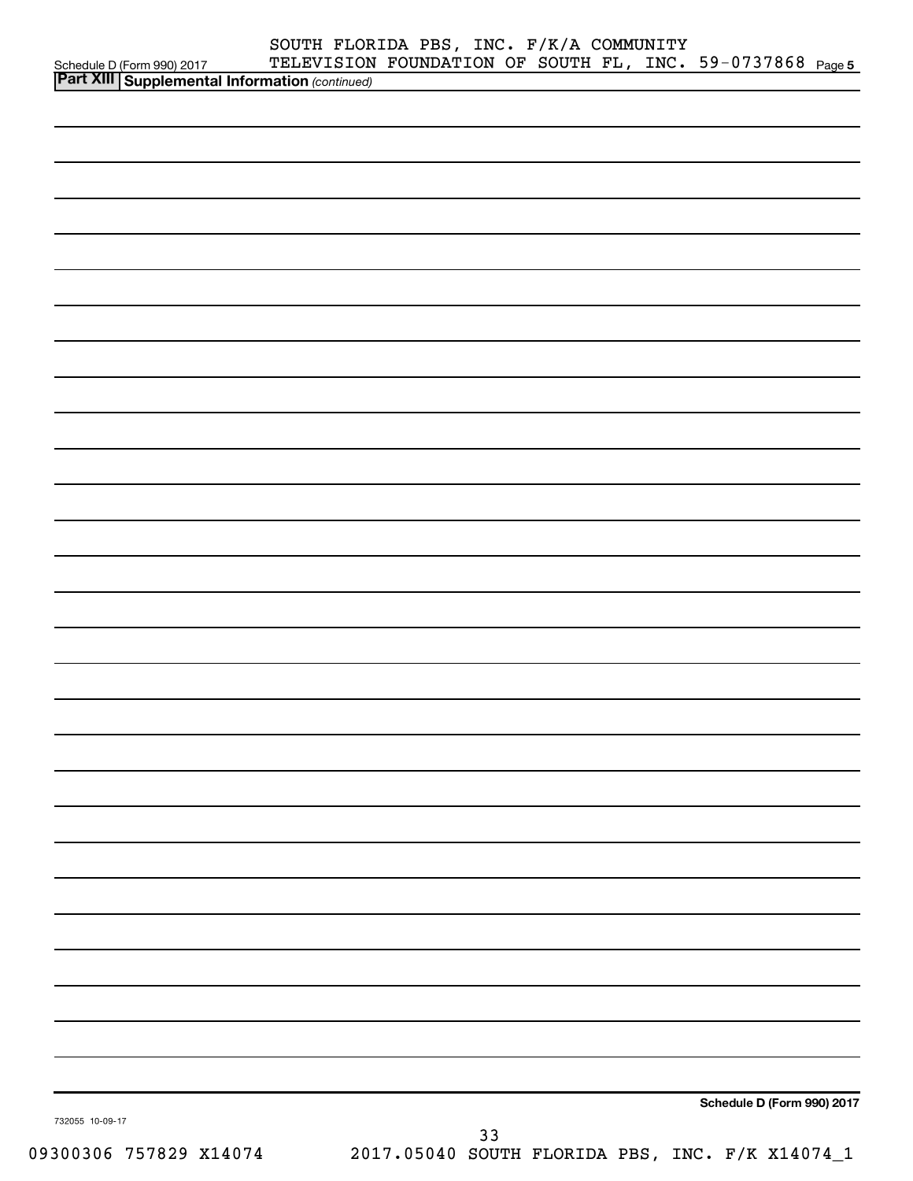SOUTH FLORIDA PBS, INC. F/K/A COMMUNITY
TELEVISION FOUNDATION OF SOUTH FL, INC. 59-0737868

Schedule D (Form 990) 2017

**Part XIII** **Supplemental Information** *(continued)*

**Schedule D (Form 990) 2017**

732055 10-09-17

09300306 757829 X14074 2017.05040 SOUTH FLORIDA PBS, INC. F/K X14074_1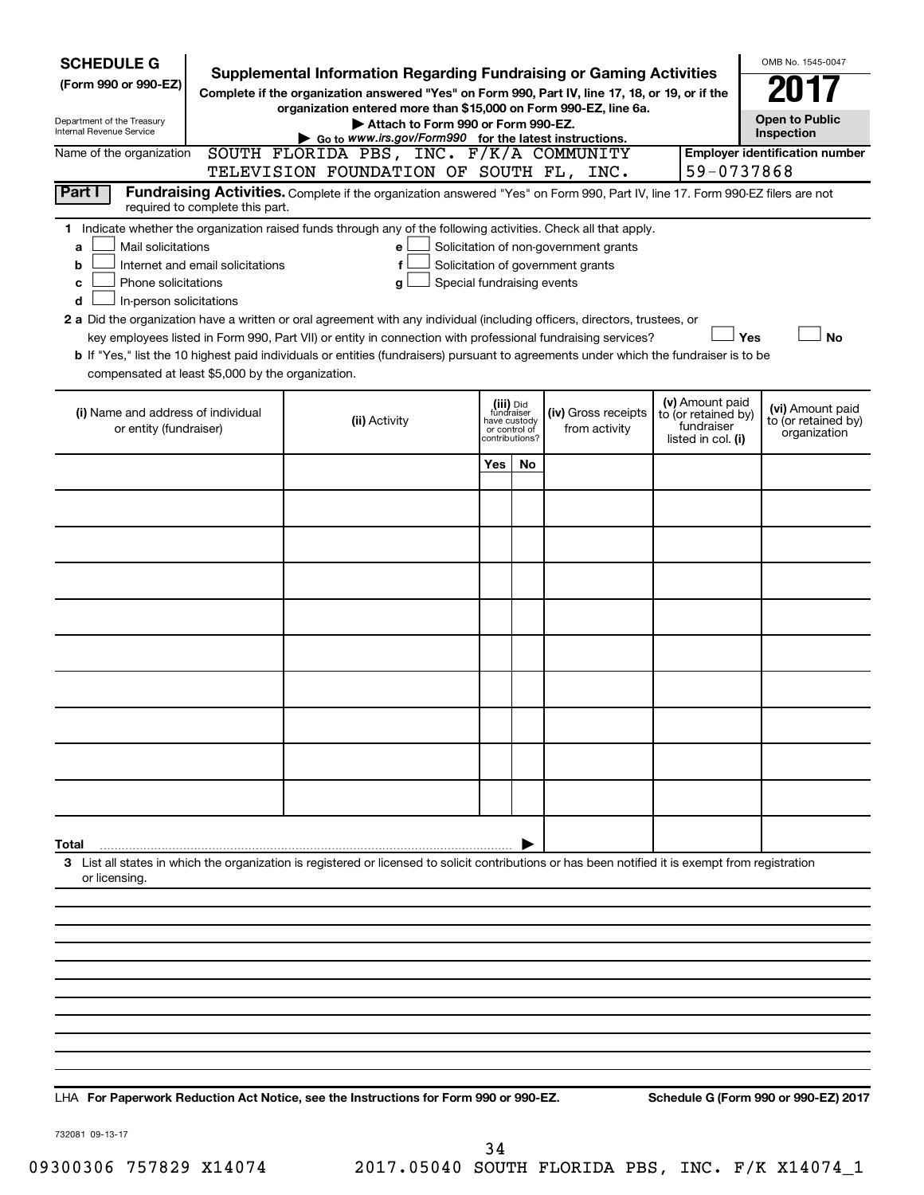**SCHEDULE G**
**(Form 990 or 990-EZ)**

Department of the Treasury
Internal Revenue Service

# Supplemental Information Regarding Fundraising or Gaming Activities

**Complete if the organization answered "Yes" on Form 990, Part IV, line 17, 18, or 19, or if the organization entered more than $15,000 on Form 990-EZ, line 6a.**

**▶ Attach to Form 990 or Form 990-EZ.**

**▶ Go to *www.irs.gov/Form990* for the latest instructions.**

OMB No. 1545-0047

**2017**

**Open to Public Inspection**

Name of the organization: SOUTH FLORIDA PBS, INC. F/K/A COMMUNITY TELEVISION FOUNDATION OF SOUTH FL, INC.

**Employer identification number** 59-0737868

**Part I** **Fundraising Activities.** Complete if the organization answered "Yes" on Form 990, Part IV, line 17. Form 990-EZ filers are not required to complete this part.

**1** Indicate whether the organization raised funds through any of the following activities. Check all that apply.

- **a** ☐ Mail solicitations
- **b** ☐ Internet and email solicitations
- **c** ☐ Phone solicitations
- **d** ☐ In-person solicitations
- **e** ☐ Solicitation of non-government grants
- **f** ☐ Solicitation of government grants
- **g** ☐ Special fundraising events

**2 a** Did the organization have a written or oral agreement with any individual (including officers, directors, trustees, or key employees listed in Form 990, Part VII) or entity in connection with professional fundraising services? ☐ **Yes** ☐ **No**

**b** If "Yes," list the 10 highest paid individuals or entities (fundraisers) pursuant to agreements under which the fundraiser is to be compensated at least $5,000 by the organization.

| (i) Name and address of individual or entity (fundraiser) | (ii) Activity | (iii) Did fundraiser have custody or control of contributions? Yes | No | (iv) Gross receipts from activity | (v) Amount paid to (or retained by) fundraiser listed in col. (i) | (vi) Amount paid to (or retained by) organization |
|---|---|---|---|---|---|---|
| | | | | | | |
| | | | | | | |
| | | | | | | |
| | | | | | | |
| | | | | | | |
| | | | | | | |
| | | | | | | |
| | | | | | | |
| | | | | | | |
| | | | | | | |
| **Total** ▶ | | | | | | |

**3** List all states in which the organization is registered or licensed to solicit contributions or has been notified it is exempt from registration or licensing.

LHA **For Paperwork Reduction Act Notice, see the Instructions for Form 990 or 990-EZ.** **Schedule G (Form 990 or 990-EZ) 2017**

732081 09-13-17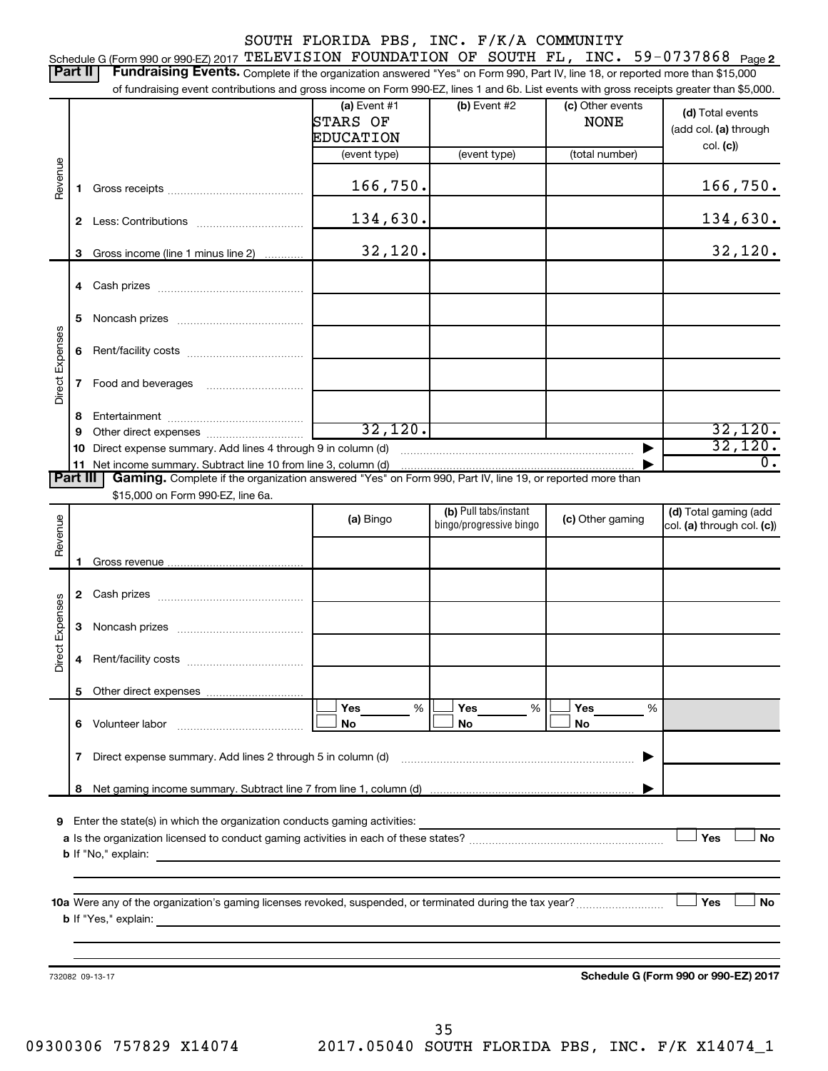SOUTH FLORIDA PBS, INC. F/K/A COMMUNITY

Schedule G (Form 990 or 990-EZ) 2017 TELEVISION FOUNDATION OF SOUTH FL, INC. 59-0737868 Page 2

**Part II | Fundraising Events.** Complete if the organization answered "Yes" on Form 990, Part IV, line 18, or reported more than $15,000 of fundraising event contributions and gross income on Form 990-EZ, lines 1 and 6b. List events with gross receipts greater than $5,000.

| | | (a) Event #1 STARS OF EDUCATION (event type) | (b) Event #2 (event type) | (c) Other events NONE (total number) | (d) Total events (add col. (a) through col. (c)) |
|---|---|---|---|---|---|
| Revenue | 1 Gross receipts | 166,750. | | | 166,750. |
| | 2 Less: Contributions | 134,630. | | | 134,630. |
| | 3 Gross income (line 1 minus line 2) | 32,120. | | | 32,120. |
| Direct Expenses | 4 Cash prizes | | | | |
| | 5 Noncash prizes | | | | |
| | 6 Rent/facility costs | | | | |
| | 7 Food and beverages | | | | |
| | 8 Entertainment | | | | |
| | 9 Other direct expenses | 32,120. | | | 32,120. |
| | 10 Direct expense summary. Add lines 4 through 9 in column (d) | | | ▶ | 32,120. |
| | 11 Net income summary. Subtract line 10 from line 3, column (d) | | | ▶ | 0. |

**Part III | Gaming.** Complete if the organization answered "Yes" on Form 990, Part IV, line 19, or reported more than $15,000 on Form 990-EZ, line 6a.

| | | (a) Bingo | (b) Pull tabs/instant bingo/progressive bingo | (c) Other gaming | (d) Total gaming (add col. (a) through col. (c)) |
|---|---|---|---|---|---|
| Revenue | 1 Gross revenue | | | | |
| Direct Expenses | 2 Cash prizes | | | | |
| | 3 Noncash prizes | | | | |
| | 4 Rent/facility costs | | | | |
| | 5 Other direct expenses | | | | |
| | 6 Volunteer labor | ☐ Yes ___ % ☐ No | ☐ Yes ___ % ☐ No | ☐ Yes ___ % ☐ No | |
| | 7 Direct expense summary. Add lines 2 through 5 in column (d) | | | ▶ | |
| | 8 Net gaming income summary. Subtract line 7 from line 1, column (d) | | | ▶ | |

9 Enter the state(s) in which the organization conducts gaming activities:

a Is the organization licensed to conduct gaming activities in each of these states? ☐ Yes ☐ No

b If "No," explain:

10a Were any of the organization's gaming licenses revoked, suspended, or terminated during the tax year? ☐ Yes ☐ No

b If "Yes," explain:

732082 09-13-17

**Schedule G (Form 990 or 990-EZ) 2017**

09300306 757829 X14074 2017.05040 SOUTH FLORIDA PBS, INC. F/K X14074_1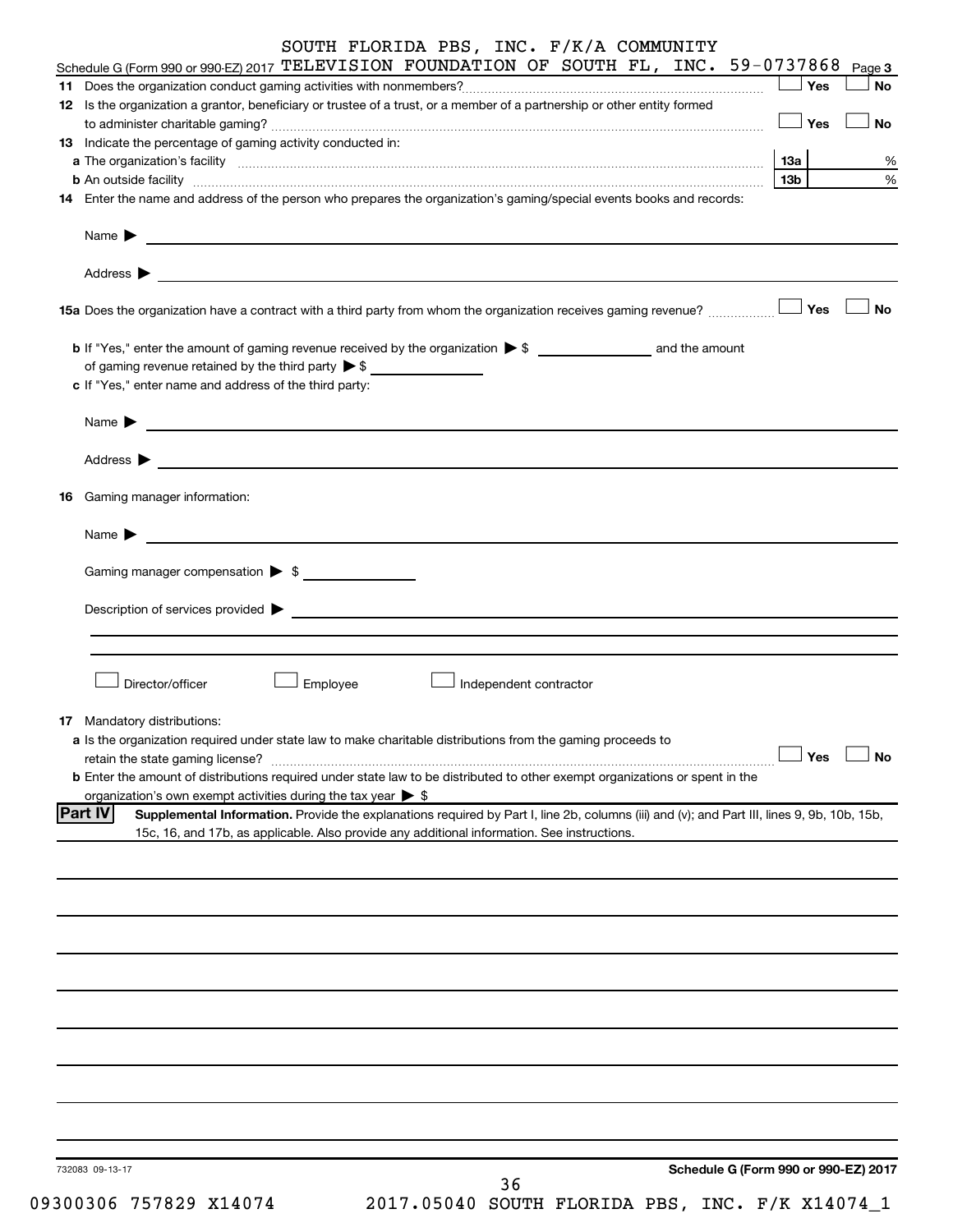SOUTH FLORIDA PBS, INC. F/K/A COMMUNITY

Schedule G (Form 990 or 990-EZ) 2017 TELEVISION FOUNDATION OF SOUTH FL, INC. 59-0737868 Page 3

**11** Does the organization conduct gaming activities with nonmembers? ☐ Yes ☐ No

**12** Is the organization a grantor, beneficiary or trustee of a trust, or a member of a partnership or other entity formed to administer charitable gaming? ☐ Yes ☐ No

**13** Indicate the percentage of gaming activity conducted in:

**a** The organization's facility **13a** %

**b** An outside facility **13b** %

**14** Enter the name and address of the person who prepares the organization's gaming/special events books and records:

Name ▶

Address ▶

**15a** Does the organization have a contract with a third party from whom the organization receives gaming revenue? ☐ Yes ☐ No

**b** If "Yes," enter the amount of gaming revenue received by the organization ▶ $ ____________ and the amount of gaming revenue retained by the third party ▶ $ ____________

**c** If "Yes," enter name and address of the third party:

Name ▶

Address ▶

**16** Gaming manager information:

Name ▶

Gaming manager compensation ▶ $

Description of services provided ▶

☐ Director/officer ☐ Employee ☐ Independent contractor

**17** Mandatory distributions:

**a** Is the organization required under state law to make charitable distributions from the gaming proceeds to retain the state gaming license? ☐ Yes ☐ No

**b** Enter the amount of distributions required under state law to be distributed to other exempt organizations or spent in the organization's own exempt activities during the tax year ▶ $

**Part IV** **Supplemental Information.** Provide the explanations required by Part I, line 2b, columns (iii) and (v); and Part III, lines 9, 9b, 10b, 15b, 15c, 16, and 17b, as applicable. Also provide any additional information. See instructions.

732083 09-13-17 **Schedule G (Form 990 or 990-EZ) 2017**

09300306 757829 X14074 2017.05040 SOUTH FLORIDA PBS, INC. F/K X14074_1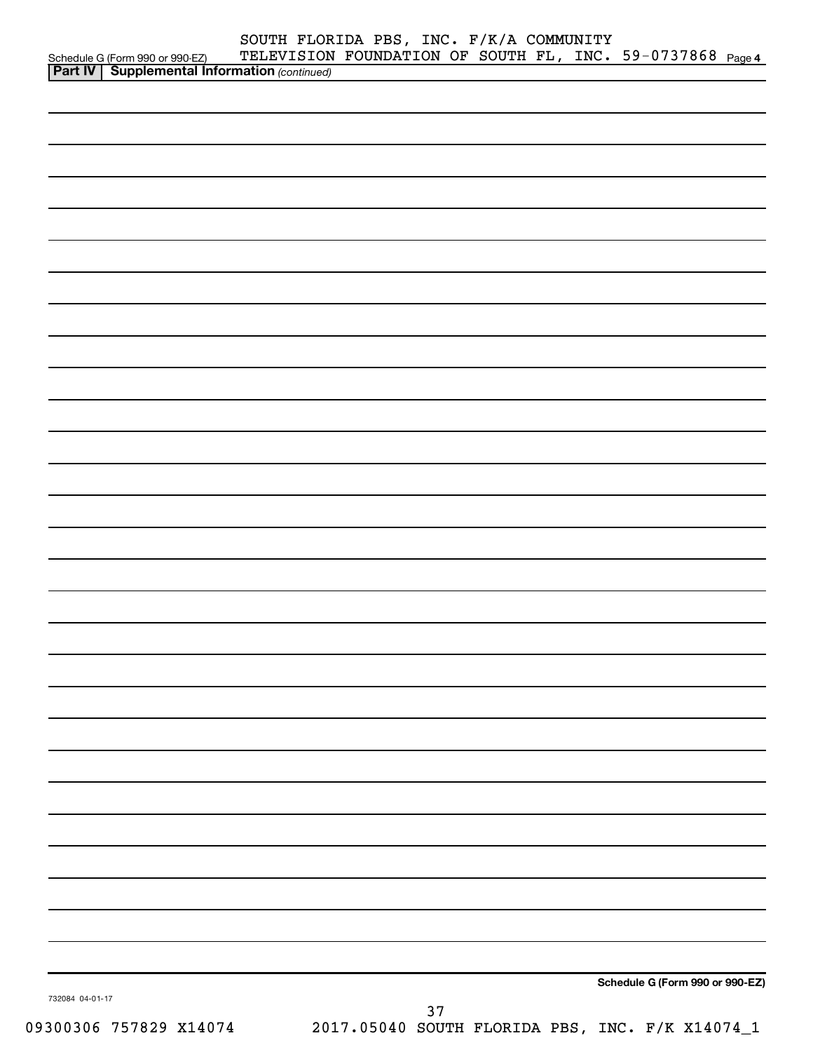SOUTH FLORIDA PBS, INC. F/K/A COMMUNITY TELEVISION FOUNDATION OF SOUTH FL, INC. 59-0737868

Schedule G (Form 990 or 990-EZ) Page 4

**Part IV | Supplemental Information** *(continued)*

**Schedule G (Form 990 or 990-EZ)**

732084 04-01-17

09300306 757829 X14074 2017.05040 SOUTH FLORIDA PBS, INC. F/K X14074_1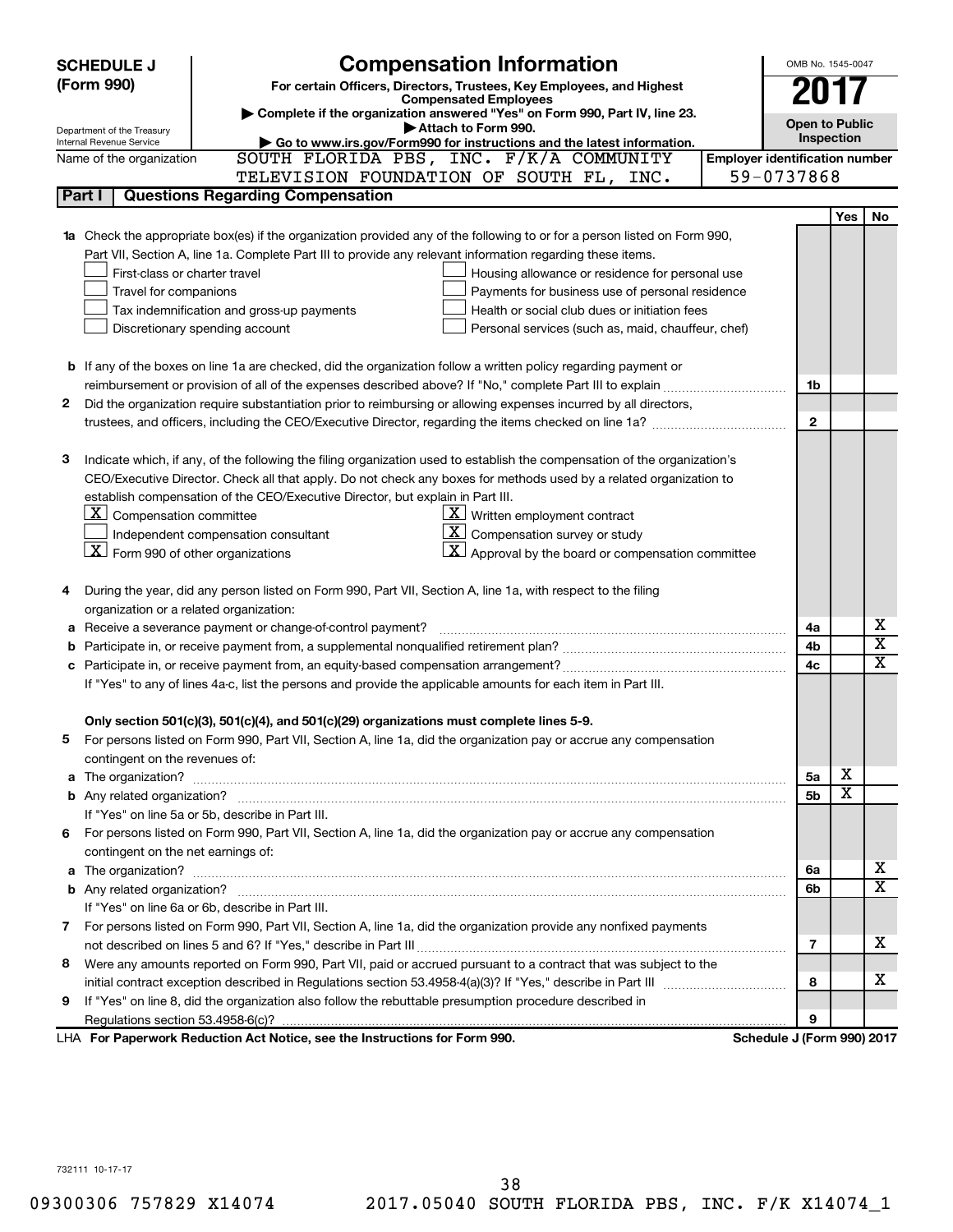# SCHEDULE J (Form 990)

## Compensation Information

**For certain Officers, Directors, Trustees, Key Employees, and Highest Compensated Employees**

▶ Complete if the organization answered "Yes" on Form 990, Part IV, line 23.

▶ Attach to Form 990.

▶ Go to www.irs.gov/Form990 for instructions and the latest information.

Department of the Treasury
Internal Revenue Service

OMB No. 1545-0047

**2017**

**Open to Public Inspection**

Name of the organization: SOUTH FLORIDA PBS, INC. F/K/A COMMUNITY TELEVISION FOUNDATION OF SOUTH FL, INC.

**Employer identification number:** 59-0737868

### Part I — Questions Regarding Compensation

| | | | Yes | No |
|---|---|---|---|---|
| **1a** | Check the appropriate box(es) if the organization provided any of the following to or for a person listed on Form 990, Part VII, Section A, line 1a. Complete Part III to provide any relevant information regarding these items.<br>☐ First-class or charter travel ☐ Housing allowance or residence for personal use<br>☐ Travel for companions ☐ Payments for business use of personal residence<br>☐ Tax indemnification and gross-up payments ☐ Health or social club dues or initiation fees<br>☐ Discretionary spending account ☐ Personal services (such as, maid, chauffeur, chef) | | | |
| **b** | If any of the boxes on line 1a are checked, did the organization follow a written policy regarding payment or reimbursement or provision of all of the expenses described above? If "No," complete Part III to explain | 1b | | |
| **2** | Did the organization require substantiation prior to reimbursing or allowing expenses incurred by all directors, trustees, and officers, including the CEO/Executive Director, regarding the items checked on line 1a? | 2 | | |
| **3** | Indicate which, if any, of the following the filing organization used to establish the compensation of the organization's CEO/Executive Director. Check all that apply. Do not check any boxes for methods used by a related organization to establish compensation of the CEO/Executive Director, but explain in Part III.<br>☒ Compensation committee ☒ Written employment contract<br>☐ Independent compensation consultant ☒ Compensation survey or study<br>☒ Form 990 of other organizations ☒ Approval by the board or compensation committee | | | |
| **4** | During the year, did any person listed on Form 990, Part VII, Section A, line 1a, with respect to the filing organization or a related organization: | | | |
| **a** | Receive a severance payment or change-of-control payment? | 4a | | X |
| **b** | Participate in, or receive payment from, a supplemental nonqualified retirement plan? | 4b | | X |
| **c** | Participate in, or receive payment from, an equity-based compensation arrangement? | 4c | | X |
| | If "Yes" to any of lines 4a-c, list the persons and provide the applicable amounts for each item in Part III. | | | |
| | **Only section 501(c)(3), 501(c)(4), and 501(c)(29) organizations must complete lines 5-9.** | | | |
| **5** | For persons listed on Form 990, Part VII, Section A, line 1a, did the organization pay or accrue any compensation contingent on the revenues of: | | | |
| **a** | The organization? | 5a | X | |
| **b** | Any related organization? | 5b | X | |
| | If "Yes" on line 5a or 5b, describe in Part III. | | | |
| **6** | For persons listed on Form 990, Part VII, Section A, line 1a, did the organization pay or accrue any compensation contingent on the net earnings of: | | | |
| **a** | The organization? | 6a | | X |
| **b** | Any related organization? | 6b | | X |
| | If "Yes" on line 6a or 6b, describe in Part III. | | | |
| **7** | For persons listed on Form 990, Part VII, Section A, line 1a, did the organization provide any nonfixed payments not described on lines 5 and 6? If "Yes," describe in Part III | 7 | | X |
| **8** | Were any amounts reported on Form 990, Part VII, paid or accrued pursuant to a contract that was subject to the initial contract exception described in Regulations section 53.4958-4(a)(3)? If "Yes," describe in Part III | 8 | | X |
| **9** | If "Yes" on line 8, did the organization also follow the rebuttable presumption procedure described in Regulations section 53.4958-6(c)? | 9 | | |

LHA **For Paperwork Reduction Act Notice, see the Instructions for Form 990.** **Schedule J (Form 990) 2017**

732111 10-17-17

09300306 757829 X14074 2017.05040 SOUTH FLORIDA PBS, INC. F/K X14074_1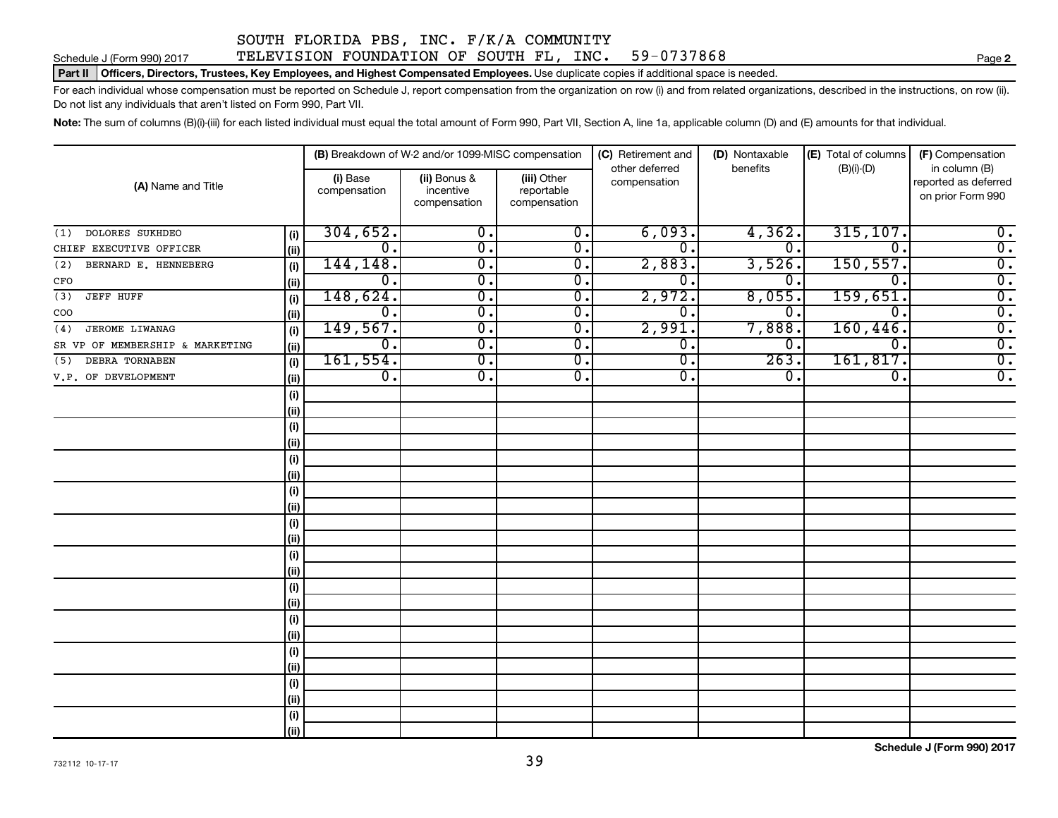SOUTH FLORIDA PBS, INC. F/K/A COMMUNITY TELEVISION FOUNDATION OF SOUTH FL, INC. 59-0737868

Schedule J (Form 990) 2017 Page **2**

**Part II Officers, Directors, Trustees, Key Employees, and Highest Compensated Employees.** Use duplicate copies if additional space is needed.

For each individual whose compensation must be reported on Schedule J, report compensation from the organization on row (i) and from related organizations, described in the instructions, on row (ii). Do not list any individuals that aren't listed on Form 990, Part VII.

**Note:** The sum of columns (B)(i)-(iii) for each listed individual must equal the total amount of Form 990, Part VII, Section A, line 1a, applicable column (D) and (E) amounts for that individual.

| (A) Name and Title | | (B) Breakdown of W-2 and/or 1099-MISC compensation | | | (C) Retirement and other deferred compensation | (D) Nontaxable benefits | (E) Total of columns (B)(i)-(D) | (F) Compensation in column (B) reported as deferred on prior Form 990 |
|---|---|---|---|---|---|---|---|---|
| | | (i) Base compensation | (ii) Bonus & incentive compensation | (iii) Other reportable compensation | | | | |
| (1) DOLORES SUKHDEO | (i) | 304,652. | 0. | 0. | 6,093. | 4,362. | 315,107. | 0. |
| CHIEF EXECUTIVE OFFICER | (ii) | 0. | 0. | 0. | 0. | 0. | 0. | 0. |
| (2) BERNARD E. HENNEBERG | (i) | 144,148. | 0. | 0. | 2,883. | 3,526. | 150,557. | 0. |
| CFO | (ii) | 0. | 0. | 0. | 0. | 0. | 0. | 0. |
| (3) JEFF HUFF | (i) | 148,624. | 0. | 0. | 2,972. | 8,055. | 159,651. | 0. |
| COO | (ii) | 0. | 0. | 0. | 0. | 0. | 0. | 0. |
| (4) JEROME LIWANAG | (i) | 149,567. | 0. | 0. | 2,991. | 7,888. | 160,446. | 0. |
| SR VP OF MEMBERSHIP & MARKETING | (ii) | 0. | 0. | 0. | 0. | 0. | 0. | 0. |
| (5) DEBRA TORNABEN | (i) | 161,554. | 0. | 0. | 0. | 263. | 161,817. | 0. |
| V.P. OF DEVELOPMENT | (ii) | 0. | 0. | 0. | 0. | 0. | 0. | 0. |
| | (i) | | | | | | | |
| | (ii) | | | | | | | |
| | (i) | | | | | | | |
| | (ii) | | | | | | | |
| | (i) | | | | | | | |
| | (ii) | | | | | | | |
| | (i) | | | | | | | |
| | (ii) | | | | | | | |
| | (i) | | | | | | | |
| | (ii) | | | | | | | |
| | (i) | | | | | | | |
| | (ii) | | | | | | | |
| | (i) | | | | | | | |
| | (ii) | | | | | | | |
| | (i) | | | | | | | |
| | (ii) | | | | | | | |
| | (i) | | | | | | | |
| | (ii) | | | | | | | |
| | (i) | | | | | | | |
| | (ii) | | | | | | | |
| | (i) | | | | | | | |
| | (ii) | | | | | | | |

732112 10-17-17

**Schedule J (Form 990) 2017**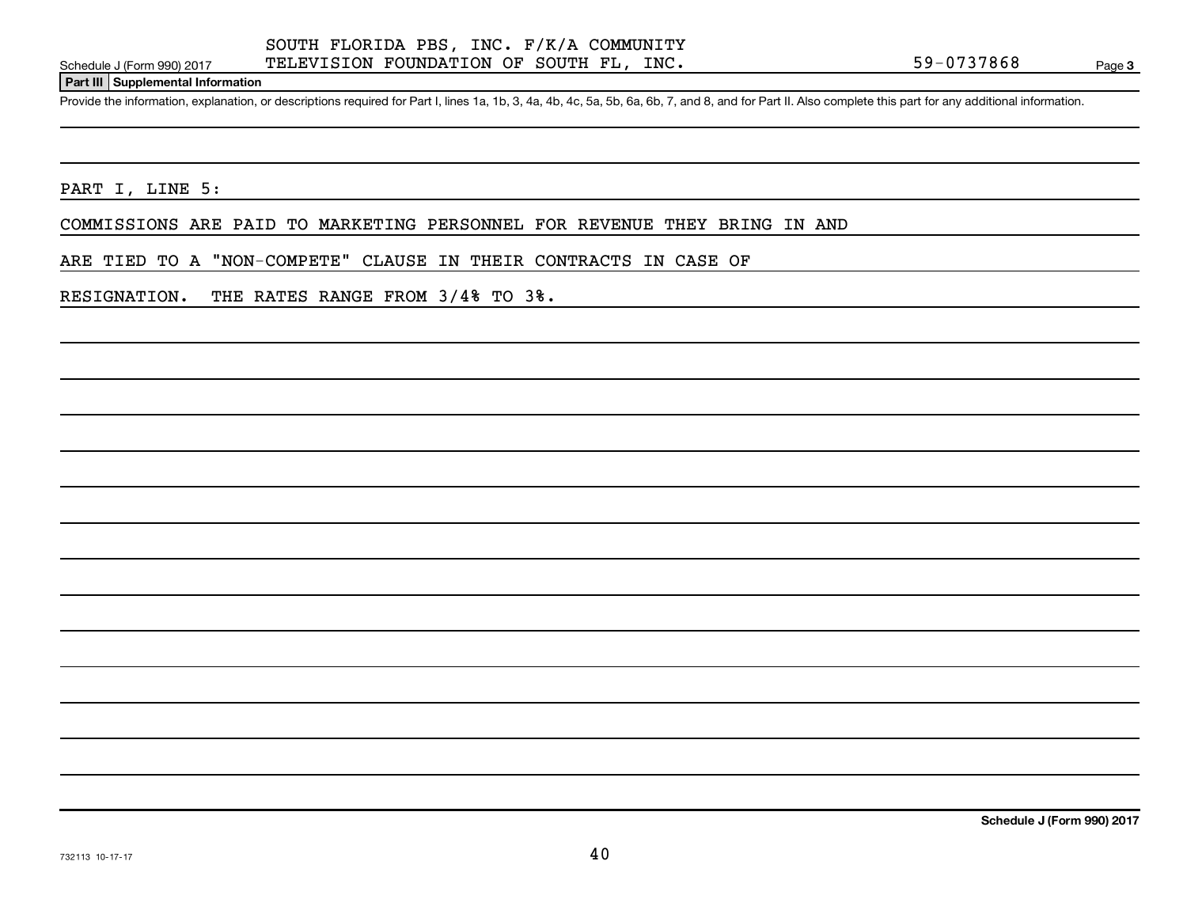SOUTH FLORIDA PBS, INC. F/K/A COMMUNITY TELEVISION FOUNDATION OF SOUTH FL, INC. 59-0737868

Schedule J (Form 990) 2017

**Part III Supplemental Information**

Provide the information, explanation, or descriptions required for Part I, lines 1a, 1b, 3, 4a, 4b, 4c, 5a, 5b, 6a, 6b, 7, and 8, and for Part II. Also complete this part for any additional information.

PART I, LINE 5:

COMMISSIONS ARE PAID TO MARKETING PERSONNEL FOR REVENUE THEY BRING IN AND ARE TIED TO A "NON-COMPETE" CLAUSE IN THEIR CONTRACTS IN CASE OF RESIGNATION. THE RATES RANGE FROM 3/4% TO 3%.

Schedule J (Form 990) 2017

732113 10-17-17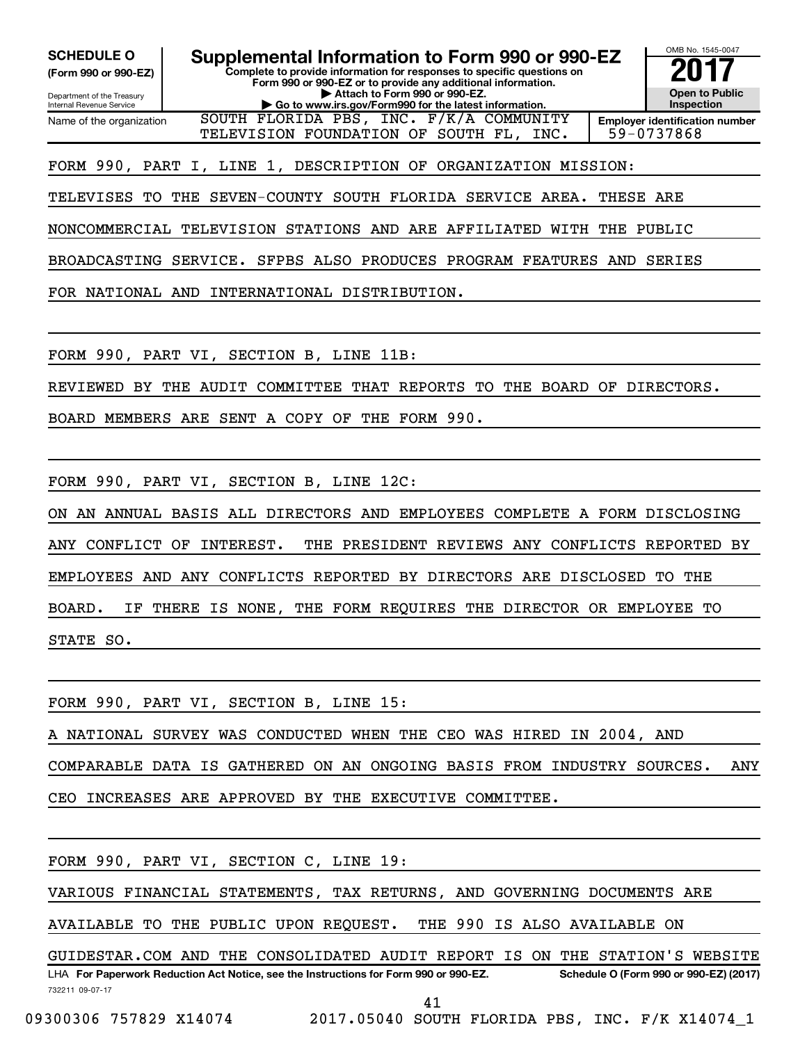**SCHEDULE O**
**(Form 990 or 990-EZ)**

Department of the Treasury
Internal Revenue Service

# Supplemental Information to Form 990 or 990-EZ

**Complete to provide information for responses to specific questions on Form 990 or 990-EZ or to provide any additional information.**
**▶ Attach to Form 990 or 990-EZ.**
**▶ Go to www.irs.gov/Form990 for the latest information.**

OMB No. 1545-0047
**2017**
**Open to Public Inspection**

| Name of the organization | Employer identification number |
|---|---|
| SOUTH FLORIDA PBS, INC. F/K/A COMMUNITY TELEVISION FOUNDATION OF SOUTH FL, INC. | 59-0737868 |

FORM 990, PART I, LINE 1, DESCRIPTION OF ORGANIZATION MISSION:

TELEVISES TO THE SEVEN-COUNTY SOUTH FLORIDA SERVICE AREA. THESE ARE NONCOMMERCIAL TELEVISION STATIONS AND ARE AFFILIATED WITH THE PUBLIC BROADCASTING SERVICE. SFPBS ALSO PRODUCES PROGRAM FEATURES AND SERIES FOR NATIONAL AND INTERNATIONAL DISTRIBUTION.

FORM 990, PART VI, SECTION B, LINE 11B:

REVIEWED BY THE AUDIT COMMITTEE THAT REPORTS TO THE BOARD OF DIRECTORS. BOARD MEMBERS ARE SENT A COPY OF THE FORM 990.

FORM 990, PART VI, SECTION B, LINE 12C:

ON AN ANNUAL BASIS ALL DIRECTORS AND EMPLOYEES COMPLETE A FORM DISCLOSING ANY CONFLICT OF INTEREST. THE PRESIDENT REVIEWS ANY CONFLICTS REPORTED BY EMPLOYEES AND ANY CONFLICTS REPORTED BY DIRECTORS ARE DISCLOSED TO THE BOARD. IF THERE IS NONE, THE FORM REQUIRES THE DIRECTOR OR EMPLOYEE TO STATE SO.

FORM 990, PART VI, SECTION B, LINE 15:

A NATIONAL SURVEY WAS CONDUCTED WHEN THE CEO WAS HIRED IN 2004, AND COMPARABLE DATA IS GATHERED ON AN ONGOING BASIS FROM INDUSTRY SOURCES. ANY CEO INCREASES ARE APPROVED BY THE EXECUTIVE COMMITTEE.

FORM 990, PART VI, SECTION C, LINE 19:

VARIOUS FINANCIAL STATEMENTS, TAX RETURNS, AND GOVERNING DOCUMENTS ARE AVAILABLE TO THE PUBLIC UPON REQUEST. THE 990 IS ALSO AVAILABLE ON GUIDESTAR.COM AND THE CONSOLIDATED AUDIT REPORT IS ON THE STATION'S WEBSITE

LHA **For Paperwork Reduction Act Notice, see the Instructions for Form 990 or 990-EZ.** **Schedule O (Form 990 or 990-EZ) (2017)**

732211 09-07-17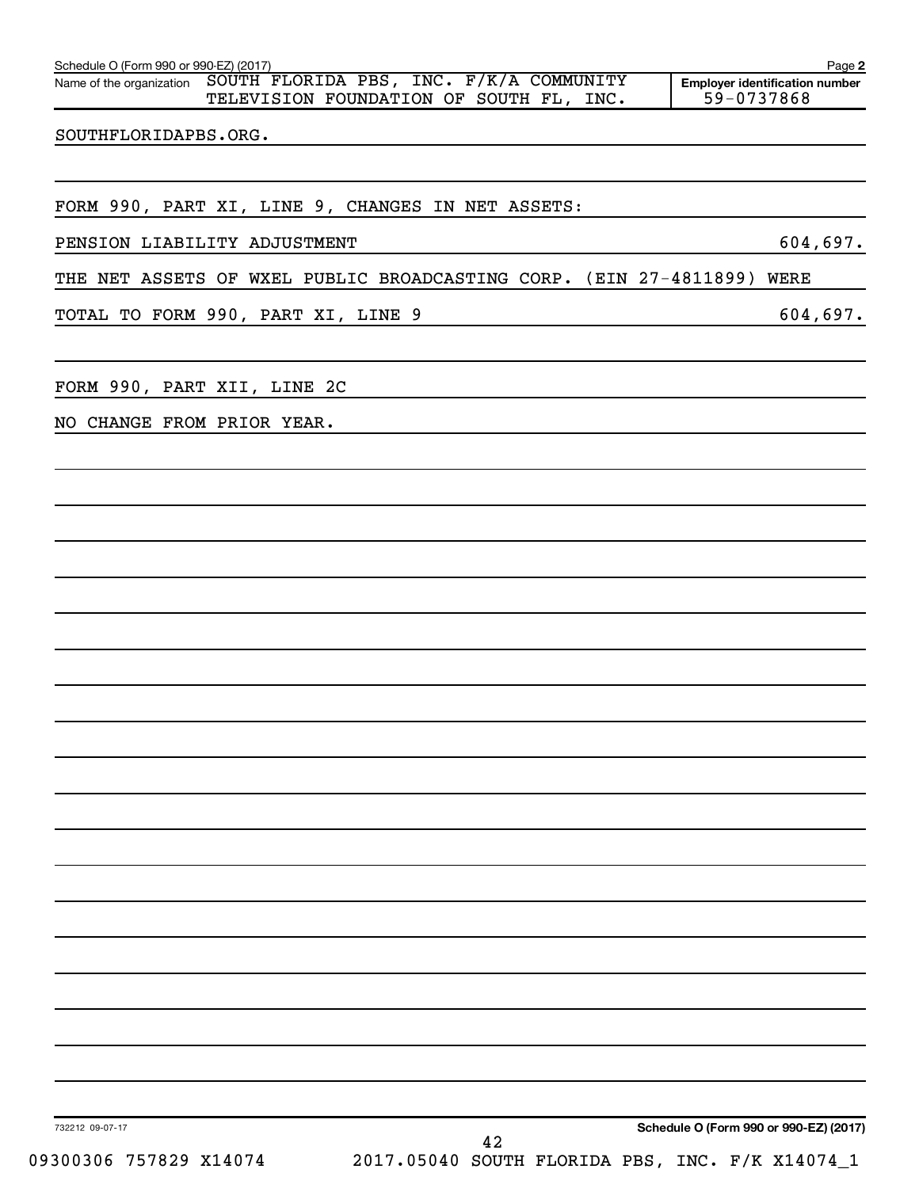Schedule O (Form 990 or 990-EZ) (2017)

Name of the organization: SOUTH FLORIDA PBS, INC. F/K/A COMMUNITY TELEVISION FOUNDATION OF SOUTH FL, INC.

Employer identification number: 59-0737868

SOUTHFLORIDAPBS.ORG.

FORM 990, PART XI, LINE 9, CHANGES IN NET ASSETS:

| | |
|---|---|
| PENSION LIABILITY ADJUSTMENT | 604,697. |
| THE NET ASSETS OF WXEL PUBLIC BROADCASTING CORP. (EIN 27-4811899) WERE | |
| TOTAL TO FORM 990, PART XI, LINE 9 | 604,697. |

FORM 990, PART XII, LINE 2C

NO CHANGE FROM PRIOR YEAR.

732212 09-07-17

Schedule O (Form 990 or 990-EZ) (2017)

09300306 757829 X14074 2017.05040 SOUTH FLORIDA PBS, INC. F/K X14074_1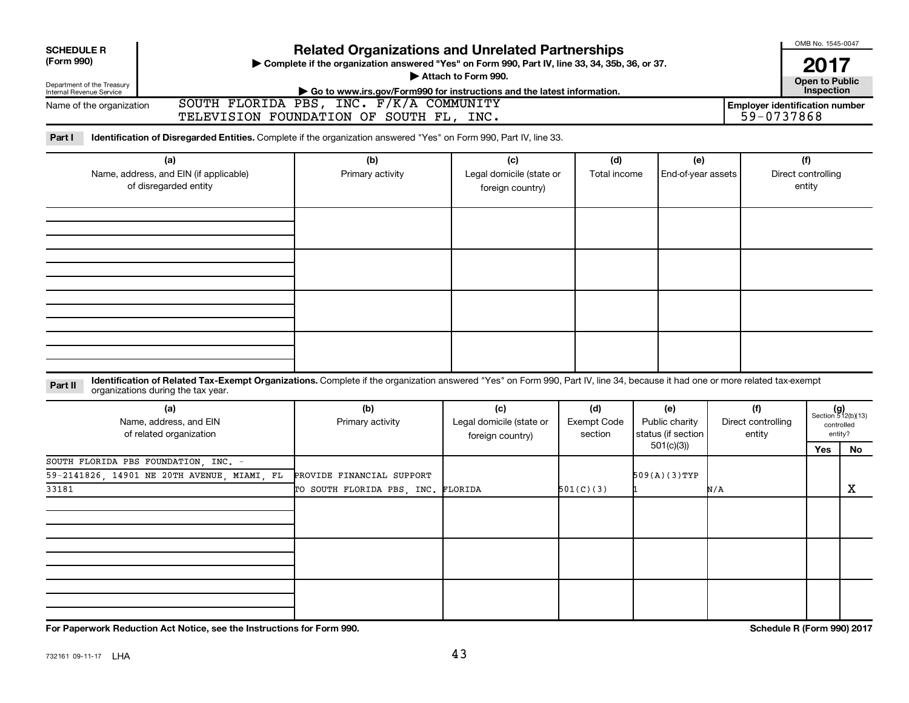**SCHEDULE R (Form 990)**

Department of the Treasury
Internal Revenue Service

# Related Organizations and Unrelated Partnerships

▶ Complete if the organization answered "Yes" on Form 990, Part IV, line 33, 34, 35b, 36, or 37.

▶ Attach to Form 990.

▶ Go to www.irs.gov/Form990 for instructions and the latest information.

OMB No. 1545-0047

**2017**

**Open to Public Inspection**

Name of the organization: SOUTH FLORIDA PBS, INC. F/K/A COMMUNITY TELEVISION FOUNDATION OF SOUTH FL, INC.

Employer identification number: 59-0737868

**Part I** **Identification of Disregarded Entities.** Complete if the organization answered "Yes" on Form 990, Part IV, line 33.

| (a) Name, address, and EIN (if applicable) of disregarded entity | (b) Primary activity | (c) Legal domicile (state or foreign country) | (d) Total income | (e) End-of-year assets | (f) Direct controlling entity |
|---|---|---|---|---|---|
| | | | | | |
| | | | | | |
| | | | | | |
| | | | | | |

**Part II** **Identification of Related Tax-Exempt Organizations.** Complete if the organization answered "Yes" on Form 990, Part IV, line 34, because it had one or more related tax-exempt organizations during the tax year.

| (a) Name, address, and EIN of related organization | (b) Primary activity | (c) Legal domicile (state or foreign country) | (d) Exempt Code section | (e) Public charity status (if section 501(c)(3)) | (f) Direct controlling entity | (g) Section 512(b)(13) controlled entity? Yes | No |
|---|---|---|---|---|---|---|---|
| SOUTH FLORIDA PBS FOUNDATION, INC. - 59-2141826, 14901 NE 20TH AVENUE, MIAMI, FL 33181 | PROVIDE FINANCIAL SUPPORT TO SOUTH FLORIDA PBS, INC. | FLORIDA | 501(C)(3) | 509(A)(3)TYP 1 | N/A | | X |
| | | | | | | | |
| | | | | | | | |
| | | | | | | | |

**For Paperwork Reduction Act Notice, see the Instructions for Form 990.**

**Schedule R (Form 990) 2017**

732161 09-11-17 LHA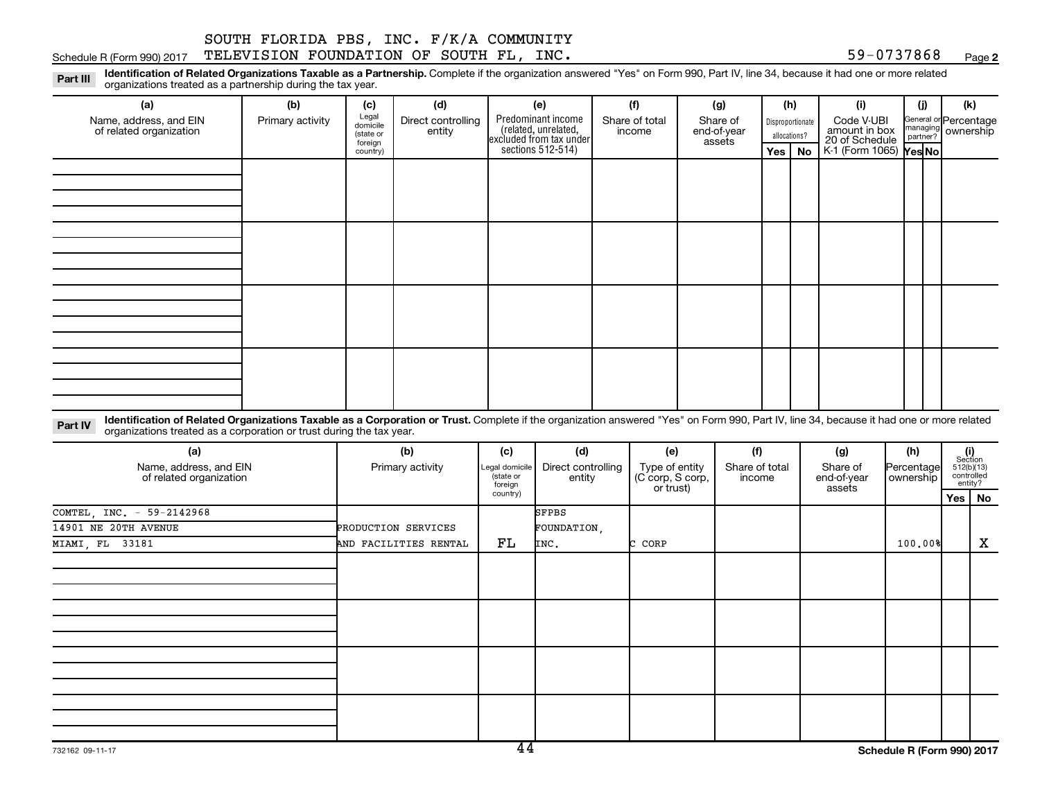SOUTH FLORIDA PBS, INC. F/K/A COMMUNITY TELEVISION FOUNDATION OF SOUTH FL, INC. 59-0737868

Schedule R (Form 990) 2017 Page **2**

**Part III** **Identification of Related Organizations Taxable as a Partnership.** Complete if the organization answered "Yes" on Form 990, Part IV, line 34, because it had one or more related organizations treated as a partnership during the tax year.

| (a) Name, address, and EIN of related organization | (b) Primary activity | (c) Legal domicile (state or foreign country) | (d) Direct controlling entity | (e) Predominant income (related, unrelated, excluded from tax under sections 512-514) | (f) Share of total income | (g) Share of end-of-year assets | (h) Disproportionate allocations? Yes | No | (i) Code V-UBI amount in box 20 of Schedule K-1 (Form 1065) | (j) General or managing partner? Yes | No | (k) Percentage ownership |
|---|---|---|---|---|---|---|---|---|---|---|---|---|
| | | | | | | | | | | | | |
| | | | | | | | | | | | | |
| | | | | | | | | | | | | |
| | | | | | | | | | | | | |

**Part IV** **Identification of Related Organizations Taxable as a Corporation or Trust.** Complete if the organization answered "Yes" on Form 990, Part IV, line 34, because it had one or more related organizations treated as a corporation or trust during the tax year.

| (a) Name, address, and EIN of related organization | (b) Primary activity | (c) Legal domicile (state or foreign country) | (d) Direct controlling entity | (e) Type of entity (C corp, S corp, or trust) | (f) Share of total income | (g) Share of end-of-year assets | (h) Percentage ownership | (i) Section 512(b)(13) controlled entity? Yes | No |
|---|---|---|---|---|---|---|---|---|---|
| COMTEL, INC. - 59-2142968<br>14901 NE 20TH AVENUE<br>MIAMI, FL 33181 | PRODUCTION SERVICES AND FACILITIES RENTAL | FL | SFPBS FOUNDATION, INC. | C CORP | | | 100.00% | | X |
| | | | | | | | | | |
| | | | | | | | | | |
| | | | | | | | | | |
| | | | | | | | | | |

732162 09-11-17 **Schedule R (Form 990) 2017**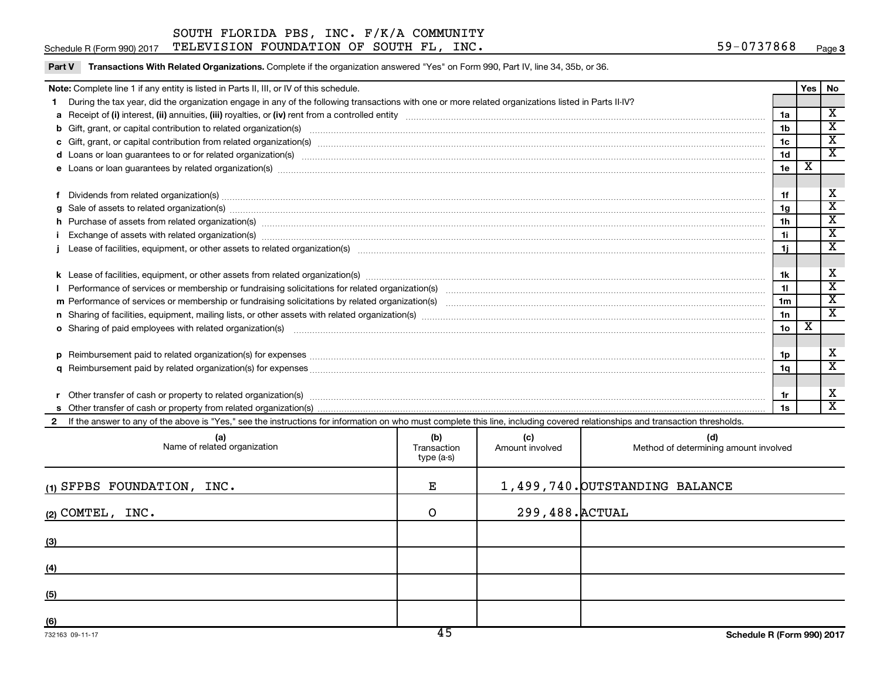SOUTH FLORIDA PBS, INC. F/K/A COMMUNITY
Schedule R (Form 990) 2017 TELEVISION FOUNDATION OF SOUTH FL, INC. 59-0737868 Page 3

**Part V Transactions With Related Organizations.** Complete if the organization answered "Yes" on Form 990, Part IV, line 34, 35b, or 36.

| **Note:** Complete line 1 if any entity is listed in Parts II, III, or IV of this schedule. | | Yes | No |
|---|---|---|---|
| **1** During the tax year, did the organization engage in any of the following transactions with one or more related organizations listed in Parts II-IV? | | | |
| **a** Receipt of **(i)** interest, **(ii)** annuities, **(iii)** royalties, or **(iv)** rent from a controlled entity | 1a | | X |
| **b** Gift, grant, or capital contribution to related organization(s) | 1b | | X |
| **c** Gift, grant, or capital contribution from related organization(s) | 1c | | X |
| **d** Loans or loan guarantees to or for related organization(s) | 1d | | X |
| **e** Loans or loan guarantees by related organization(s) | 1e | X | |
| **f** Dividends from related organization(s) | 1f | | X |
| **g** Sale of assets to related organization(s) | 1g | | X |
| **h** Purchase of assets from related organization(s) | 1h | | X |
| **i** Exchange of assets with related organization(s) | 1i | | X |
| **j** Lease of facilities, equipment, or other assets to related organization(s) | 1j | | X |
| **k** Lease of facilities, equipment, or other assets from related organization(s) | 1k | | X |
| **l** Performance of services or membership or fundraising solicitations for related organization(s) | 1l | | X |
| **m** Performance of services or membership or fundraising solicitations by related organization(s) | 1m | | X |
| **n** Sharing of facilities, equipment, mailing lists, or other assets with related organization(s) | 1n | | X |
| **o** Sharing of paid employees with related organization(s) | 1o | X | |
| **p** Reimbursement paid to related organization(s) for expenses | 1p | | X |
| **q** Reimbursement paid by related organization(s) for expenses | 1q | | X |
| **r** Other transfer of cash or property to related organization(s) | 1r | | X |
| **s** Other transfer of cash or property from related organization(s) | 1s | | X |

**2** If the answer to any of the above is "Yes," see the instructions for information on who must complete this line, including covered relationships and transaction thresholds.

| (a) Name of related organization | (b) Transaction type (a-s) | (c) Amount involved | (d) Method of determining amount involved |
|---|---|---|---|
| (1) SFPBS FOUNDATION, INC. | E | 1,499,740. | OUTSTANDING BALANCE |
| (2) COMTEL, INC. | O | 299,488. | ACTUAL |
| (3) | | | |
| (4) | | | |
| (5) | | | |
| (6) | | | |

732163 09-11-17 Schedule R (Form 990) 2017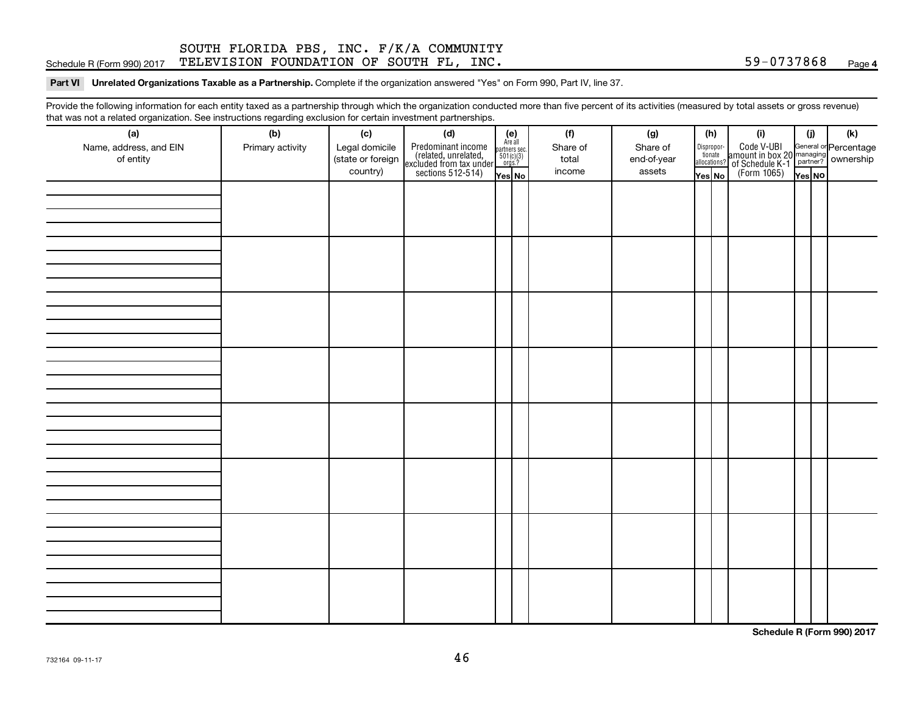SOUTH FLORIDA PBS, INC. F/K/A COMMUNITY TELEVISION FOUNDATION OF SOUTH FL, INC. — 59-0737868

Schedule R (Form 990) 2017

**Part VI Unrelated Organizations Taxable as a Partnership.** Complete if the organization answered "Yes" on Form 990, Part IV, line 37.

Provide the following information for each entity taxed as a partnership through which the organization conducted more than five percent of its activities (measured by total assets or gross revenue) that was not a related organization. See instructions regarding exclusion for certain investment partnerships.

| (a) Name, address, and EIN of entity | (b) Primary activity | (c) Legal domicile (state or foreign country) | (d) Predominant income (related, unrelated, excluded from tax under sections 512-514) | (e) Are all partners sec. 501(c)(3) orgs.? Yes | (e) No | (f) Share of total income | (g) Share of end-of-year assets | (h) Disproportionate allocations? Yes | (h) No | (i) Code V-UBI amount in box 20 of Schedule K-1 (Form 1065) | (j) General or managing partner? Yes | (j) No | (k) Percentage ownership |
|---|---|---|---|---|---|---|---|---|---|---|---|---|---|
| | | | | | | | | | | | | | |
| | | | | | | | | | | | | | |
| | | | | | | | | | | | | | |
| | | | | | | | | | | | | | |
| | | | | | | | | | | | | | |
| | | | | | | | | | | | | | |
| | | | | | | | | | | | | | |
| | | | | | | | | | | | | | |

Schedule R (Form 990) 2017

732164 09-11-17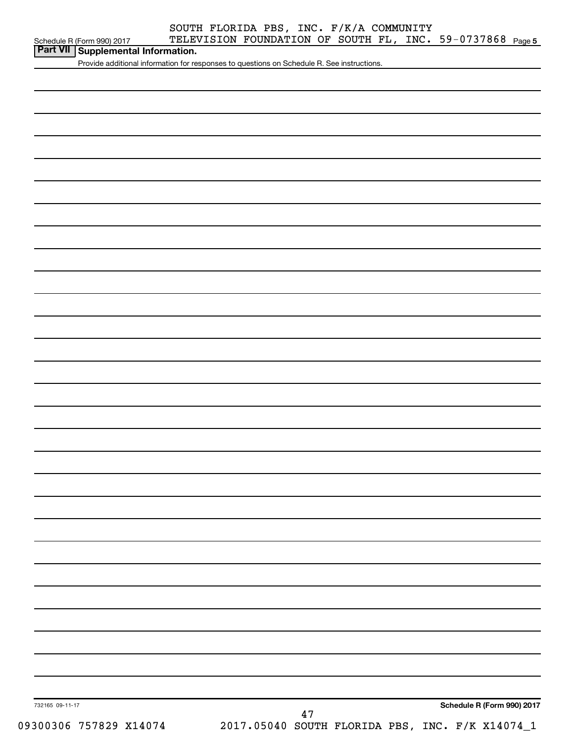SOUTH FLORIDA PBS, INC. F/K/A COMMUNITY TELEVISION FOUNDATION OF SOUTH FL, INC. 59-0737868

## Part VII Supplemental Information.

Provide additional information for responses to questions on Schedule R. See instructions.

732165 09-11-17

**Schedule R (Form 990) 2017**

09300306 757829 X14074 2017.05040 SOUTH FLORIDA PBS, INC. F/K X14074_1